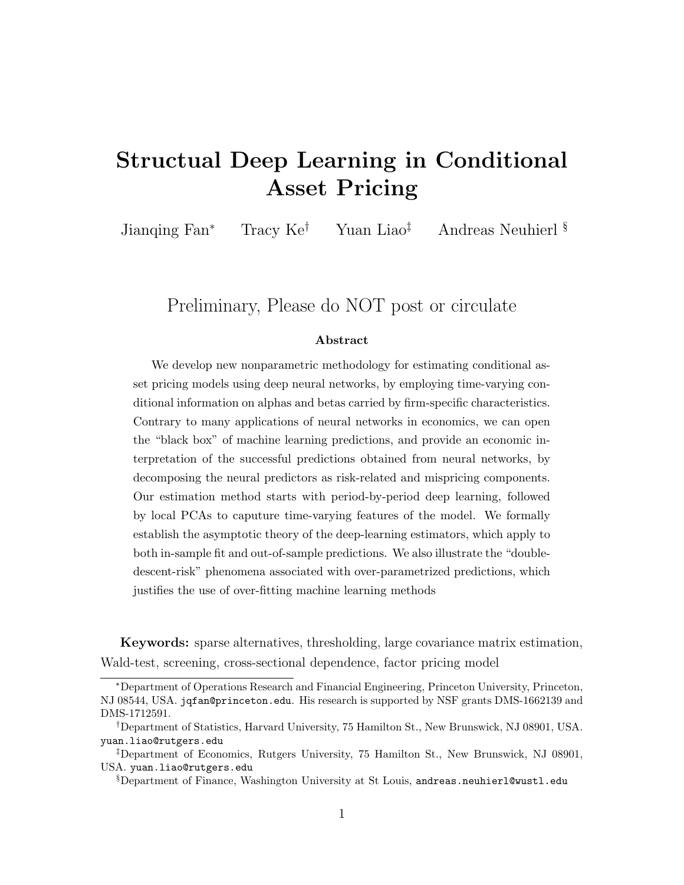# Structual Deep Learning in Conditional Asset Pricing

Jianqing Fan[*] Tracy Ke[†] Yuan Liao[‡] Andreas Neuhierl[§]

Preliminary, Please do NOT post or circulate

### Abstract

We develop new nonparametric methodology for estimating conditional asset pricing models using deep neural networks, by employing time-varying conditional information on alphas and betas carried by firm-specific characteristics. Contrary to many applications of neural networks in economics, we can open the "black box" of machine learning predictions, and provide an economic interpretation of the successful predictions obtained from neural networks, by decomposing the neural predictors as risk-related and mispricing components. Our estimation method starts with period-by-period deep learning, followed by local PCAs to caputure time-varying features of the model. We formally establish the asymptotic theory of the deep-learning estimators, which apply to both in-sample fit and out-of-sample predictions. We also illustrate the "double-descent-risk" phenomena associated with over-parametrized predictions, which justifies the use of over-fitting machine learning methods

**Keywords:** sparse alternatives, thresholding, large covariance matrix estimation, Wald-test, screening, cross-sectional dependence, factor pricing model

---

[*]Department of Operations Research and Financial Engineering, Princeton University, Princeton, NJ 08544, USA. `jqfan@princeton.edu`. His research is supported by NSF grants DMS-1662139 and DMS-1712591.

[†]Department of Statistics, Harvard University, 75 Hamilton St., New Brunswick, NJ 08901, USA. `yuan.liao@rutgers.edu`

[‡]Department of Economics, Rutgers University, 75 Hamilton St., New Brunswick, NJ 08901, USA. `yuan.liao@rutgers.edu`

[§]Department of Finance, Washington University at St Louis, `andreas.neuhierl@wustl.edu`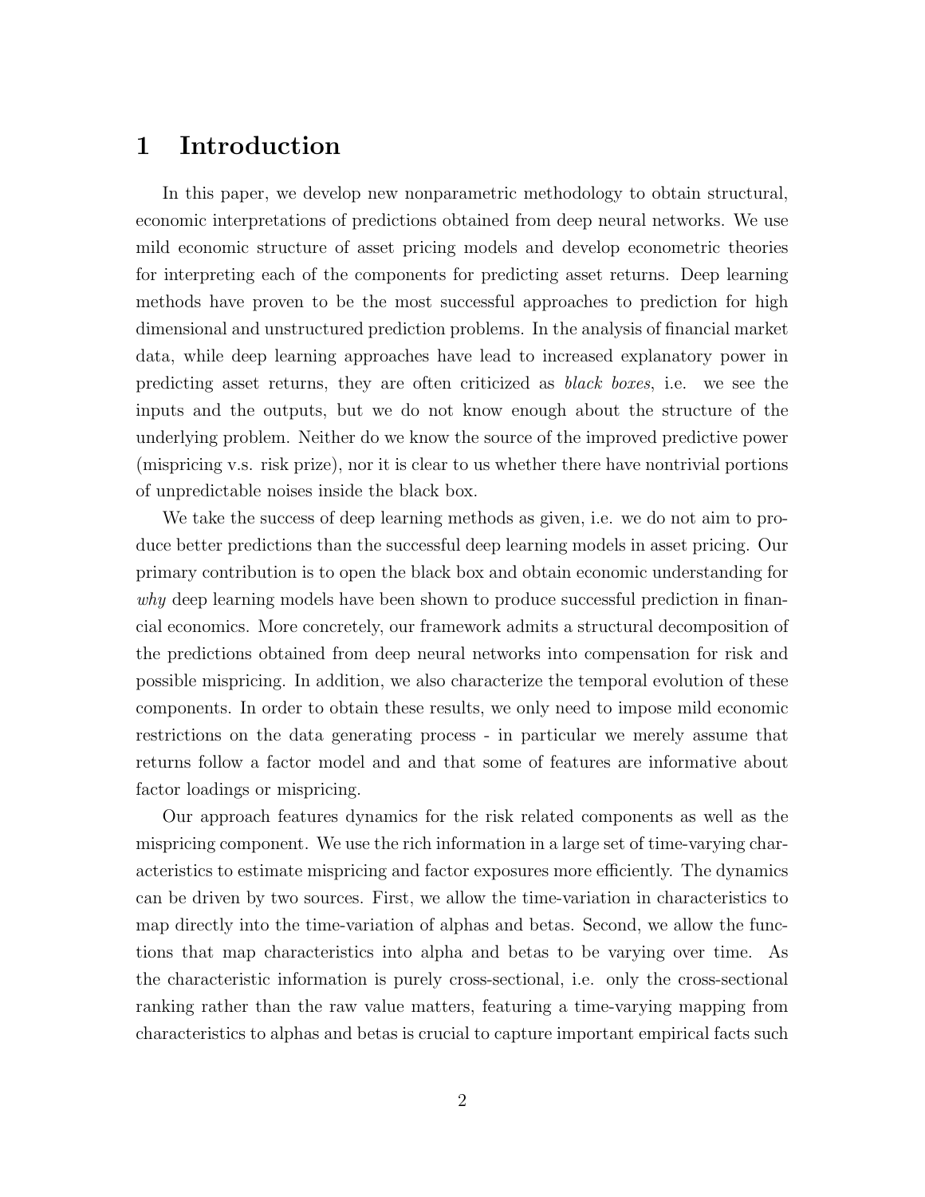# 1 Introduction

In this paper, we develop new nonparametric methodology to obtain structural, economic interpretations of predictions obtained from deep neural networks. We use mild economic structure of asset pricing models and develop econometric theories for interpreting each of the components for predicting asset returns. Deep learning methods have proven to be the most successful approaches to prediction for high dimensional and unstructured prediction problems. In the analysis of financial market data, while deep learning approaches have lead to increased explanatory power in predicting asset returns, they are often criticized as *black boxes*, i.e. we see the inputs and the outputs, but we do not know enough about the structure of the underlying problem. Neither do we know the source of the improved predictive power (mispricing v.s. risk prize), nor it is clear to us whether there have nontrivial portions of unpredictable noises inside the black box.

We take the success of deep learning methods as given, i.e. we do not aim to produce better predictions than the successful deep learning models in asset pricing. Our primary contribution is to open the black box and obtain economic understanding for *why* deep learning models have been shown to produce successful prediction in financial economics. More concretely, our framework admits a structural decomposition of the predictions obtained from deep neural networks into compensation for risk and possible mispricing. In addition, we also characterize the temporal evolution of these components. In order to obtain these results, we only need to impose mild economic restrictions on the data generating process - in particular we merely assume that returns follow a factor model and and that some of features are informative about factor loadings or mispricing.

Our approach features dynamics for the risk related components as well as the mispricing component. We use the rich information in a large set of time-varying characteristics to estimate mispricing and factor exposures more efficiently. The dynamics can be driven by two sources. First, we allow the time-variation in characteristics to map directly into the time-variation of alphas and betas. Second, we allow the functions that map characteristics into alpha and betas to be varying over time. As the characteristic information is purely cross-sectional, i.e. only the cross-sectional ranking rather than the raw value matters, featuring a time-varying mapping from characteristics to alphas and betas is crucial to capture important empirical facts such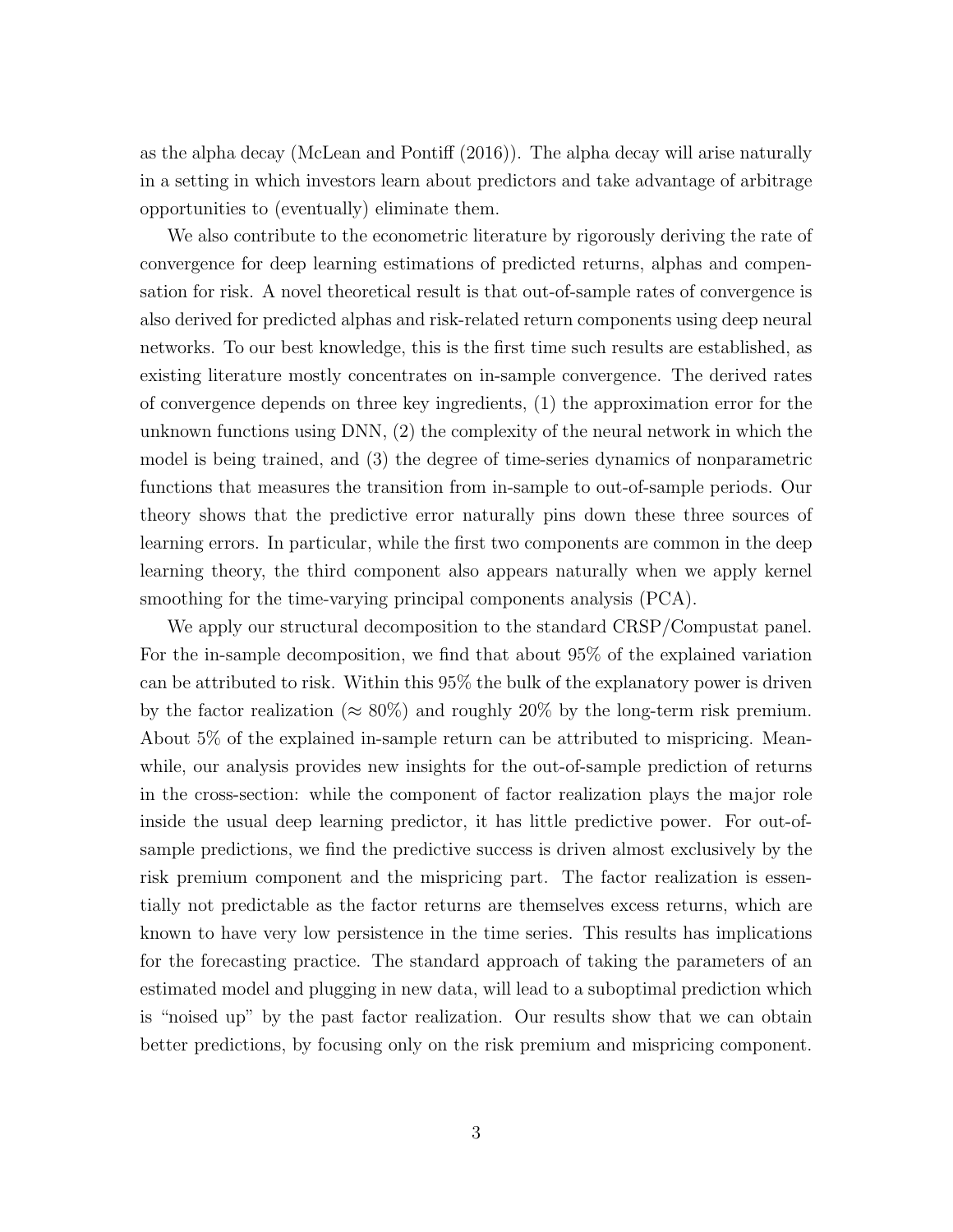as the alpha decay (McLean and Pontiff (2016)). The alpha decay will arise naturally in a setting in which investors learn about predictors and take advantage of arbitrage opportunities to (eventually) eliminate them.

We also contribute to the econometric literature by rigorously deriving the rate of convergence for deep learning estimations of predicted returns, alphas and compensation for risk. A novel theoretical result is that out-of-sample rates of convergence is also derived for predicted alphas and risk-related return components using deep neural networks. To our best knowledge, this is the first time such results are established, as existing literature mostly concentrates on in-sample convergence. The derived rates of convergence depends on three key ingredients, (1) the approximation error for the unknown functions using DNN, (2) the complexity of the neural network in which the model is being trained, and (3) the degree of time-series dynamics of nonparametric functions that measures the transition from in-sample to out-of-sample periods. Our theory shows that the predictive error naturally pins down these three sources of learning errors. In particular, while the first two components are common in the deep learning theory, the third component also appears naturally when we apply kernel smoothing for the time-varying principal components analysis (PCA).

We apply our structural decomposition to the standard CRSP/Compustat panel. For the in-sample decomposition, we find that about 95% of the explained variation can be attributed to risk. Within this 95% the bulk of the explanatory power is driven by the factor realization ($\approx 80\%$) and roughly 20% by the long-term risk premium. About 5% of the explained in-sample return can be attributed to mispricing. Meanwhile, our analysis provides new insights for the out-of-sample prediction of returns in the cross-section: while the component of factor realization plays the major role inside the usual deep learning predictor, it has little predictive power. For out-of-sample predictions, we find the predictive success is driven almost exclusively by the risk premium component and the mispricing part. The factor realization is essentially not predictable as the factor returns are themselves excess returns, which are known to have very low persistence in the time series. This results has implications for the forecasting practice. The standard approach of taking the parameters of an estimated model and plugging in new data, will lead to a suboptimal prediction which is "noised up" by the past factor realization. Our results show that we can obtain better predictions, by focusing only on the risk premium and mispricing component.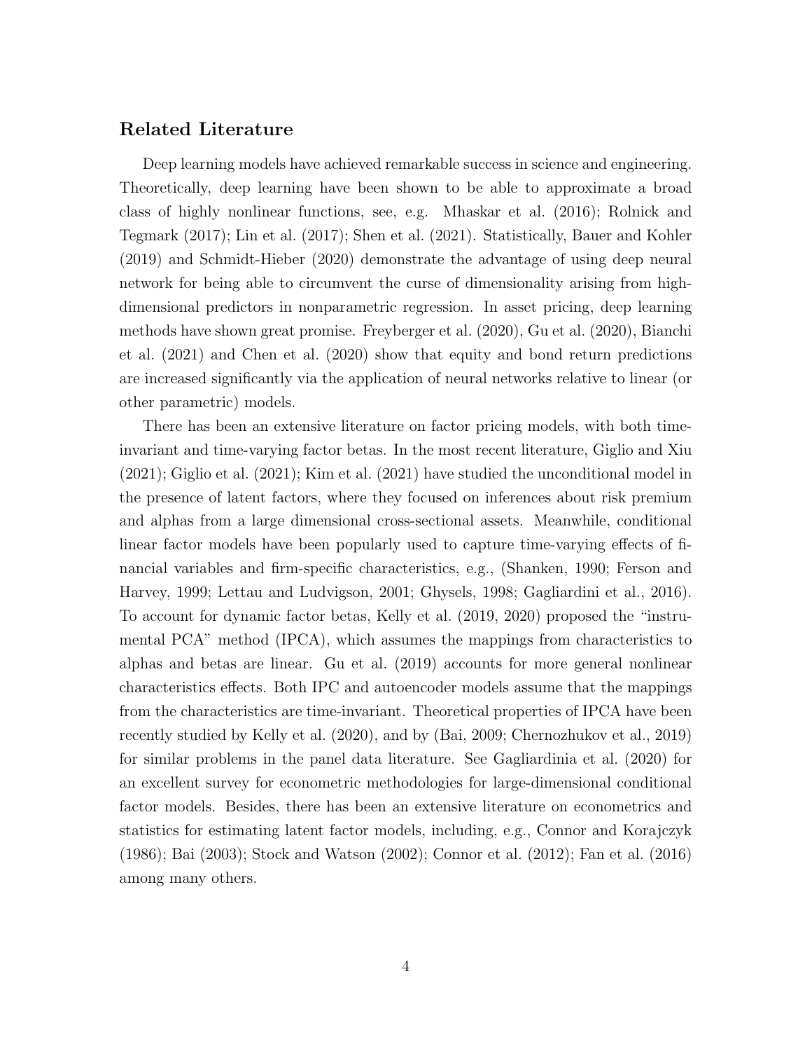## Related Literature

Deep learning models have achieved remarkable success in science and engineering. Theoretically, deep learning have been shown to be able to approximate a broad class of highly nonlinear functions, see, e.g. Mhaskar et al. (2016); Rolnick and Tegmark (2017); Lin et al. (2017); Shen et al. (2021). Statistically, Bauer and Kohler (2019) and Schmidt-Hieber (2020) demonstrate the advantage of using deep neural network for being able to circumvent the curse of dimensionality arising from high-dimensional predictors in nonparametric regression. In asset pricing, deep learning methods have shown great promise. Freyberger et al. (2020), Gu et al. (2020), Bianchi et al. (2021) and Chen et al. (2020) show that equity and bond return predictions are increased significantly via the application of neural networks relative to linear (or other parametric) models.

There has been an extensive literature on factor pricing models, with both time-invariant and time-varying factor betas. In the most recent literature, Giglio and Xiu (2021); Giglio et al. (2021); Kim et al. (2021) have studied the unconditional model in the presence of latent factors, where they focused on inferences about risk premium and alphas from a large dimensional cross-sectional assets. Meanwhile, conditional linear factor models have been popularly used to capture time-varying effects of financial variables and firm-specific characteristics, e.g., (Shanken, 1990; Ferson and Harvey, 1999; Lettau and Ludvigson, 2001; Ghysels, 1998; Gagliardini et al., 2016). To account for dynamic factor betas, Kelly et al. (2019, 2020) proposed the "instrumental PCA" method (IPCA), which assumes the mappings from characteristics to alphas and betas are linear. Gu et al. (2019) accounts for more general nonlinear characteristics effects. Both IPC and autoencoder models assume that the mappings from the characteristics are time-invariant. Theoretical properties of IPCA have been recently studied by Kelly et al. (2020), and by (Bai, 2009; Chernozhukov et al., 2019) for similar problems in the panel data literature. See Gagliardinia et al. (2020) for an excellent survey for econometric methodologies for large-dimensional conditional factor models. Besides, there has been an extensive literature on econometrics and statistics for estimating latent factor models, including, e.g., Connor and Korajczyk (1986); Bai (2003); Stock and Watson (2002); Connor et al. (2012); Fan et al. (2016) among many others.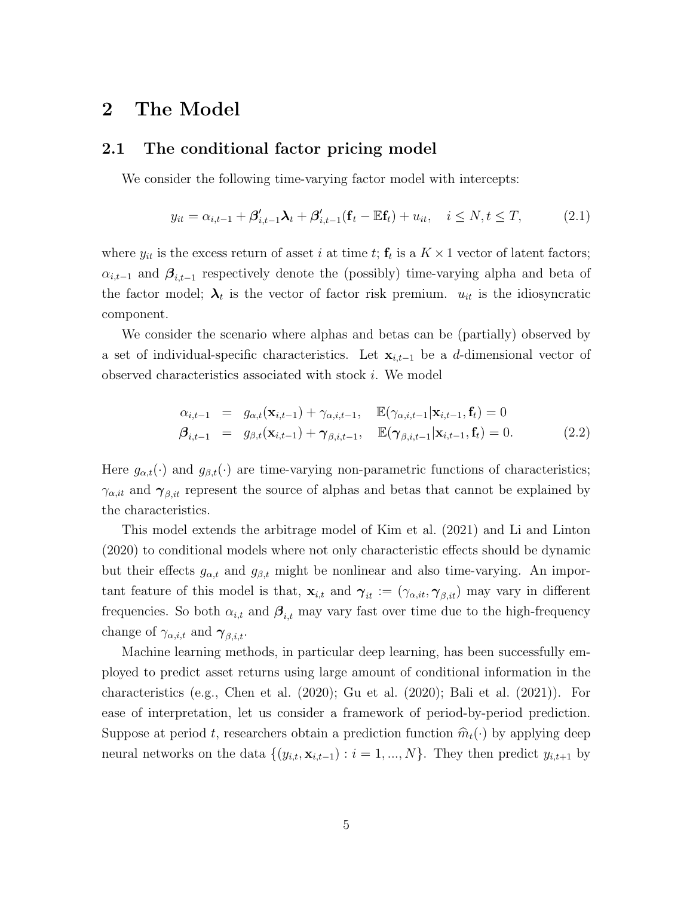## 2 The Model

### 2.1 The conditional factor pricing model

We consider the following time-varying factor model with intercepts:

$$y_{it} = \alpha_{i,t-1} + \boldsymbol{\beta}_{i,t-1}'\boldsymbol{\lambda}_t + \boldsymbol{\beta}_{i,t-1}'(\mathbf{f}_t - \mathbb{E}\mathbf{f}_t) + u_{it}, \quad i \leq N, t \leq T, \tag{2.1}$$

where $y_{it}$ is the excess return of asset $i$ at time $t$; $\mathbf{f}_t$ is a $K \times 1$ vector of latent factors; $\alpha_{i,t-1}$ and $\boldsymbol{\beta}_{i,t-1}$ respectively denote the (possibly) time-varying alpha and beta of the factor model; $\boldsymbol{\lambda}_t$ is the vector of factor risk premium. $u_{it}$ is the idiosyncratic component.

We consider the scenario where alphas and betas can be (partially) observed by a set of individual-specific characteristics. Let $\mathbf{x}_{i,t-1}$ be a $d$-dimensional vector of observed characteristics associated with stock $i$. We model

$$\begin{aligned}
\alpha_{i,t-1} &= g_{\alpha,t}(\mathbf{x}_{i,t-1}) + \gamma_{\alpha,i,t-1}, \quad \mathbb{E}(\gamma_{\alpha,i,t-1}|\mathbf{x}_{i,t-1}, \mathbf{f}_t) = 0 \\
\boldsymbol{\beta}_{i,t-1} &= g_{\beta,t}(\mathbf{x}_{i,t-1}) + \boldsymbol{\gamma}_{\beta,i,t-1}, \quad \mathbb{E}(\boldsymbol{\gamma}_{\beta,i,t-1}|\mathbf{x}_{i,t-1}, \mathbf{f}_t) = 0.
\end{aligned} \tag{2.2}$$

Here $g_{\alpha,t}(\cdot)$ and $g_{\beta,t}(\cdot)$ are time-varying non-parametric functions of characteristics; $\gamma_{\alpha,it}$ and $\boldsymbol{\gamma}_{\beta,it}$ represent the source of alphas and betas that cannot be explained by the characteristics.

This model extends the arbitrage model of Kim et al. (2021) and Li and Linton (2020) to conditional models where not only characteristic effects should be dynamic but their effects $g_{\alpha,t}$ and $g_{\beta,t}$ might be nonlinear and also time-varying. An important feature of this model is that, $\mathbf{x}_{i,t}$ and $\boldsymbol{\gamma}_{it} := (\gamma_{\alpha,it}, \boldsymbol{\gamma}_{\beta,it})$ may vary in different frequencies. So both $\alpha_{i,t}$ and $\boldsymbol{\beta}_{i,t}$ may vary fast over time due to the high-frequency change of $\gamma_{\alpha,i,t}$ and $\boldsymbol{\gamma}_{\beta,i,t}$.

Machine learning methods, in particular deep learning, has been successfully employed to predict asset returns using large amount of conditional information in the characteristics (e.g., Chen et al. (2020); Gu et al. (2020); Bali et al. (2021)). For ease of interpretation, let us consider a framework of period-by-period prediction. Suppose at period $t$, researchers obtain a prediction function $\widehat{m}_t(\cdot)$ by applying deep neural networks on the data $\{(y_{i,t}, \mathbf{x}_{i,t-1}) : i = 1, ..., N\}$. They then predict $y_{i,t+1}$ by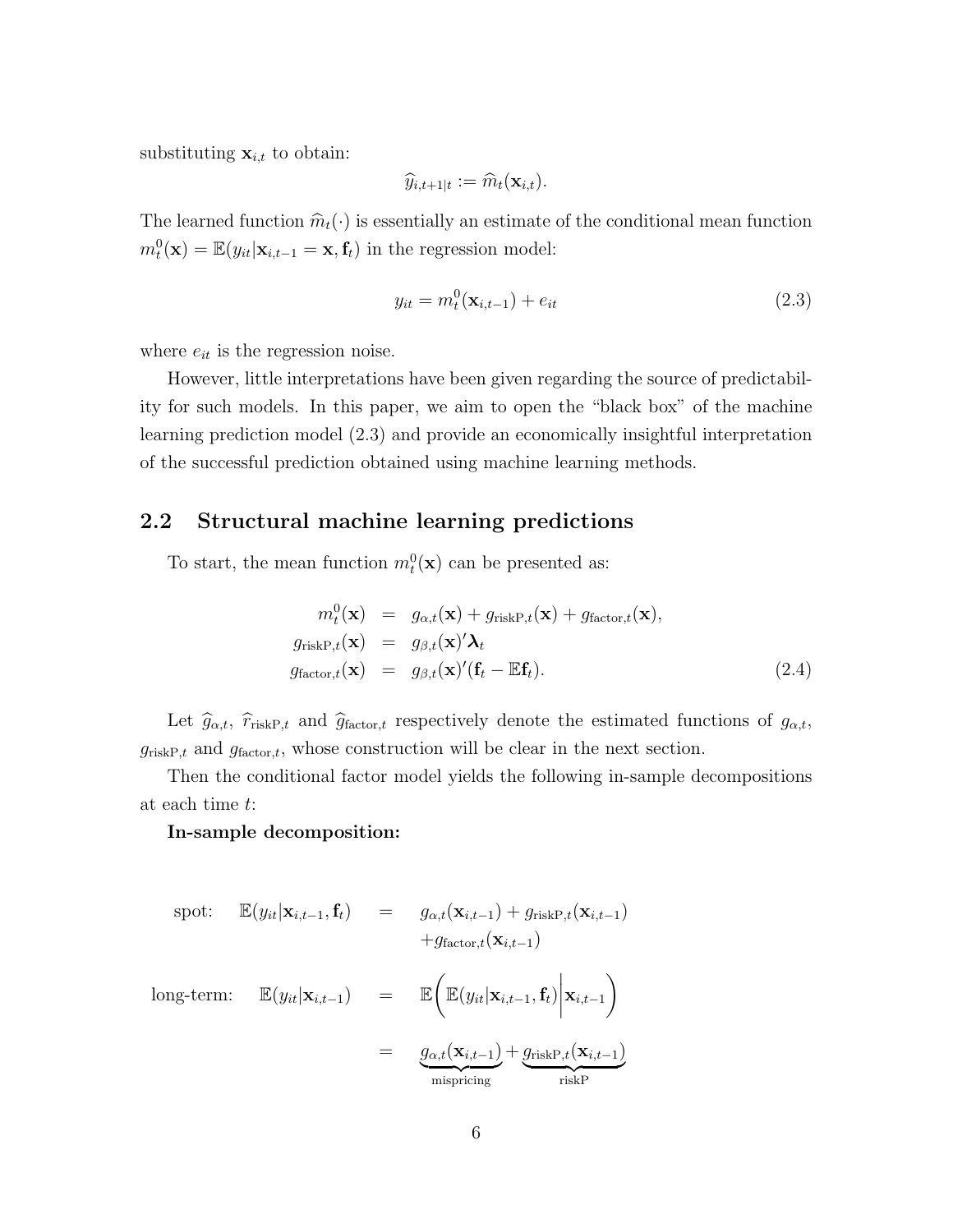substituting $\mathbf{x}_{i,t}$ to obtain:

$$\widehat{y}_{i,t+1|t} := \widehat{m}_t(\mathbf{x}_{i,t}).$$

The learned function $\widehat{m}_t(\cdot)$ is essentially an estimate of the conditional mean function $m_t^0(\mathbf{x}) = \mathbb{E}(y_{it}|\mathbf{x}_{i,t-1} = \mathbf{x}, \mathbf{f}_t)$ in the regression model:

$$y_{it} = m_t^0(\mathbf{x}_{i,t-1}) + e_{it} \tag{2.3}$$

where $e_{it}$ is the regression noise.

However, little interpretations have been given regarding the source of predictability for such models. In this paper, we aim to open the "black box" of the machine learning prediction model (2.3) and provide an economically insightful interpretation of the successful prediction obtained using machine learning methods.

## 2.2 Structural machine learning predictions

To start, the mean function $m_t^0(\mathbf{x})$ can be presented as:

$$\begin{aligned}
m_t^0(\mathbf{x}) &= g_{\alpha,t}(\mathbf{x}) + g_{\text{riskP},t}(\mathbf{x}) + g_{\text{factor},t}(\mathbf{x}), \\
g_{\text{riskP},t}(\mathbf{x}) &= g_{\beta,t}(\mathbf{x})'\boldsymbol{\lambda}_t \\
g_{\text{factor},t}(\mathbf{x}) &= g_{\beta,t}(\mathbf{x})'(\mathbf{f}_t - \mathbb{E}\mathbf{f}_t).
\end{aligned} \tag{2.4}$$

Let $\widehat{g}_{\alpha,t}$, $\widehat{r}_{\text{riskP},t}$ and $\widehat{g}_{\text{factor},t}$ respectively denote the estimated functions of $g_{\alpha,t}$, $g_{\text{riskP},t}$ and $g_{\text{factor},t}$, whose construction will be clear in the next section.

Then the conditional factor model yields the following in-sample decompositions at each time $t$:

**In-sample decomposition:**

$$\begin{aligned}
\text{spot:} \quad \mathbb{E}(y_{it}|\mathbf{x}_{i,t-1}, \mathbf{f}_t) &= g_{\alpha,t}(\mathbf{x}_{i,t-1}) + g_{\text{riskP},t}(\mathbf{x}_{i,t-1}) \\
&\quad + g_{\text{factor},t}(\mathbf{x}_{i,t-1}) \\
\text{long-term:} \quad \mathbb{E}(y_{it}|\mathbf{x}_{i,t-1}) &= \mathbb{E}\left(\mathbb{E}(y_{it}|\mathbf{x}_{i,t-1}, \mathbf{f}_t)\middle|\mathbf{x}_{i,t-1}\right) \\
&= \underbrace{g_{\alpha,t}(\mathbf{x}_{i,t-1})}_{\text{mispricing}} + \underbrace{g_{\text{riskP},t}(\mathbf{x}_{i,t-1})}_{\text{riskP}}
\end{aligned}$$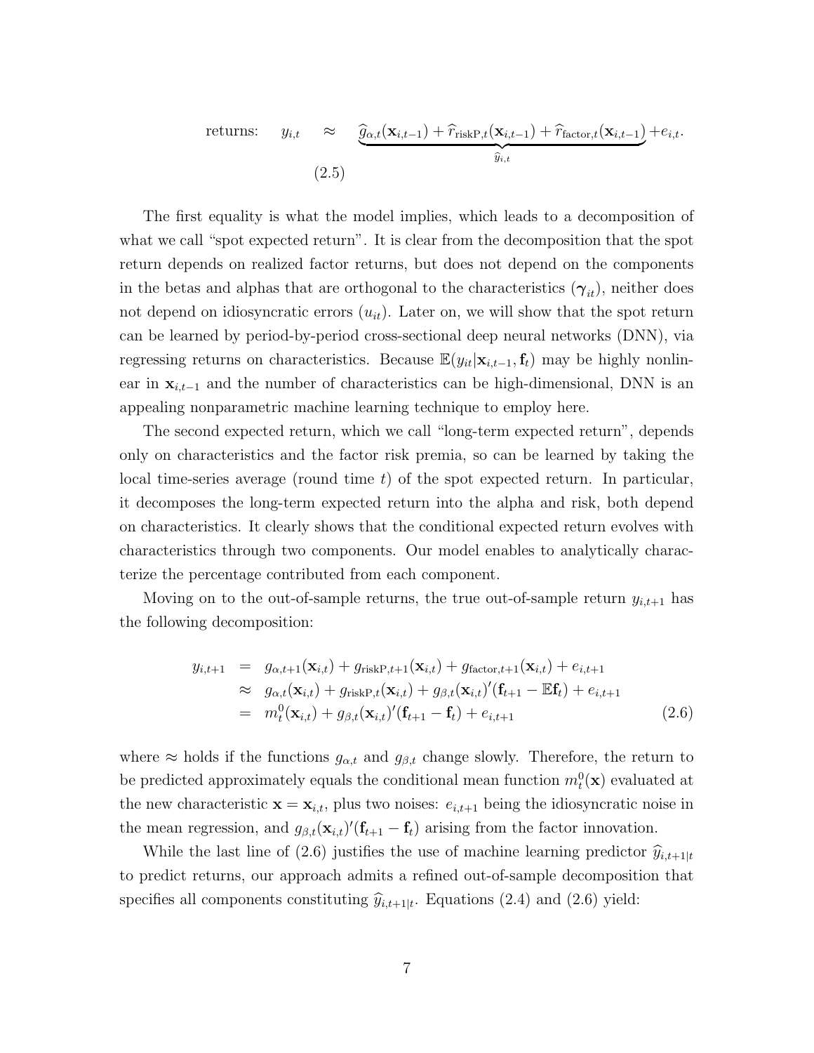$$\text{returns:} \quad y_{i,t} \quad \approx \quad \underbrace{\widehat{g}_{\alpha,t}(\mathbf{x}_{i,t-1}) + \widehat{r}_{\text{riskP},t}(\mathbf{x}_{i,t-1}) + \widehat{r}_{\text{factor},t}(\mathbf{x}_{i,t-1})}_{\widehat{y}_{i,t}} + e_{i,t}. \tag{2.5}$$

The first equality is what the model implies, which leads to a decomposition of what we call "spot expected return". It is clear from the decomposition that the spot return depends on realized factor returns, but does not depend on the components in the betas and alphas that are orthogonal to the characteristics ($\boldsymbol{\gamma}_{it}$), neither does not depend on idiosyncratic errors ($u_{it}$). Later on, we will show that the spot return can be learned by period-by-period cross-sectional deep neural networks (DNN), via regressing returns on characteristics. Because $\mathbb{E}(y_{it}|\mathbf{x}_{i,t-1}, \mathbf{f}_t)$ may be highly nonlinear in $\mathbf{x}_{i,t-1}$ and the number of characteristics can be high-dimensional, DNN is an appealing nonparametric machine learning technique to employ here.

The second expected return, which we call "long-term expected return", depends only on characteristics and the factor risk premia, so can be learned by taking the local time-series average (round time $t$) of the spot expected return. In particular, it decomposes the long-term expected return into the alpha and risk, both depend on characteristics. It clearly shows that the conditional expected return evolves with characteristics through two components. Our model enables to analytically characterize the percentage contributed from each component.

Moving on to the out-of-sample returns, the true out-of-sample return $y_{i,t+1}$ has the following decomposition:

$$\begin{aligned} y_{i,t+1} &= g_{\alpha,t+1}(\mathbf{x}_{i,t}) + g_{\text{riskP},t+1}(\mathbf{x}_{i,t}) + g_{\text{factor},t+1}(\mathbf{x}_{i,t}) + e_{i,t+1} \\ &\approx g_{\alpha,t}(\mathbf{x}_{i,t}) + g_{\text{riskP},t}(\mathbf{x}_{i,t}) + g_{\beta,t}(\mathbf{x}_{i,t})'(\mathbf{f}_{t+1} - \mathbb{E}\mathbf{f}_t) + e_{i,t+1} \\ &= m_t^0(\mathbf{x}_{i,t}) + g_{\beta,t}(\mathbf{x}_{i,t})'(\mathbf{f}_{t+1} - \mathbf{f}_t) + e_{i,t+1} \end{aligned} \tag{2.6}$$

where $\approx$ holds if the functions $g_{\alpha,t}$ and $g_{\beta,t}$ change slowly. Therefore, the return to be predicted approximately equals the conditional mean function $m_t^0(\mathbf{x})$ evaluated at the new characteristic $\mathbf{x} = \mathbf{x}_{i,t}$, plus two noises: $e_{i,t+1}$ being the idiosyncratic noise in the mean regression, and $g_{\beta,t}(\mathbf{x}_{i,t})'(\mathbf{f}_{t+1} - \mathbf{f}_t)$ arising from the factor innovation.

While the last line of (2.6) justifies the use of machine learning predictor $\widehat{y}_{i,t+1|t}$ to predict returns, our approach admits a refined out-of-sample decomposition that specifies all components constituting $\widehat{y}_{i,t+1|t}$. Equations (2.4) and (2.6) yield: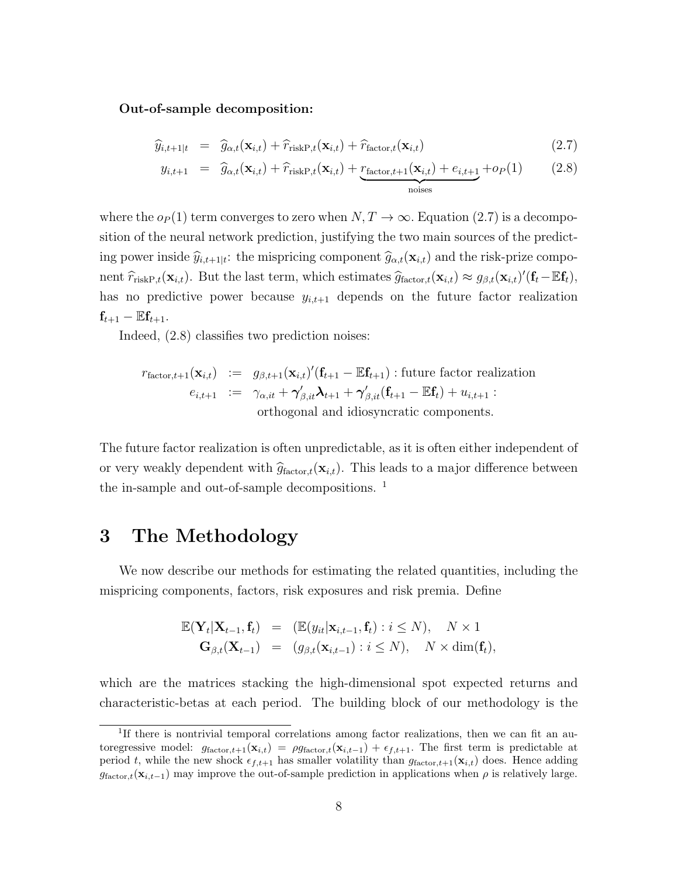**Out-of-sample decomposition:**

$$
\begin{aligned}
\widehat{y}_{i,t+1|t} &= \widehat{g}_{\alpha,t}(\mathbf{x}_{i,t}) + \widehat{r}_{\text{riskP},t}(\mathbf{x}_{i,t}) + \widehat{r}_{\text{factor},t}(\mathbf{x}_{i,t}) && (2.7)\\
y_{i,t+1} &= \widehat{g}_{\alpha,t}(\mathbf{x}_{i,t}) + \widehat{r}_{\text{riskP},t}(\mathbf{x}_{i,t}) + \underbrace{r_{\text{factor},t+1}(\mathbf{x}_{i,t}) + e_{i,t+1}}_{\text{noises}} + o_P(1) && (2.8)
\end{aligned}
$$

where the $o_P(1)$ term converges to zero when $N, T \to \infty$. Equation (2.7) is a decomposition of the neural network prediction, justifying the two main sources of the predicting power inside $\widehat{y}_{i,t+1|t}$: the mispricing component $\widehat{g}_{\alpha,t}(\mathbf{x}_{i,t})$ and the risk-prize component $\widehat{r}_{\text{riskP},t}(\mathbf{x}_{i,t})$. But the last term, which estimates $\widehat{g}_{\text{factor},t}(\mathbf{x}_{i,t}) \approx g_{\beta,t}(\mathbf{x}_{i,t})'(\mathbf{f}_t - \mathbb{E}\mathbf{f}_t)$, has no predictive power because $y_{i,t+1}$ depends on the future factor realization $\mathbf{f}_{t+1} - \mathbb{E}\mathbf{f}_{t+1}$.

Indeed, (2.8) classifies two prediction noises:

$$
\begin{aligned}
r_{\text{factor},t+1}(\mathbf{x}_{i,t}) &:= g_{\beta,t+1}(\mathbf{x}_{i,t})'(\mathbf{f}_{t+1} - \mathbb{E}\mathbf{f}_{t+1}) : \text{future factor realization}\\
e_{i,t+1} &:= \gamma_{\alpha,it} + \boldsymbol{\gamma}_{\beta,it}'\boldsymbol{\lambda}_{t+1} + \boldsymbol{\gamma}_{\beta,it}'(\mathbf{f}_{t+1} - \mathbb{E}\mathbf{f}_t) + u_{i,t+1} :\\
&\qquad \text{orthogonal and idiosyncratic components.}
\end{aligned}
$$

The future factor realization is often unpredictable, as it is often either independent of or very weakly dependent with $\widehat{g}_{\text{factor},t}(\mathbf{x}_{i,t})$. This leads to a major difference between the in-sample and out-of-sample decompositions. [1]

# 3 The Methodology

We now describe our methods for estimating the related quantities, including the mispricing components, factors, risk exposures and risk premia. Define

$$
\begin{aligned}
\mathbb{E}(\mathbf{Y}_t|\mathbf{X}_{t-1}, \mathbf{f}_t) &= (\mathbb{E}(y_{it}|\mathbf{x}_{i,t-1}, \mathbf{f}_t) : i \leq N), \quad N \times 1\\
\mathbf{G}_{\beta,t}(\mathbf{X}_{t-1}) &= (g_{\beta,t}(\mathbf{x}_{i,t-1}) : i \leq N), \quad N \times \dim(\mathbf{f}_t),
\end{aligned}
$$

which are the matrices stacking the high-dimensional spot expected returns and characteristic-betas at each period. The building block of our methodology is the

---

[1] If there is nontrivial temporal correlations among factor realizations, then we can fit an autoregressive model: $g_{\text{factor},t+1}(\mathbf{x}_{i,t}) = \rho g_{\text{factor},t}(\mathbf{x}_{i,t-1}) + \epsilon_{f,t+1}$. The first term is predictable at period $t$, while the new shock $\epsilon_{f,t+1}$ has smaller volatility than $g_{\text{factor},t+1}(\mathbf{x}_{i,t})$ does. Hence adding $g_{\text{factor},t}(\mathbf{x}_{i,t-1})$ may improve the out-of-sample prediction in applications when $\rho$ is relatively large.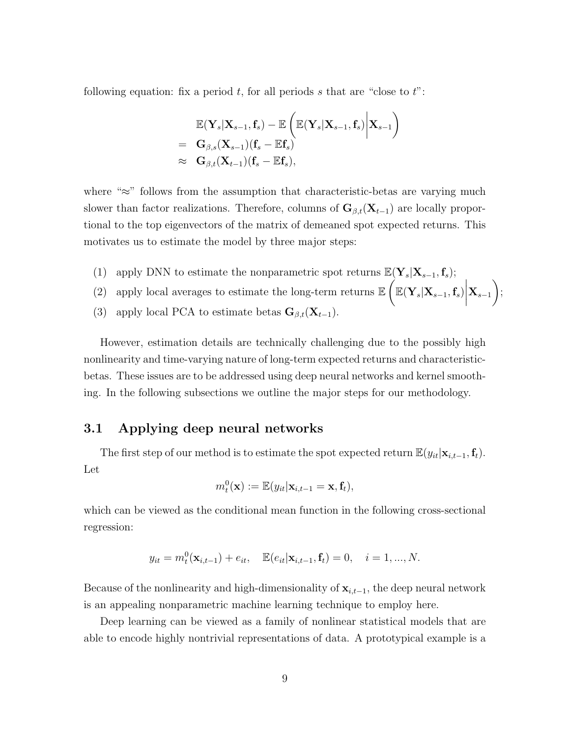following equation: fix a period $t$, for all periods $s$ that are "close to $t$":

$$
\begin{aligned}
& \mathbb{E}(\mathbf{Y}_s|\mathbf{X}_{s-1}, \mathbf{f}_s) - \mathbb{E}\left(\mathbb{E}(\mathbf{Y}_s|\mathbf{X}_{s-1}, \mathbf{f}_s)\middle|\mathbf{X}_{s-1}\right) \\
= \quad & \mathbf{G}_{\beta,s}(\mathbf{X}_{s-1})(\mathbf{f}_s - \mathbb{E}\mathbf{f}_s) \\
\approx \quad & \mathbf{G}_{\beta,t}(\mathbf{X}_{t-1})(\mathbf{f}_s - \mathbb{E}\mathbf{f}_s),
\end{aligned}
$$

where "$\approx$" follows from the assumption that characteristic-betas are varying much slower than factor realizations. Therefore, columns of $\mathbf{G}_{\beta,t}(\mathbf{X}_{t-1})$ are locally proportional to the top eigenvectors of the matrix of demeaned spot expected returns. This motivates us to estimate the model by three major steps:

(1) apply DNN to estimate the nonparametric spot returns $\mathbb{E}(\mathbf{Y}_s|\mathbf{X}_{s-1}, \mathbf{f}_s)$;

(2) apply local averages to estimate the long-term returns $\mathbb{E}\left(\mathbb{E}(\mathbf{Y}_s|\mathbf{X}_{s-1}, \mathbf{f}_s)\middle|\mathbf{X}_{s-1}\right)$;

(3) apply local PCA to estimate betas $\mathbf{G}_{\beta,t}(\mathbf{X}_{t-1})$.

However, estimation details are technically challenging due to the possibly high nonlinearity and time-varying nature of long-term expected returns and characteristic-betas. These issues are to be addressed using deep neural networks and kernel smoothing. In the following subsections we outline the major steps for our methodology.

## 3.1 Applying deep neural networks

The first step of our method is to estimate the spot expected return $\mathbb{E}(y_{it}|\mathbf{x}_{i,t-1}, \mathbf{f}_t)$. Let

$$
m_t^0(\mathbf{x}) := \mathbb{E}(y_{it}|\mathbf{x}_{i,t-1} = \mathbf{x}, \mathbf{f}_t),
$$

which can be viewed as the conditional mean function in the following cross-sectional regression:

$$
y_{it} = m_t^0(\mathbf{x}_{i,t-1}) + e_{it}, \quad \mathbb{E}(e_{it}|\mathbf{x}_{i,t-1}, \mathbf{f}_t) = 0, \quad i = 1, ..., N.
$$

Because of the nonlinearity and high-dimensionality of $\mathbf{x}_{i,t-1}$, the deep neural network is an appealing nonparametric machine learning technique to employ here.

Deep learning can be viewed as a family of nonlinear statistical models that are able to encode highly nontrivial representations of data. A prototypical example is a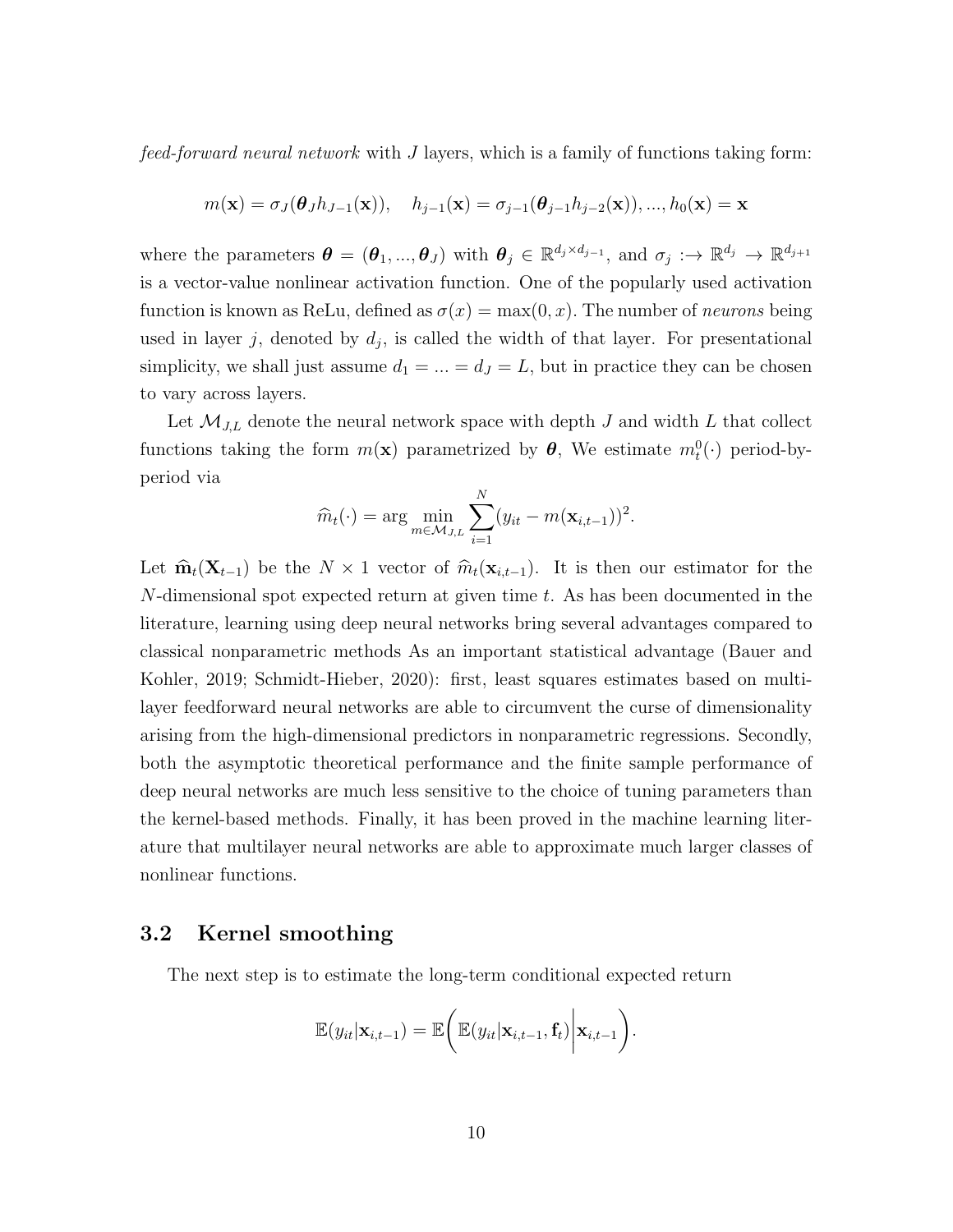*feed-forward neural network* with $J$ layers, which is a family of functions taking form:

$$m(\mathbf{x}) = \sigma_J(\boldsymbol{\theta}_J h_{J-1}(\mathbf{x})), \quad h_{j-1}(\mathbf{x}) = \sigma_{j-1}(\boldsymbol{\theta}_{j-1} h_{j-2}(\mathbf{x})), ..., h_0(\mathbf{x}) = \mathbf{x}$$

where the parameters $\boldsymbol{\theta} = (\boldsymbol{\theta}_1, ..., \boldsymbol{\theta}_J)$ with $\boldsymbol{\theta}_j \in \mathbb{R}^{d_j \times d_{j-1}}$, and $\sigma_j :\to \mathbb{R}^{d_j} \to \mathbb{R}^{d_{j+1}}$ is a vector-value nonlinear activation function. One of the popularly used activation function is known as ReLu, defined as $\sigma(x) = \max(0, x)$. The number of *neurons* being used in layer $j$, denoted by $d_j$, is called the width of that layer. For presentational simplicity, we shall just assume $d_1 = ... = d_J = L$, but in practice they can be chosen to vary across layers.

Let $\mathcal{M}_{J,L}$ denote the neural network space with depth $J$ and width $L$ that collect functions taking the form $m(\mathbf{x})$ parametrized by $\boldsymbol{\theta}$, We estimate $m_t^0(\cdot)$ period-by-period via

$$\widehat{m}_t(\cdot) = \arg \min_{m \in \mathcal{M}_{J,L}} \sum_{i=1}^{N} (y_{it} - m(\mathbf{x}_{i,t-1}))^2.$$

Let $\widehat{\mathbf{m}}_t(\mathbf{X}_{t-1})$ be the $N \times 1$ vector of $\widehat{m}_t(\mathbf{x}_{i,t-1})$. It is then our estimator for the $N$-dimensional spot expected return at given time $t$. As has been documented in the literature, learning using deep neural networks bring several advantages compared to classical nonparametric methods As an important statistical advantage (Bauer and Kohler, 2019; Schmidt-Hieber, 2020): first, least squares estimates based on multilayer feedforward neural networks are able to circumvent the curse of dimensionality arising from the high-dimensional predictors in nonparametric regressions. Secondly, both the asymptotic theoretical performance and the finite sample performance of deep neural networks are much less sensitive to the choice of tuning parameters than the kernel-based methods. Finally, it has been proved in the machine learning literature that multilayer neural networks are able to approximate much larger classes of nonlinear functions.

## 3.2 Kernel smoothing

The next step is to estimate the long-term conditional expected return

$$\mathbb{E}(y_{it}|\mathbf{x}_{i,t-1}) = \mathbb{E}\bigg( \mathbb{E}(y_{it}|\mathbf{x}_{i,t-1}, \mathbf{f}_t) \bigg| \mathbf{x}_{i,t-1} \bigg).$$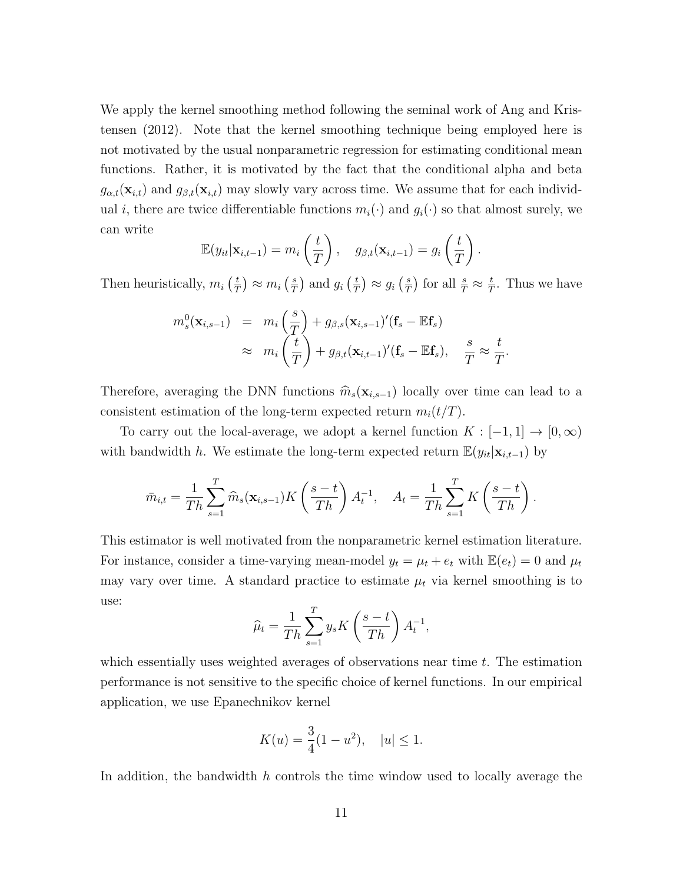We apply the kernel smoothing method following the seminal work of Ang and Kristensen (2012). Note that the kernel smoothing technique being employed here is not motivated by the usual nonparametric regression for estimating conditional mean functions. Rather, it is motivated by the fact that the conditional alpha and beta $g_{\alpha,t}(\mathbf{x}_{i,t})$ and $g_{\beta,t}(\mathbf{x}_{i,t})$ may slowly vary across time. We assume that for each individual $i$, there are twice differentiable functions $m_i(\cdot)$ and $g_i(\cdot)$ so that almost surely, we can write

$$\mathbb{E}(y_{it}|\mathbf{x}_{i,t-1}) = m_i\left(\frac{t}{T}\right), \quad g_{\beta,t}(\mathbf{x}_{i,t-1}) = g_i\left(\frac{t}{T}\right).$$

Then heuristically, $m_i\left(\frac{t}{T}\right) \approx m_i\left(\frac{s}{T}\right)$ and $g_i\left(\frac{t}{T}\right) \approx g_i\left(\frac{s}{T}\right)$ for all $\frac{s}{T} \approx \frac{t}{T}$. Thus we have

$$\begin{aligned} m_s^0(\mathbf{x}_{i,s-1}) &= m_i\left(\frac{s}{T}\right) + g_{\beta,s}(\mathbf{x}_{i,s-1})'(\mathbf{f}_s - \mathbb{E}\mathbf{f}_s) \\ &\approx m_i\left(\frac{t}{T}\right) + g_{\beta,t}(\mathbf{x}_{i,t-1})'(\mathbf{f}_s - \mathbb{E}\mathbf{f}_s), \quad \frac{s}{T} \approx \frac{t}{T}. \end{aligned}$$

Therefore, averaging the DNN functions $\widehat{m}_s(\mathbf{x}_{i,s-1})$ locally over time can lead to a consistent estimation of the long-term expected return $m_i(t/T)$.

To carry out the local-average, we adopt a kernel function $K : [-1, 1] \to [0, \infty)$ with bandwidth $h$. We estimate the long-term expected return $\mathbb{E}(y_{it}|\mathbf{x}_{i,t-1})$ by

$$\bar{m}_{i,t} = \frac{1}{Th}\sum_{s=1}^{T} \widehat{m}_s(\mathbf{x}_{i,s-1}) K\left(\frac{s-t}{Th}\right) A_t^{-1}, \quad A_t = \frac{1}{Th}\sum_{s=1}^{T} K\left(\frac{s-t}{Th}\right).$$

This estimator is well motivated from the nonparametric kernel estimation literature. For instance, consider a time-varying mean-model $y_t = \mu_t + e_t$ with $\mathbb{E}(e_t) = 0$ and $\mu_t$ may vary over time. A standard practice to estimate $\mu_t$ via kernel smoothing is to use:

$$\widehat{\mu}_t = \frac{1}{Th}\sum_{s=1}^{T} y_s K\left(\frac{s-t}{Th}\right) A_t^{-1},$$

which essentially uses weighted averages of observations near time $t$. The estimation performance is not sensitive to the specific choice of kernel functions. In our empirical application, we use Epanechnikov kernel

$$K(u) = \frac{3}{4}(1 - u^2), \quad |u| \leq 1.$$

In addition, the bandwidth $h$ controls the time window used to locally average the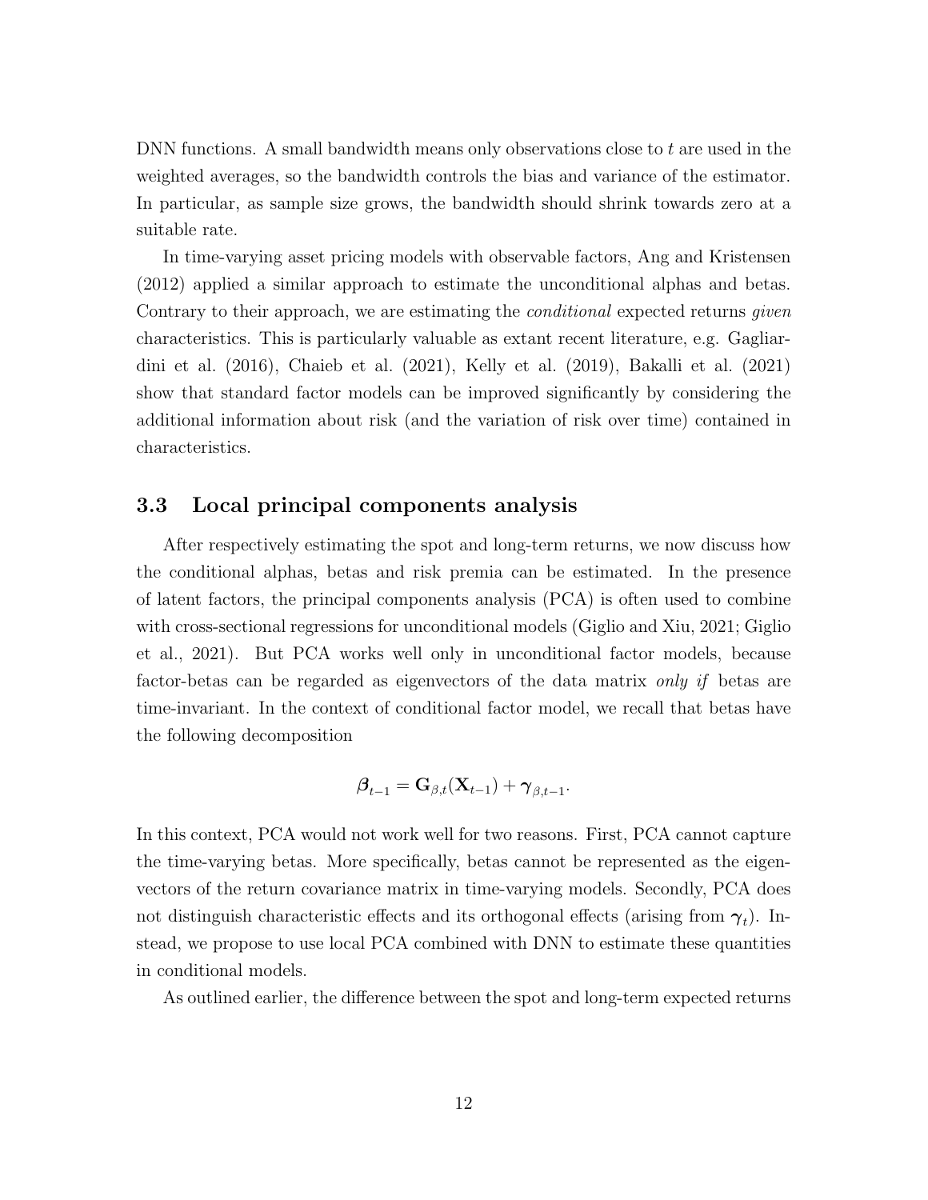DNN functions. A small bandwidth means only observations close to $t$ are used in the weighted averages, so the bandwidth controls the bias and variance of the estimator. In particular, as sample size grows, the bandwidth should shrink towards zero at a suitable rate.

In time-varying asset pricing models with observable factors, Ang and Kristensen (2012) applied a similar approach to estimate the unconditional alphas and betas. Contrary to their approach, we are estimating the *conditional* expected returns *given* characteristics. This is particularly valuable as extant recent literature, e.g. Gagliardini et al. (2016), Chaieb et al. (2021), Kelly et al. (2019), Bakalli et al. (2021) show that standard factor models can be improved significantly by considering the additional information about risk (and the variation of risk over time) contained in characteristics.

### 3.3 Local principal components analysis

After respectively estimating the spot and long-term returns, we now discuss how the conditional alphas, betas and risk premia can be estimated. In the presence of latent factors, the principal components analysis (PCA) is often used to combine with cross-sectional regressions for unconditional models (Giglio and Xiu, 2021; Giglio et al., 2021). But PCA works well only in unconditional factor models, because factor-betas can be regarded as eigenvectors of the data matrix *only if* betas are time-invariant. In the context of conditional factor model, we recall that betas have the following decomposition

$$\boldsymbol{\beta}_{t-1} = \mathbf{G}_{\beta,t}(\mathbf{X}_{t-1}) + \boldsymbol{\gamma}_{\beta,t-1}.$$

In this context, PCA would not work well for two reasons. First, PCA cannot capture the time-varying betas. More specifically, betas cannot be represented as the eigenvectors of the return covariance matrix in time-varying models. Secondly, PCA does not distinguish characteristic effects and its orthogonal effects (arising from $\boldsymbol{\gamma}_t$). Instead, we propose to use local PCA combined with DNN to estimate these quantities in conditional models.

As outlined earlier, the difference between the spot and long-term expected returns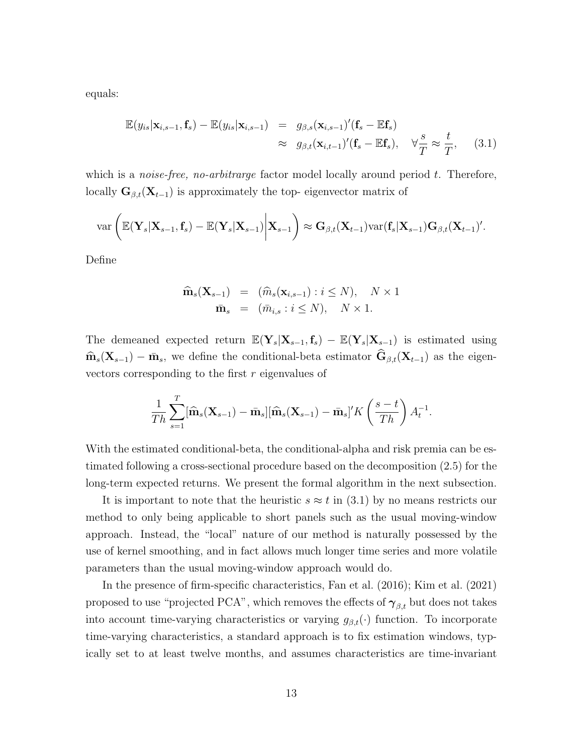equals:

$$
\begin{aligned}
\mathbb{E}(y_{is}|\mathbf{x}_{i,s-1},\mathbf{f}_s) - \mathbb{E}(y_{is}|\mathbf{x}_{i,s-1}) &= g_{\beta,s}(\mathbf{x}_{i,s-1})'(\mathbf{f}_s - \mathbb{E}\mathbf{f}_s) \\
&\approx g_{\beta,t}(\mathbf{x}_{i,t-1})'(\mathbf{f}_s - \mathbb{E}\mathbf{f}_s), \quad \forall \frac{s}{T} \approx \frac{t}{T}, \qquad (3.1)
\end{aligned}
$$

which is a *noise-free, no-arbitrarge* factor model locally around period $t$. Therefore, locally $\mathbf{G}_{\beta,t}(\mathbf{X}_{t-1})$ is approximately the top- eigenvector matrix of

$$
\mathrm{var}\left(\mathbb{E}(\mathbf{Y}_s|\mathbf{X}_{s-1},\mathbf{f}_s) - \mathbb{E}(\mathbf{Y}_s|\mathbf{X}_{s-1})\middle|\mathbf{X}_{s-1}\right) \approx \mathbf{G}_{\beta,t}(\mathbf{X}_{t-1})\mathrm{var}(\mathbf{f}_s|\mathbf{X}_{s-1})\mathbf{G}_{\beta,t}(\mathbf{X}_{t-1})'.
$$

Define

$$
\begin{aligned}
\widehat{\mathbf{m}}_s(\mathbf{X}_{s-1}) &= (\widehat{m}_s(\mathbf{x}_{i,s-1}) : i \leq N), \quad N \times 1 \\
\bar{\mathbf{m}}_s &= (\bar{m}_{i,s} : i \leq N), \quad N \times 1.
\end{aligned}
$$

The demeaned expected return $\mathbb{E}(\mathbf{Y}_s|\mathbf{X}_{s-1},\mathbf{f}_s) - \mathbb{E}(\mathbf{Y}_s|\mathbf{X}_{s-1})$ is estimated using $\widehat{\mathbf{m}}_s(\mathbf{X}_{s-1}) - \bar{\mathbf{m}}_s$, we define the conditional-beta estimator $\widehat{\mathbf{G}}_{\beta,t}(\mathbf{X}_{t-1})$ as the eigenvectors corresponding to the first $r$ eigenvalues of

$$
\frac{1}{Th}\sum_{s=1}^{T}[\widehat{\mathbf{m}}_s(\mathbf{X}_{s-1}) - \bar{\mathbf{m}}_s][\widehat{\mathbf{m}}_s(\mathbf{X}_{s-1}) - \bar{\mathbf{m}}_s]'K\left(\frac{s-t}{Th}\right)A_t^{-1}.
$$

With the estimated conditional-beta, the conditional-alpha and risk premia can be estimated following a cross-sectional procedure based on the decomposition (2.5) for the long-term expected returns. We present the formal algorithm in the next subsection.

It is important to note that the heuristic $s \approx t$ in (3.1) by no means restricts our method to only being applicable to short panels such as the usual moving-window approach. Instead, the "local" nature of our method is naturally possessed by the use of kernel smoothing, and in fact allows much longer time series and more volatile parameters than the usual moving-window approach would do.

In the presence of firm-specific characteristics, Fan et al. (2016); Kim et al. (2021) proposed to use "projected PCA", which removes the effects of $\boldsymbol{\gamma}_{\beta,t}$ but does not takes into account time-varying characteristics or varying $g_{\beta,t}(\cdot)$ function. To incorporate time-varying characteristics, a standard approach is to fix estimation windows, typically set to at least twelve months, and assumes characteristics are time-invariant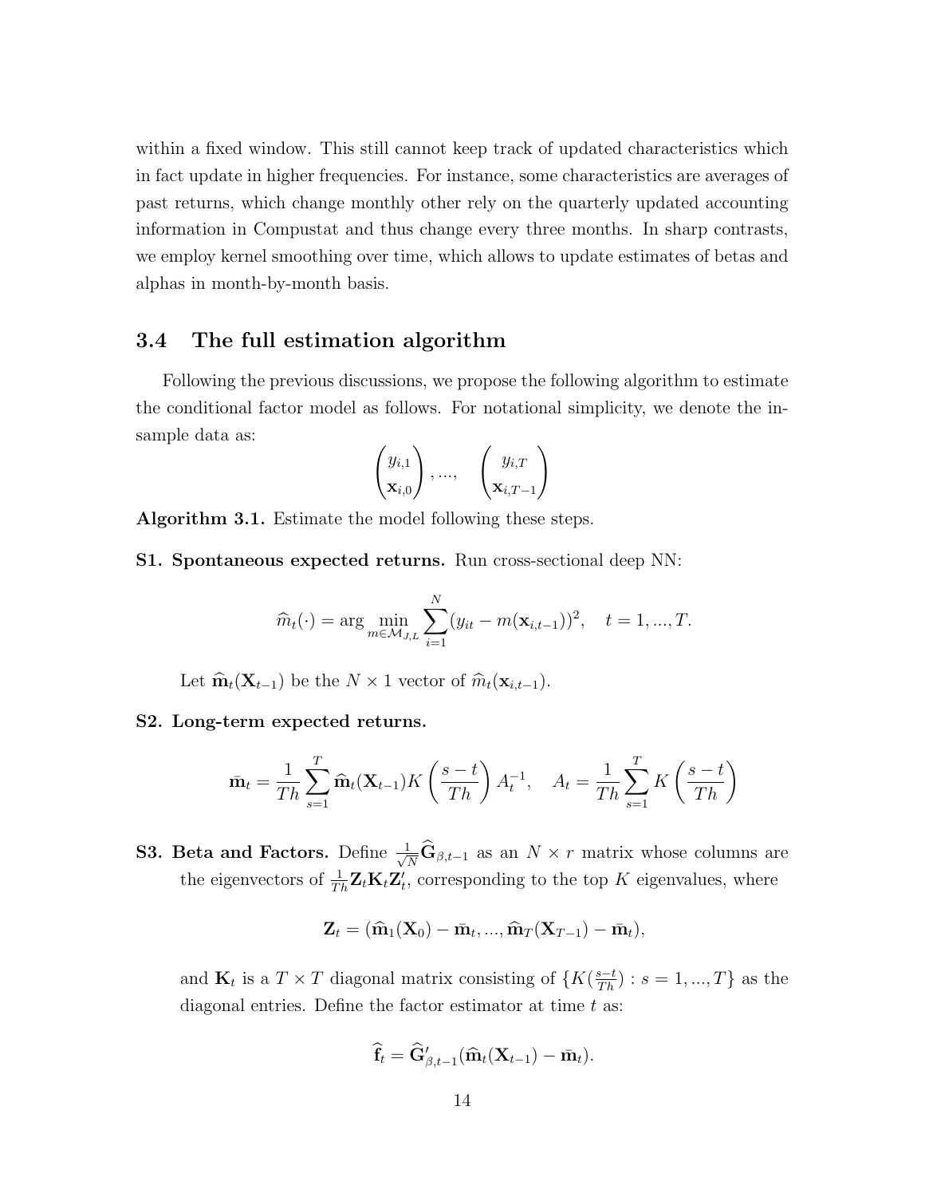within a fixed window. This still cannot keep track of updated characteristics which in fact update in higher frequencies. For instance, some characteristics are averages of past returns, which change monthly other rely on the quarterly updated accounting information in Compustat and thus change every three months. In sharp contrasts, we employ kernel smoothing over time, which allows to update estimates of betas and alphas in month-by-month basis.

### 3.4 The full estimation algorithm

Following the previous discussions, we propose the following algorithm to estimate the conditional factor model as follows. For notational simplicity, we denote the in-sample data as:

$$\begin{pmatrix} y_{i,1} \\ \mathbf{x}_{i,0} \end{pmatrix}, ..., \quad \begin{pmatrix} y_{i,T} \\ \mathbf{x}_{i,T-1} \end{pmatrix}$$

**Algorithm 3.1.** Estimate the model following these steps.

**S1. Spontaneous expected returns.** Run cross-sectional deep NN:

$$\widehat{m}_t(\cdot) = \arg\min_{m \in \mathcal{M}_{J,L}} \sum_{i=1}^{N} (y_{it} - m(\mathbf{x}_{i,t-1}))^2, \quad t = 1, ..., T.$$

Let $\widehat{\mathbf{m}}_t(\mathbf{X}_{t-1})$ be the $N \times 1$ vector of $\widehat{m}_t(\mathbf{x}_{i,t-1})$.

**S2. Long-term expected returns.**

$$\bar{\mathbf{m}}_t = \frac{1}{Th} \sum_{s=1}^{T} \widehat{\mathbf{m}}_t(\mathbf{X}_{t-1}) K\left(\frac{s-t}{Th}\right) A_t^{-1}, \quad A_t = \frac{1}{Th} \sum_{s=1}^{T} K\left(\frac{s-t}{Th}\right)$$

**S3. Beta and Factors.** Define $\frac{1}{\sqrt{N}} \widehat{\mathbf{G}}_{\beta,t-1}$ as an $N \times r$ matrix whose columns are the eigenvectors of $\frac{1}{Th} \mathbf{Z}_t \mathbf{K}_t \mathbf{Z}_t'$, corresponding to the top $K$ eigenvalues, where

$$\mathbf{Z}_t = (\widehat{\mathbf{m}}_1(\mathbf{X}_0) - \bar{\mathbf{m}}_t, ..., \widehat{\mathbf{m}}_T(\mathbf{X}_{T-1}) - \bar{\mathbf{m}}_t),$$

and $\mathbf{K}_t$ is a $T \times T$ diagonal matrix consisting of $\{K(\frac{s-t}{Th}) : s = 1, ..., T\}$ as the diagonal entries. Define the factor estimator at time $t$ as:

$$\widehat{\mathbf{f}}_t = \widehat{\mathbf{G}}_{\beta,t-1}' (\widehat{\mathbf{m}}_t(\mathbf{X}_{t-1}) - \bar{\mathbf{m}}_t).$$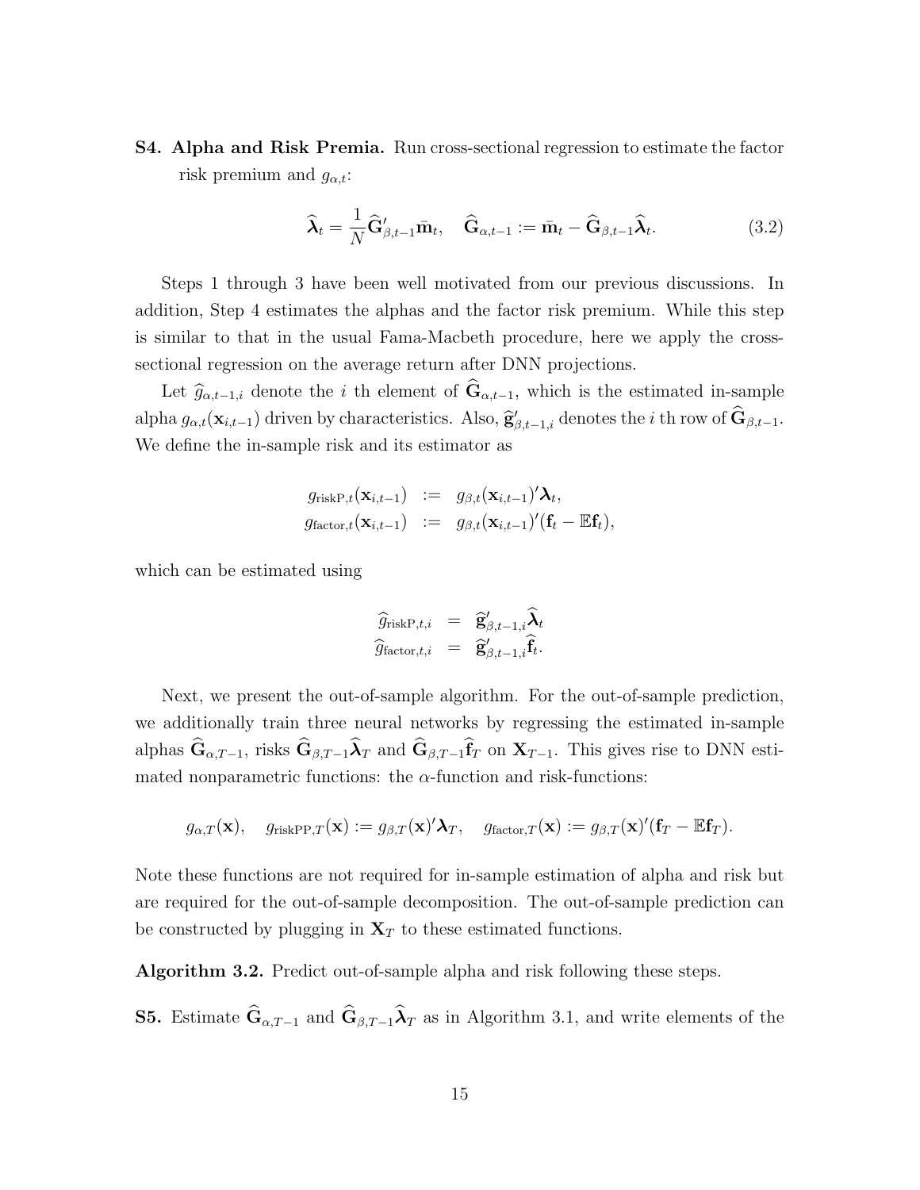**S4. Alpha and Risk Premia.** Run cross-sectional regression to estimate the factor risk premium and $g_{\alpha,t}$:

$$
\widehat{\boldsymbol{\lambda}}_t = \frac{1}{N}\widehat{\mathbf{G}}_{\beta,t-1}'\bar{\mathbf{m}}_t, \quad \widehat{\mathbf{G}}_{\alpha,t-1} := \bar{\mathbf{m}}_t - \widehat{\mathbf{G}}_{\beta,t-1}\widehat{\boldsymbol{\lambda}}_t. \tag{3.2}
$$

Steps 1 through 3 have been well motivated from our previous discussions. In addition, Step 4 estimates the alphas and the factor risk premium. While this step is similar to that in the usual Fama-Macbeth procedure, here we apply the cross-sectional regression on the average return after DNN projections.

Let $\widehat{g}_{\alpha,t-1,i}$ denote the $i$ th element of $\widehat{\mathbf{G}}_{\alpha,t-1}$, which is the estimated in-sample alpha $g_{\alpha,t}(\mathbf{x}_{i,t-1})$ driven by characteristics. Also, $\widehat{\mathbf{g}}_{\beta,t-1,i}'$ denotes the $i$ th row of $\widehat{\mathbf{G}}_{\beta,t-1}$. We define the in-sample risk and its estimator as

$$
\begin{aligned}
g_{\mathrm{riskP},t}(\mathbf{x}_{i,t-1}) &:= g_{\beta,t}(\mathbf{x}_{i,t-1})'\boldsymbol{\lambda}_t, \\
g_{\mathrm{factor},t}(\mathbf{x}_{i,t-1}) &:= g_{\beta,t}(\mathbf{x}_{i,t-1})'(\mathbf{f}_t - \mathbb{E}\mathbf{f}_t),
\end{aligned}
$$

which can be estimated using

$$
\begin{aligned}
\widehat{g}_{\mathrm{riskP},t,i} &= \widehat{\mathbf{g}}_{\beta,t-1,i}'\widehat{\boldsymbol{\lambda}}_t \\
\widehat{g}_{\mathrm{factor},t,i} &= \widehat{\mathbf{g}}_{\beta,t-1,i}'\widehat{\mathbf{f}}_t.
\end{aligned}
$$

Next, we present the out-of-sample algorithm. For the out-of-sample prediction, we additionally train three neural networks by regressing the estimated in-sample alphas $\widehat{\mathbf{G}}_{\alpha,T-1}$, risks $\widehat{\mathbf{G}}_{\beta,T-1}\widehat{\boldsymbol{\lambda}}_T$ and $\widehat{\mathbf{G}}_{\beta,T-1}\widehat{\mathbf{f}}_T$ on $\mathbf{X}_{T-1}$. This gives rise to DNN estimated nonparametric functions: the $\alpha$-function and risk-functions:

$$
g_{\alpha,T}(\mathbf{x}), \quad g_{\mathrm{riskPP},T}(\mathbf{x}) := g_{\beta,T}(\mathbf{x})'\boldsymbol{\lambda}_T, \quad g_{\mathrm{factor},T}(\mathbf{x}) := g_{\beta,T}(\mathbf{x})'(\mathbf{f}_T - \mathbb{E}\mathbf{f}_T).
$$

Note these functions are not required for in-sample estimation of alpha and risk but are required for the out-of-sample decomposition. The out-of-sample prediction can be constructed by plugging in $\mathbf{X}_T$ to these estimated functions.

**Algorithm 3.2.** Predict out-of-sample alpha and risk following these steps.

**S5.** Estimate $\widehat{\mathbf{G}}_{\alpha,T-1}$ and $\widehat{\mathbf{G}}_{\beta,T-1}\widehat{\boldsymbol{\lambda}}_T$ as in Algorithm 3.1, and write elements of the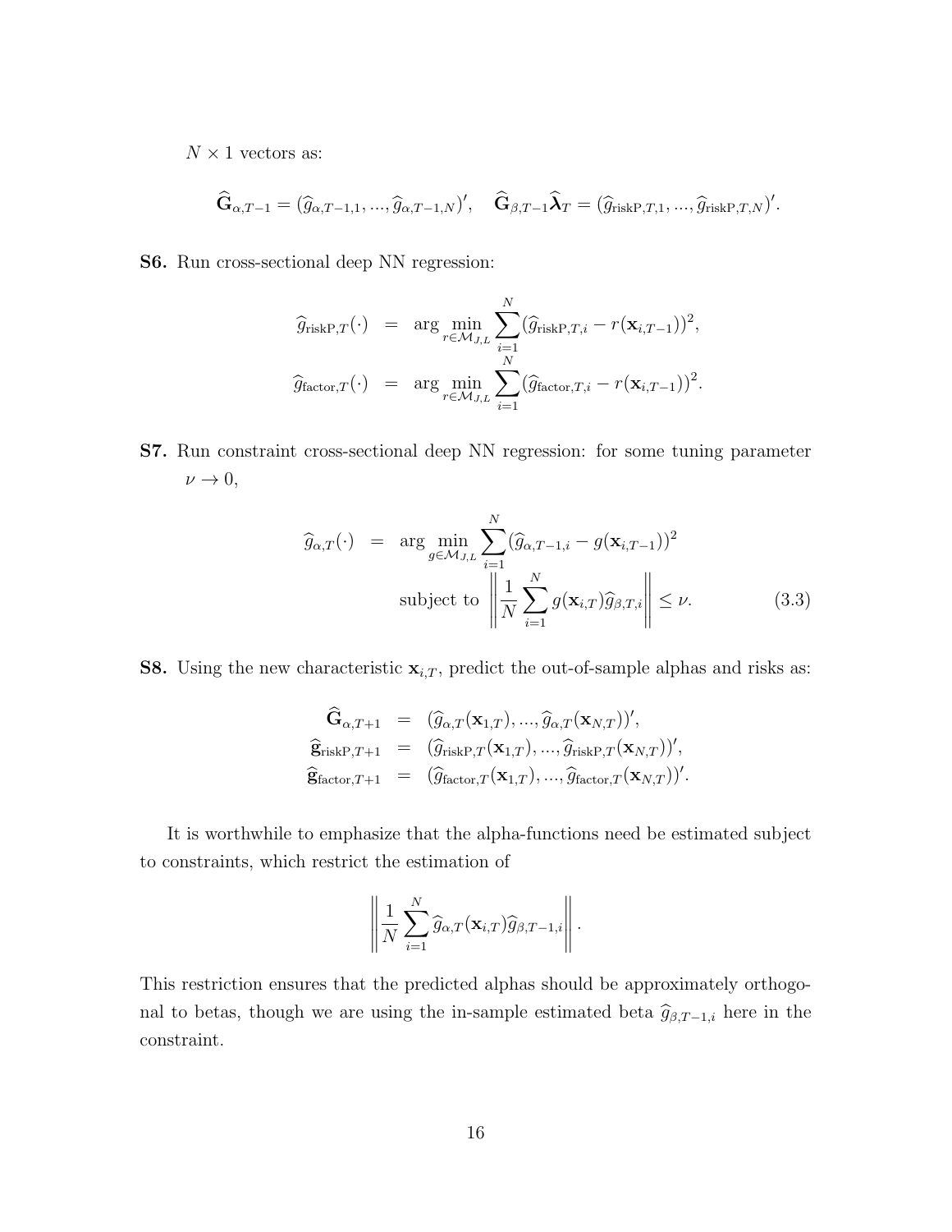$N \times 1$ vectors as:

$$\widehat{\mathbf{G}}_{\alpha,T-1} = (\widehat{g}_{\alpha,T-1,1}, ..., \widehat{g}_{\alpha,T-1,N})', \quad \widehat{\mathbf{G}}_{\beta,T-1}\widehat{\boldsymbol{\lambda}}_T = (\widehat{g}_{\text{riskP},T,1}, ..., \widehat{g}_{\text{riskP},T,N})'.$$

**S6.** Run cross-sectional deep NN regression:

$$\begin{aligned}
\widehat{g}_{\text{riskP},T}(\cdot) &= \arg\min_{r \in \mathcal{M}_{J,L}} \sum_{i=1}^{N} (\widehat{g}_{\text{riskP},T,i} - r(\mathbf{x}_{i,T-1}))^2, \\
\widehat{g}_{\text{factor},T}(\cdot) &= \arg\min_{r \in \mathcal{M}_{J,L}} \sum_{i=1}^{N} (\widehat{g}_{\text{factor},T,i} - r(\mathbf{x}_{i,T-1}))^2.
\end{aligned}$$

**S7.** Run constraint cross-sectional deep NN regression: for some tuning parameter $\nu \to 0$,

$$\begin{aligned}
\widehat{g}_{\alpha,T}(\cdot) &= \arg\min_{g \in \mathcal{M}_{J,L}} \sum_{i=1}^{N} (\widehat{g}_{\alpha,T-1,i} - g(\mathbf{x}_{i,T-1}))^2 \\
&\quad \text{subject to } \left\| \frac{1}{N} \sum_{i=1}^{N} g(\mathbf{x}_{i,T}) \widehat{g}_{\beta,T,i} \right\| \leq \nu. \qquad (3.3)
\end{aligned}$$

**S8.** Using the new characteristic $\mathbf{x}_{i,T}$, predict the out-of-sample alphas and risks as:

$$\begin{aligned}
\widehat{\mathbf{G}}_{\alpha,T+1} &= (\widehat{g}_{\alpha,T}(\mathbf{x}_{1,T}), ..., \widehat{g}_{\alpha,T}(\mathbf{x}_{N,T}))', \\
\widehat{\mathbf{g}}_{\text{riskP},T+1} &= (\widehat{g}_{\text{riskP},T}(\mathbf{x}_{1,T}), ..., \widehat{g}_{\text{riskP},T}(\mathbf{x}_{N,T}))', \\
\widehat{\mathbf{g}}_{\text{factor},T+1} &= (\widehat{g}_{\text{factor},T}(\mathbf{x}_{1,T}), ..., \widehat{g}_{\text{factor},T}(\mathbf{x}_{N,T}))'.
\end{aligned}$$

It is worthwhile to emphasize that the alpha-functions need be estimated subject to constraints, which restrict the estimation of

$$\left\| \frac{1}{N} \sum_{i=1}^{N} \widehat{g}_{\alpha,T}(\mathbf{x}_{i,T}) \widehat{g}_{\beta,T-1,i} \right\|.$$

This restriction ensures that the predicted alphas should be approximately orthogonal to betas, though we are using the in-sample estimated beta $\widehat{g}_{\beta,T-1,i}$ here in the constraint.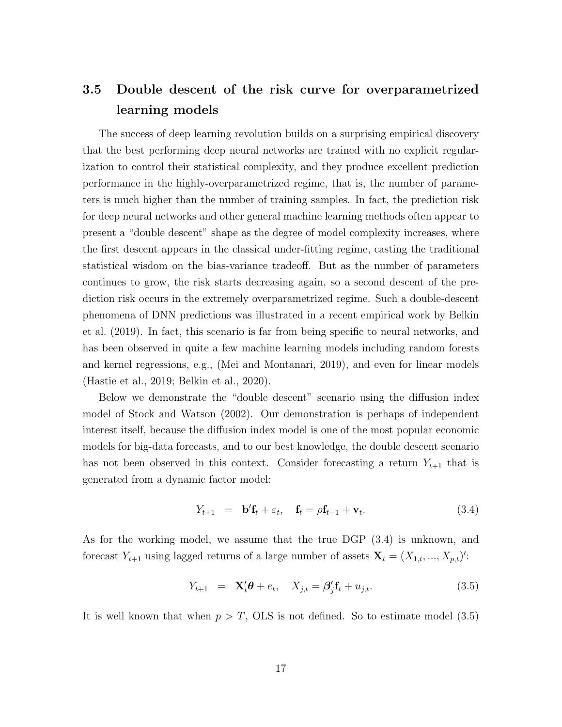### 3.5 Double descent of the risk curve for overparametrized learning models

The success of deep learning revolution builds on a surprising empirical discovery that the best performing deep neural networks are trained with no explicit regularization to control their statistical complexity, and they produce excellent prediction performance in the highly-overparametrized regime, that is, the number of parameters is much higher than the number of training samples. In fact, the prediction risk for deep neural networks and other general machine learning methods often appear to present a "double descent" shape as the degree of model complexity increases, where the first descent appears in the classical under-fitting regime, casting the traditional statistical wisdom on the bias-variance tradeoff. But as the number of parameters continues to grow, the risk starts decreasing again, so a second descent of the prediction risk occurs in the extremely overparametrized regime. Such a double-descent phenomena of DNN predictions was illustrated in a recent empirical work by Belkin et al. (2019). In fact, this scenario is far from being specific to neural networks, and has been observed in quite a few machine learning models including random forests and kernel regressions, e.g., (Mei and Montanari, 2019), and even for linear models (Hastie et al., 2019; Belkin et al., 2020).

Below we demonstrate the "double descent" scenario using the diffusion index model of Stock and Watson (2002). Our demonstration is perhaps of independent interest itself, because the diffusion index model is one of the most popular economic models for big-data forecasts, and to our best knowledge, the double descent scenario has not been observed in this context. Consider forecasting a return $Y_{t+1}$ that is generated from a dynamic factor model:

$$Y_{t+1} = \mathbf{b}'\mathbf{f}_t + \varepsilon_t, \quad \mathbf{f}_t = \rho\mathbf{f}_{t-1} + \mathbf{v}_t. \tag{3.4}$$

As for the working model, we assume that the true DGP (3.4) is unknown, and forecast $Y_{t+1}$ using lagged returns of a large number of assets $\mathbf{X}_t = (X_{1,t}, ..., X_{p,t})'$:

$$Y_{t+1} = \mathbf{X}_t'\boldsymbol{\theta} + e_t, \quad X_{j,t} = \boldsymbol{\beta}_j'\mathbf{f}_t + u_{j,t}. \tag{3.5}$$

It is well known that when $p > T$, OLS is not defined. So to estimate model (3.5)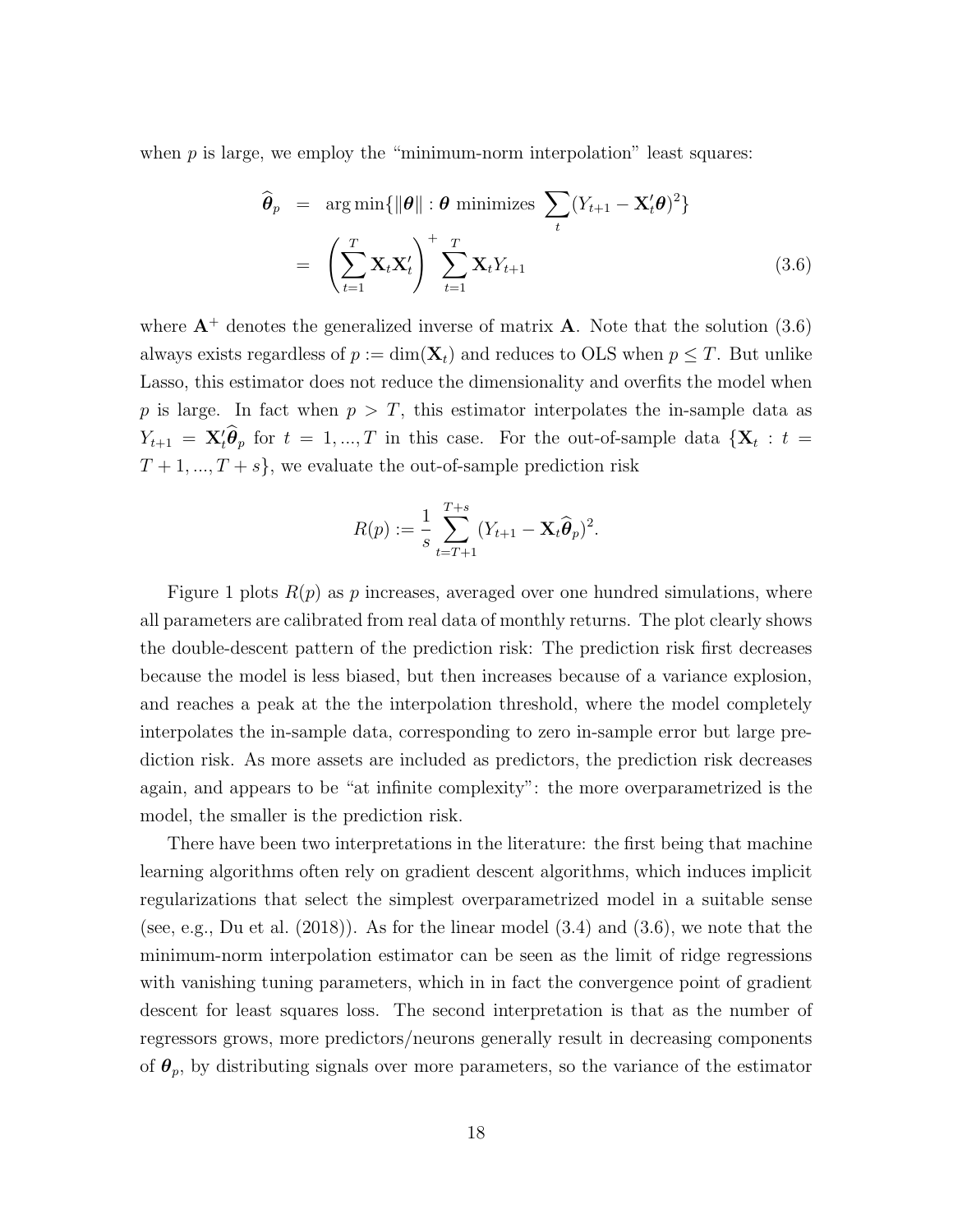when $p$ is large, we employ the "minimum-norm interpolation" least squares:

$$
\begin{aligned}
\widehat{\boldsymbol{\theta}}_p &= \arg\min\{\|\boldsymbol{\theta}\| : \boldsymbol{\theta} \text{ minimizes } \sum_t (Y_{t+1} - \mathbf{X}_t'\boldsymbol{\theta})^2\} \\
&= \left(\sum_{t=1}^{T} \mathbf{X}_t \mathbf{X}_t'\right)^{+} \sum_{t=1}^{T} \mathbf{X}_t Y_{t+1} \qquad (3.6)
\end{aligned}
$$

where $\mathbf{A}^+$ denotes the generalized inverse of matrix $\mathbf{A}$. Note that the solution (3.6) always exists regardless of $p := \dim(\mathbf{X}_t)$ and reduces to OLS when $p \leq T$. But unlike Lasso, this estimator does not reduce the dimensionality and overfits the model when $p$ is large. In fact when $p > T$, this estimator interpolates the in-sample data as $Y_{t+1} = \mathbf{X}_t'\widehat{\boldsymbol{\theta}}_p$ for $t = 1, ..., T$ in this case. For the out-of-sample data $\{\mathbf{X}_t : t = T+1, ..., T+s\}$, we evaluate the out-of-sample prediction risk

$$
R(p) := \frac{1}{s} \sum_{t=T+1}^{T+s} (Y_{t+1} - \mathbf{X}_t \widehat{\boldsymbol{\theta}}_p)^2.
$$

Figure 1 plots $R(p)$ as $p$ increases, averaged over one hundred simulations, where all parameters are calibrated from real data of monthly returns. The plot clearly shows the double-descent pattern of the prediction risk: The prediction risk first decreases because the model is less biased, but then increases because of a variance explosion, and reaches a peak at the the interpolation threshold, where the model completely interpolates the in-sample data, corresponding to zero in-sample error but large prediction risk. As more assets are included as predictors, the prediction risk decreases again, and appears to be "at infinite complexity": the more overparametrized is the model, the smaller is the prediction risk.

There have been two interpretations in the literature: the first being that machine learning algorithms often rely on gradient descent algorithms, which induces implicit regularizations that select the simplest overparametrized model in a suitable sense (see, e.g., Du et al. (2018)). As for the linear model (3.4) and (3.6), we note that the minimum-norm interpolation estimator can be seen as the limit of ridge regressions with vanishing tuning parameters, which in in fact the convergence point of gradient descent for least squares loss. The second interpretation is that as the number of regressors grows, more predictors/neurons generally result in decreasing components of $\boldsymbol{\theta}_p$, by distributing signals over more parameters, so the variance of the estimator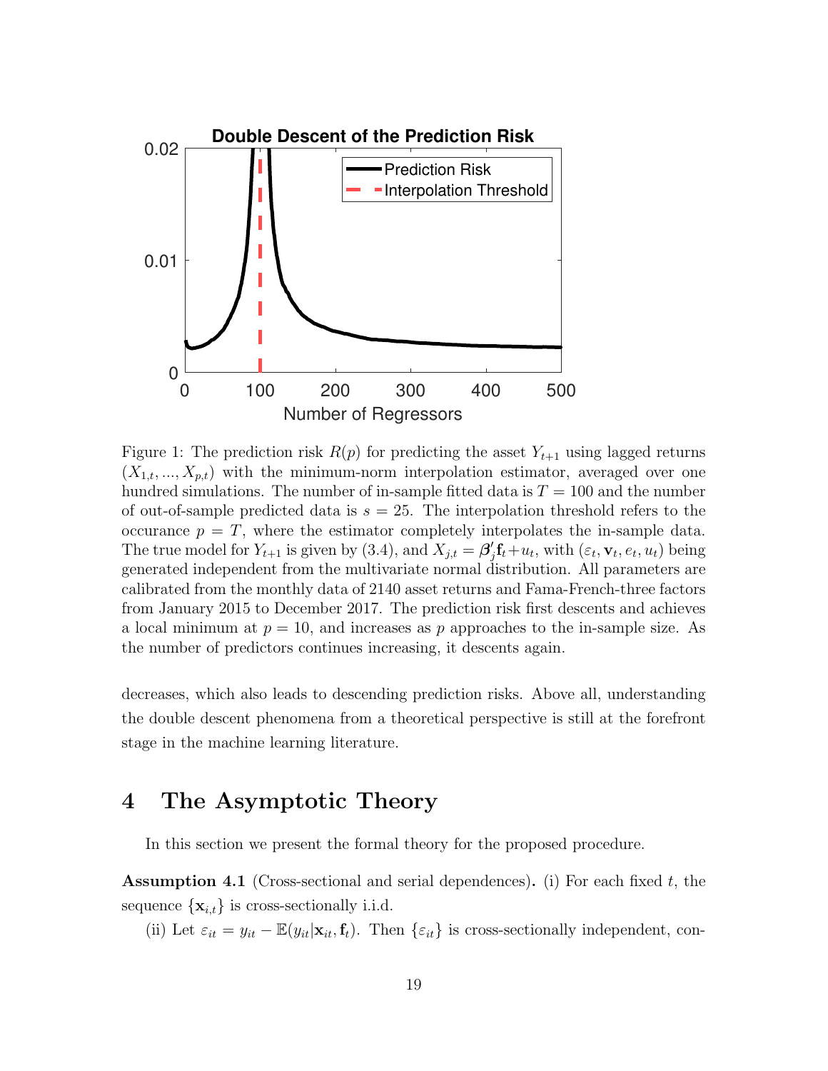Figure 1: The prediction risk $R(p)$ for predicting the asset $Y_{t+1}$ using lagged returns $(X_{1,t}, ..., X_{p,t})$ with the minimum-norm interpolation estimator, averaged over one hundred simulations. The number of in-sample fitted data is $T = 100$ and the number of out-of-sample predicted data is $s = 25$. The interpolation threshold refers to the occurance $p = T$, where the estimator completely interpolates the in-sample data. The true model for $Y_{t+1}$ is given by (3.4), and $X_{j,t} = \boldsymbol{\beta}_j'\mathbf{f}_t + u_t$, with $(\varepsilon_t, \mathbf{v}_t, e_t, u_t)$ being generated independent from the multivariate normal distribution. All parameters are calibrated from the monthly data of 2140 asset returns and Fama-French-three factors from January 2015 to December 2017. The prediction risk first descents and achieves a local minimum at $p = 10$, and increases as $p$ approaches to the in-sample size. As the number of predictors continues increasing, it descents again.

decreases, which also leads to descending prediction risks. Above all, understanding the double descent phenomena from a theoretical perspective is still at the forefront stage in the machine learning literature.

# 4 The Asymptotic Theory

In this section we present the formal theory for the proposed procedure.

**Assumption 4.1** (Cross-sectional and serial dependences)**.** (i) For each fixed $t$, the sequence $\{\mathbf{x}_{i,t}\}$ is cross-sectionally i.i.d.

(ii) Let $\varepsilon_{it} = y_{it} - \mathbb{E}(y_{it}|\mathbf{x}_{it}, \mathbf{f}_t)$. Then $\{\varepsilon_{it}\}$ is cross-sectionally independent, con-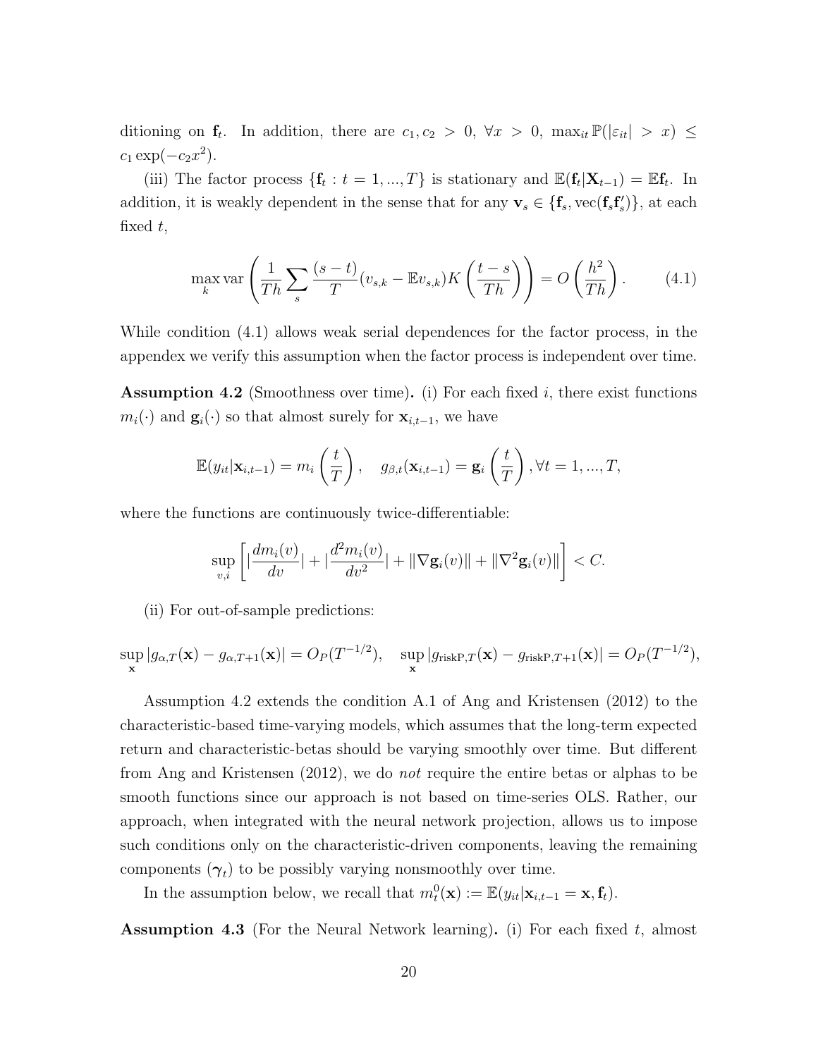ditioning on $\mathbf{f}_t$. In addition, there are $c_1, c_2 > 0$, $\forall x > 0$, $\max_{it} \mathbb{P}(|\varepsilon_{it}| > x) \leq c_1 \exp(-c_2 x^2)$.

(iii) The factor process $\{\mathbf{f}_t : t = 1, ..., T\}$ is stationary and $\mathbb{E}(\mathbf{f}_t|\mathbf{X}_{t-1}) = \mathbb{E}\mathbf{f}_t$. In addition, it is weakly dependent in the sense that for any $\mathbf{v}_s \in \{\mathbf{f}_s, \text{vec}(\mathbf{f}_s\mathbf{f}_s')\}$, at each fixed $t$,

$$\max_k \text{var}\left(\frac{1}{Th}\sum_s \frac{(s-t)}{T}(v_{s,k} - \mathbb{E}v_{s,k})K\left(\frac{t-s}{Th}\right)\right) = O\left(\frac{h^2}{Th}\right). \tag{4.1}$$

While condition (4.1) allows weak serial dependences for the factor process, in the appendix we verify this assumption when the factor process is independent over time.

**Assumption 4.2** (Smoothness over time)**.** (i) For each fixed $i$, there exist functions $m_i(\cdot)$ and $\mathbf{g}_i(\cdot)$ so that almost surely for $\mathbf{x}_{i,t-1}$, we have

$$\mathbb{E}(y_{it}|\mathbf{x}_{i,t-1}) = m_i\left(\frac{t}{T}\right), \quad g_{\beta,t}(\mathbf{x}_{i,t-1}) = \mathbf{g}_i\left(\frac{t}{T}\right), \forall t = 1, ..., T,$$

where the functions are continuously twice-differentiable:

$$\sup_{v,i}\left[|\frac{dm_i(v)}{dv}| + |\frac{d^2 m_i(v)}{dv^2}| + \|\nabla \mathbf{g}_i(v)\| + \|\nabla^2 \mathbf{g}_i(v)\|\right] < C.$$

(ii) For out-of-sample predictions:

$$\sup_{\mathbf{x}} |g_{\alpha,T}(\mathbf{x}) - g_{\alpha,T+1}(\mathbf{x})| = O_P(T^{-1/2}), \quad \sup_{\mathbf{x}} |g_{\text{riskP},T}(\mathbf{x}) - g_{\text{riskP},T+1}(\mathbf{x})| = O_P(T^{-1/2}),$$

Assumption 4.2 extends the condition A.1 of Ang and Kristensen (2012) to the characteristic-based time-varying models, which assumes that the long-term expected return and characteristic-betas should be varying smoothly over time. But different from Ang and Kristensen (2012), we do *not* require the entire betas or alphas to be smooth functions since our approach is not based on time-series OLS. Rather, our approach, when integrated with the neural network projection, allows us to impose such conditions only on the characteristic-driven components, leaving the remaining components ($\boldsymbol{\gamma}_t$) to be possibly varying nonsmoothly over time.

In the assumption below, we recall that $m_t^0(\mathbf{x}) := \mathbb{E}(y_{it}|\mathbf{x}_{i,t-1} = \mathbf{x}, \mathbf{f}_t)$.

**Assumption 4.3** (For the Neural Network learning)**.** (i) For each fixed $t$, almost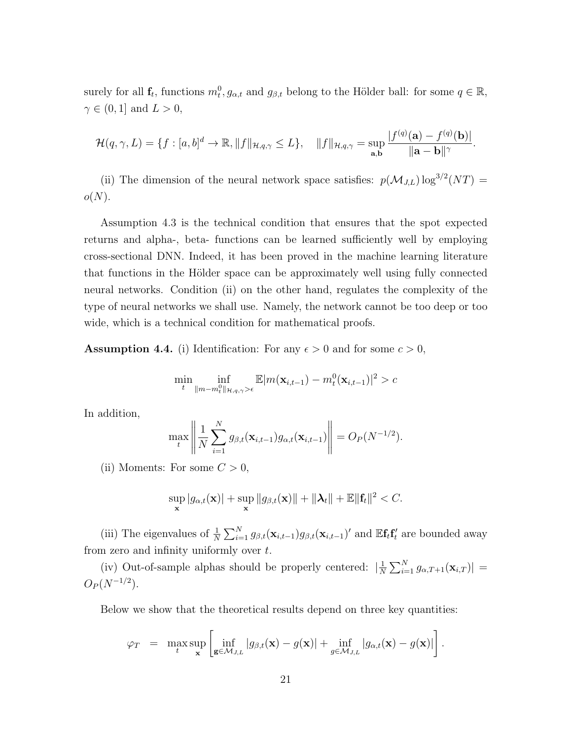surely for all $\mathbf{f}_t$, functions $m_t^0, g_{\alpha,t}$ and $g_{\beta,t}$ belong to the Hölder ball: for some $q \in \mathbb{R}$, $\gamma \in (0,1]$ and $L > 0$,

$$\mathcal{H}(q,\gamma,L) = \{f : [a,b]^d \to \mathbb{R}, \|f\|_{\mathcal{H},q,\gamma} \leq L\}, \quad \|f\|_{\mathcal{H},q,\gamma} = \sup_{\mathbf{a},\mathbf{b}} \frac{|f^{(q)}(\mathbf{a}) - f^{(q)}(\mathbf{b})|}{\|\mathbf{a}-\mathbf{b}\|^\gamma}.$$

(ii) The dimension of the neural network space satisfies: $p(\mathcal{M}_{J,L})\log^{3/2}(NT) = o(N)$.

Assumption 4.3 is the technical condition that ensures that the spot expected returns and alpha-, beta- functions can be learned sufficiently well by employing cross-sectional DNN. Indeed, it has been proved in the machine learning literature that functions in the Hölder space can be approximately well using fully connected neural networks. Condition (ii) on the other hand, regulates the complexity of the type of neural networks we shall use. Namely, the network cannot be too deep or too wide, which is a technical condition for mathematical proofs.

**Assumption 4.4.** (i) Identification: For any $\epsilon > 0$ and for some $c > 0$,

$$\min_t \inf_{\|m - m_t^0\|_{\mathcal{H},q,\gamma} > \epsilon} \mathbb{E}|m(\mathbf{x}_{i,t-1}) - m_t^0(\mathbf{x}_{i,t-1})|^2 > c$$

In addition,

$$\max_t \left\| \frac{1}{N}\sum_{i=1}^N g_{\beta,t}(\mathbf{x}_{i,t-1}) g_{\alpha,t}(\mathbf{x}_{i,t-1}) \right\| = O_P(N^{-1/2}).$$

(ii) Moments: For some $C > 0$,

$$\sup_{\mathbf{x}} |g_{\alpha,t}(\mathbf{x})| + \sup_{\mathbf{x}} \|g_{\beta,t}(\mathbf{x})\| + \|\boldsymbol{\lambda}_t\| + \mathbb{E}\|\mathbf{f}_t\|^2 < C.$$

(iii) The eigenvalues of $\frac{1}{N}\sum_{i=1}^N g_{\beta,t}(\mathbf{x}_{i,t-1}) g_{\beta,t}(\mathbf{x}_{i,t-1})'$ and $\mathbb{E}\mathbf{f}_t\mathbf{f}_t'$ are bounded away from zero and infinity uniformly over $t$.

(iv) Out-of-sample alphas should be properly centered: $|\frac{1}{N}\sum_{i=1}^N g_{\alpha,T+1}(\mathbf{x}_{i,T})| = O_P(N^{-1/2})$.

Below we show that the theoretical results depend on three key quantities:

$$\varphi_T = \max_t \sup_{\mathbf{x}} \left[ \inf_{\mathbf{g} \in \mathcal{M}_{J,L}} |g_{\beta,t}(\mathbf{x}) - g(\mathbf{x})| + \inf_{g \in \mathcal{M}_{J,L}} |g_{\alpha,t}(\mathbf{x}) - g(\mathbf{x})| \right].$$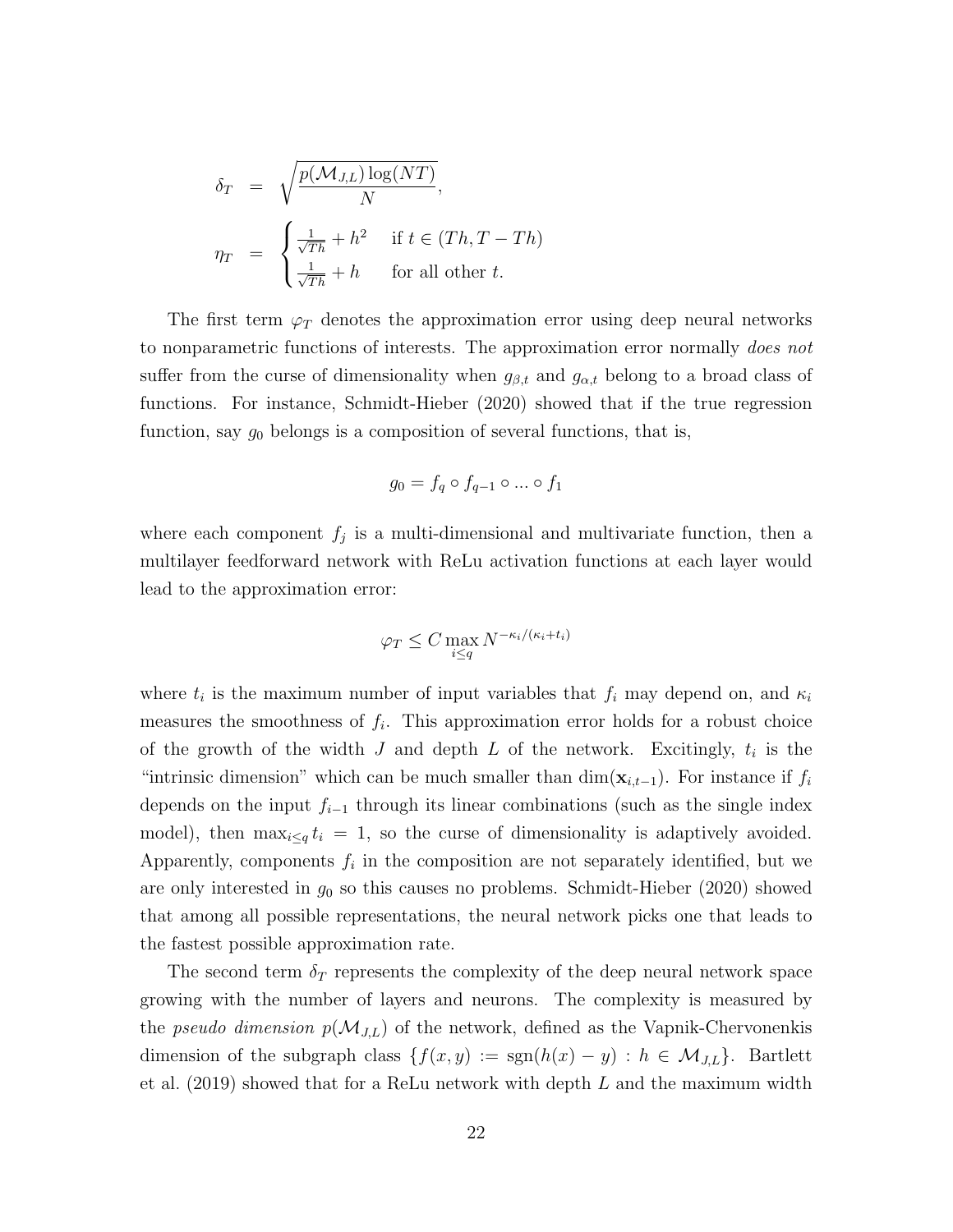$$
\begin{aligned}
\delta_T &= \sqrt{\frac{p(\mathcal{M}_{J,L})\log(NT)}{N}}, \\
\eta_T &= \begin{cases} \frac{1}{\sqrt{Th}} + h^2 & \text{if } t \in (Th, T - Th) \\ \frac{1}{\sqrt{Th}} + h & \text{for all other } t. \end{cases}
\end{aligned}
$$

The first term $\varphi_T$ denotes the approximation error using deep neural networks to nonparametric functions of interests. The approximation error normally *does not* suffer from the curse of dimensionality when $g_{\beta,t}$ and $g_{\alpha,t}$ belong to a broad class of functions. For instance, Schmidt-Hieber (2020) showed that if the true regression function, say $g_0$ belongs is a composition of several functions, that is,

$$
g_0 = f_q \circ f_{q-1} \circ \ldots \circ f_1
$$

where each component $f_j$ is a multi-dimensional and multivariate function, then a multilayer feedforward network with ReLu activation functions at each layer would lead to the approximation error:

$$
\varphi_T \leq C \max_{i \leq q} N^{-\kappa_i/(\kappa_i + t_i)}
$$

where $t_i$ is the maximum number of input variables that $f_i$ may depend on, and $\kappa_i$ measures the smoothness of $f_i$. This approximation error holds for a robust choice of the growth of the width $J$ and depth $L$ of the network. Excitingly, $t_i$ is the "intrinsic dimension" which can be much smaller than $\dim(\mathbf{x}_{i,t-1})$. For instance if $f_i$ depends on the input $f_{i-1}$ through its linear combinations (such as the single index model), then $\max_{i \leq q} t_i = 1$, so the curse of dimensionality is adaptively avoided. Apparently, components $f_i$ in the composition are not separately identified, but we are only interested in $g_0$ so this causes no problems. Schmidt-Hieber (2020) showed that among all possible representations, the neural network picks one that leads to the fastest possible approximation rate.

The second term $\delta_T$ represents the complexity of the deep neural network space growing with the number of layers and neurons. The complexity is measured by the *pseudo dimension* $p(\mathcal{M}_{J,L})$ of the network, defined as the Vapnik-Chervonenkis dimension of the subgraph class $\{f(x,y) := \text{sgn}(h(x) - y) : h \in \mathcal{M}_{J,L}\}$. Bartlett et al. (2019) showed that for a ReLu network with depth $L$ and the maximum width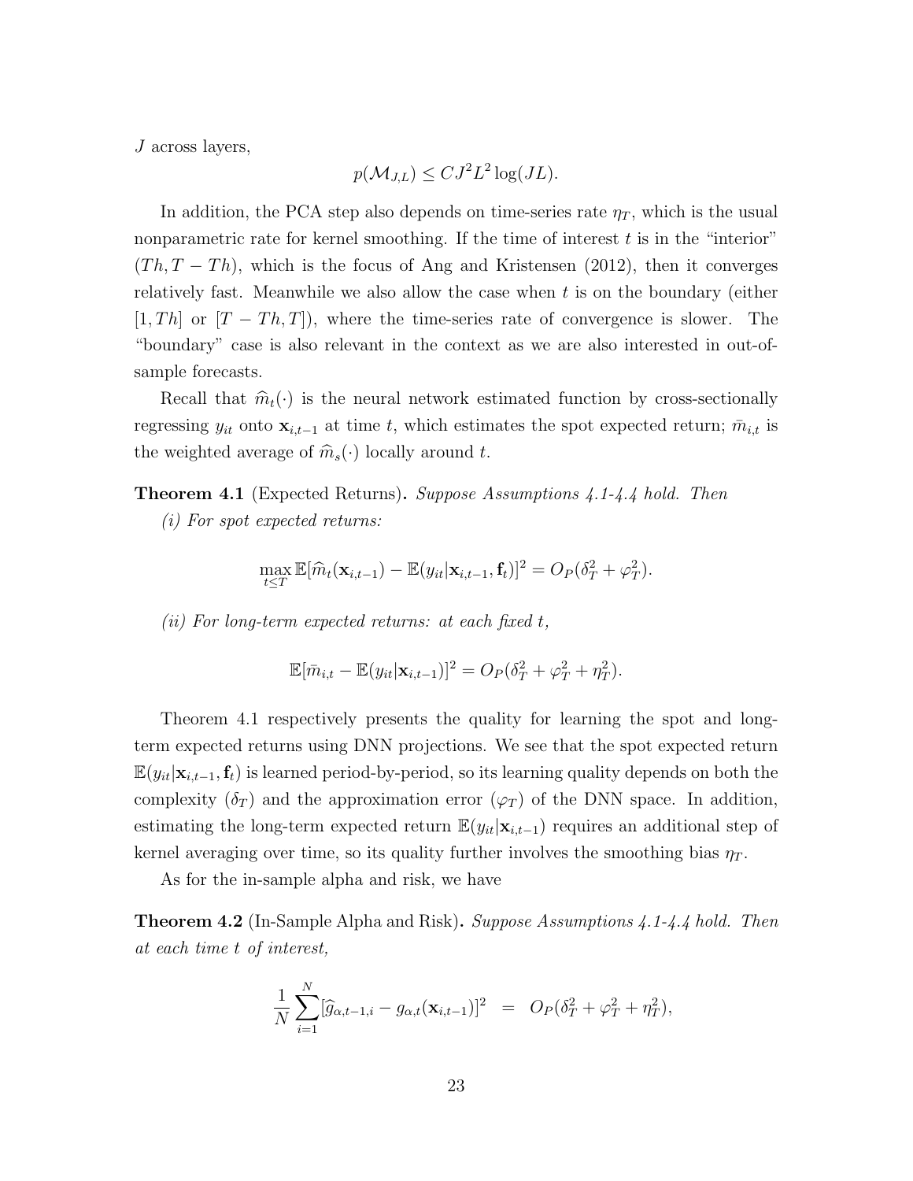$J$ across layers,

$$p(\mathcal{M}_{J,L}) \leq CJ^2L^2 \log(JL).$$

In addition, the PCA step also depends on time-series rate $\eta_T$, which is the usual nonparametric rate for kernel smoothing. If the time of interest $t$ is in the "interior" $(Th, T - Th)$, which is the focus of Ang and Kristensen (2012), then it converges relatively fast. Meanwhile we also allow the case when $t$ is on the boundary (either $[1, Th]$ or $[T - Th, T]$), where the time-series rate of convergence is slower. The "boundary" case is also relevant in the context as we are also interested in out-of-sample forecasts.

Recall that $\widehat{m}_t(\cdot)$ is the neural network estimated function by cross-sectionally regressing $y_{it}$ onto $\mathbf{x}_{i,t-1}$ at time $t$, which estimates the spot expected return; $\bar{m}_{i,t}$ is the weighted average of $\widehat{m}_s(\cdot)$ locally around $t$.

**Theorem 4.1** (Expected Returns)**.** *Suppose Assumptions 4.1-4.4 hold. Then*

*(i) For spot expected returns:*

$$\max_{t \leq T} \mathbb{E}[\widehat{m}_t(\mathbf{x}_{i,t-1}) - \mathbb{E}(y_{it}|\mathbf{x}_{i,t-1}, \mathbf{f}_t)]^2 = O_P(\delta_T^2 + \varphi_T^2).$$

*(ii) For long-term expected returns: at each fixed $t$,*

$$\mathbb{E}[\bar{m}_{i,t} - \mathbb{E}(y_{it}|\mathbf{x}_{i,t-1})]^2 = O_P(\delta_T^2 + \varphi_T^2 + \eta_T^2).$$

Theorem 4.1 respectively presents the quality for learning the spot and long-term expected returns using DNN projections. We see that the spot expected return $\mathbb{E}(y_{it}|\mathbf{x}_{i,t-1}, \mathbf{f}_t)$ is learned period-by-period, so its learning quality depends on both the complexity ($\delta_T$) and the approximation error ($\varphi_T$) of the DNN space. In addition, estimating the long-term expected return $\mathbb{E}(y_{it}|\mathbf{x}_{i,t-1})$ requires an additional step of kernel averaging over time, so its quality further involves the smoothing bias $\eta_T$.

As for the in-sample alpha and risk, we have

**Theorem 4.2** (In-Sample Alpha and Risk)**.** *Suppose Assumptions 4.1-4.4 hold. Then at each time $t$ of interest,*

$$\frac{1}{N}\sum_{i=1}^{N}[\widehat{g}_{\alpha,t-1,i} - g_{\alpha,t}(\mathbf{x}_{i,t-1})]^2 \;\; = \;\; O_P(\delta_T^2 + \varphi_T^2 + \eta_T^2),$$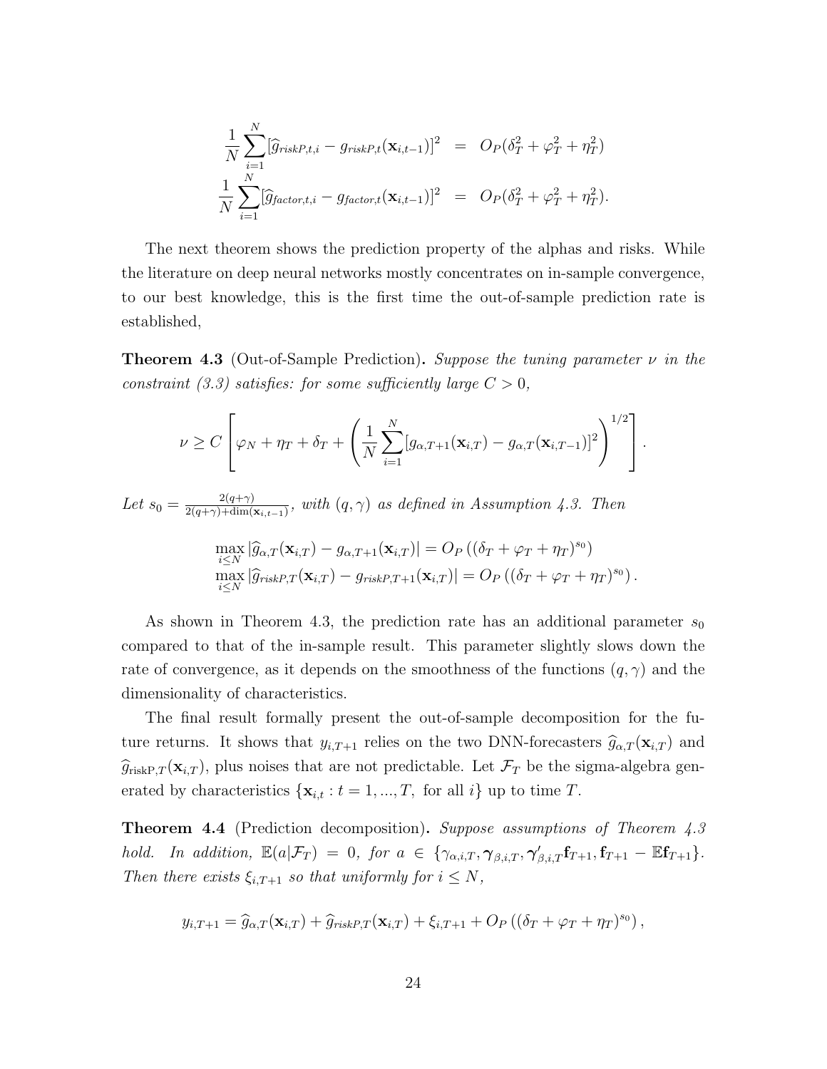$$
\begin{aligned}
\frac{1}{N}\sum_{i=1}^{N}[\widehat{g}_{riskP,t,i} - g_{riskP,t}(\mathbf{x}_{i,t-1})]^2 &= O_P(\delta_T^2 + \varphi_T^2 + \eta_T^2) \\
\frac{1}{N}\sum_{i=1}^{N}[\widehat{g}_{factor,t,i} - g_{factor,t}(\mathbf{x}_{i,t-1})]^2 &= O_P(\delta_T^2 + \varphi_T^2 + \eta_T^2).
\end{aligned}
$$

The next theorem shows the prediction property of the alphas and risks. While the literature on deep neural networks mostly concentrates on in-sample convergence, to our best knowledge, this is the first time the out-of-sample prediction rate is established,

**Theorem 4.3** (Out-of-Sample Prediction)**.** *Suppose the tuning parameter $\nu$ in the constraint (3.3) satisfies: for some sufficiently large $C > 0$,*

$$
\nu \geq C\left[\varphi_N + \eta_T + \delta_T + \left(\frac{1}{N}\sum_{i=1}^{N}[g_{\alpha,T+1}(\mathbf{x}_{i,T}) - g_{\alpha,T}(\mathbf{x}_{i,T-1})]^2\right)^{1/2}\right].
$$

*Let $s_0 = \frac{2(q+\gamma)}{2(q+\gamma)+\dim(\mathbf{x}_{i,t-1})}$, with $(q,\gamma)$ as defined in Assumption 4.3. Then*

$$
\begin{aligned}
&\max_{i\leq N}|\widehat{g}_{\alpha,T}(\mathbf{x}_{i,T}) - g_{\alpha,T+1}(\mathbf{x}_{i,T})| = O_P\left((\delta_T + \varphi_T + \eta_T)^{s_0}\right) \\
&\max_{i\leq N}|\widehat{g}_{riskP,T}(\mathbf{x}_{i,T}) - g_{riskP,T+1}(\mathbf{x}_{i,T})| = O_P\left((\delta_T + \varphi_T + \eta_T)^{s_0}\right).
\end{aligned}
$$

As shown in Theorem 4.3, the prediction rate has an additional parameter $s_0$ compared to that of the in-sample result. This parameter slightly slows down the rate of convergence, as it depends on the smoothness of the functions $(q,\gamma)$ and the dimensionality of characteristics.

The final result formally present the out-of-sample decomposition for the future returns. It shows that $y_{i,T+1}$ relies on the two DNN-forecasters $\widehat{g}_{\alpha,T}(\mathbf{x}_{i,T})$ and $\widehat{g}_{\mathrm{riskP},T}(\mathbf{x}_{i,T})$, plus noises that are not predictable. Let $\mathcal{F}_T$ be the sigma-algebra generated by characteristics $\{\mathbf{x}_{i,t} : t = 1,...,T, \text{ for all } i\}$ up to time $T$.

**Theorem 4.4** (Prediction decomposition)**.** *Suppose assumptions of Theorem 4.3 hold. In addition, $\mathbb{E}(a|\mathcal{F}_T) = 0$, for $a \in \{\gamma_{\alpha,i,T}, \boldsymbol{\gamma}_{\beta,i,T}, \boldsymbol{\gamma}'_{\beta,i,T}\mathbf{f}_{T+1}, \mathbf{f}_{T+1} - \mathbb{E}\mathbf{f}_{T+1}\}$. Then there exists $\xi_{i,T+1}$ so that uniformly for $i \leq N$,*

$$
y_{i,T+1} = \widehat{g}_{\alpha,T}(\mathbf{x}_{i,T}) + \widehat{g}_{riskP,T}(\mathbf{x}_{i,T}) + \xi_{i,T+1} + O_P\left((\delta_T + \varphi_T + \eta_T)^{s_0}\right),
$$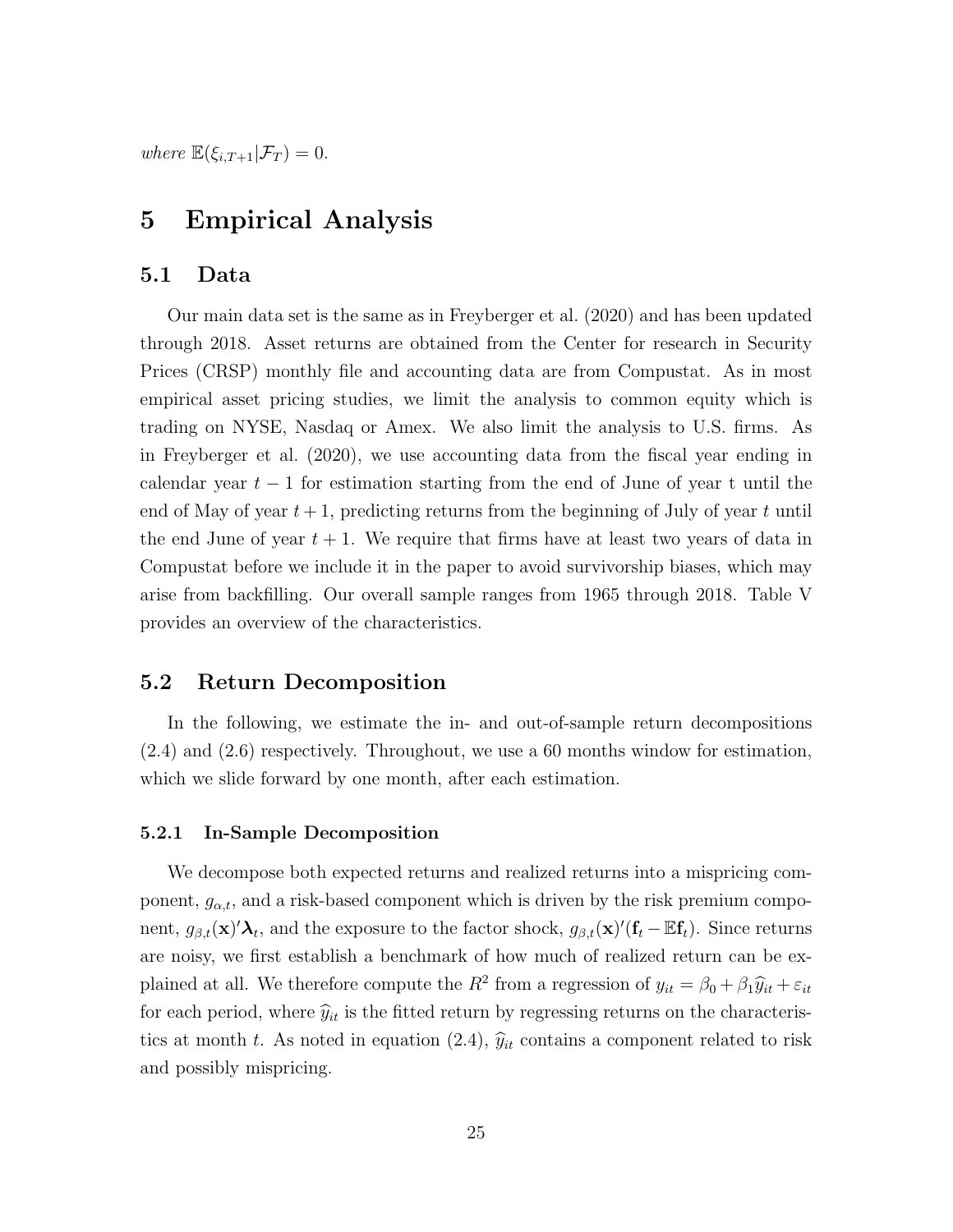*where* $\mathbb{E}(\xi_{i,T+1}|\mathcal{F}_T) = 0$.

# 5 Empirical Analysis

## 5.1 Data

Our main data set is the same as in Freyberger et al. (2020) and has been updated through 2018. Asset returns are obtained from the Center for research in Security Prices (CRSP) monthly file and accounting data are from Compustat. As in most empirical asset pricing studies, we limit the analysis to common equity which is trading on NYSE, Nasdaq or Amex. We also limit the analysis to U.S. firms. As in Freyberger et al. (2020), we use accounting data from the fiscal year ending in calendar year $t-1$ for estimation starting from the end of June of year t until the end of May of year $t+1$, predicting returns from the beginning of July of year $t$ until the end June of year $t+1$. We require that firms have at least two years of data in Compustat before we include it in the paper to avoid survivorship biases, which may arise from backfilling. Our overall sample ranges from 1965 through 2018. Table V provides an overview of the characteristics.

## 5.2 Return Decomposition

In the following, we estimate the in- and out-of-sample return decompositions (2.4) and (2.6) respectively. Throughout, we use a 60 months window for estimation, which we slide forward by one month, after each estimation.

### 5.2.1 In-Sample Decomposition

We decompose both expected returns and realized returns into a mispricing component, $g_{\alpha,t}$, and a risk-based component which is driven by the risk premium component, $g_{\beta,t}(\mathbf{x})'\boldsymbol{\lambda}_t$, and the exposure to the factor shock, $g_{\beta,t}(\mathbf{x})'(\mathbf{f}_t - \mathbb{E}\mathbf{f}_t)$. Since returns are noisy, we first establish a benchmark of how much of realized return can be explained at all. We therefore compute the $R^2$ from a regression of $y_{it} = \beta_0 + \beta_1\widehat{y}_{it} + \varepsilon_{it}$ for each period, where $\widehat{y}_{it}$ is the fitted return by regressing returns on the characteristics at month $t$. As noted in equation (2.4), $\widehat{y}_{it}$ contains a component related to risk and possibly mispricing.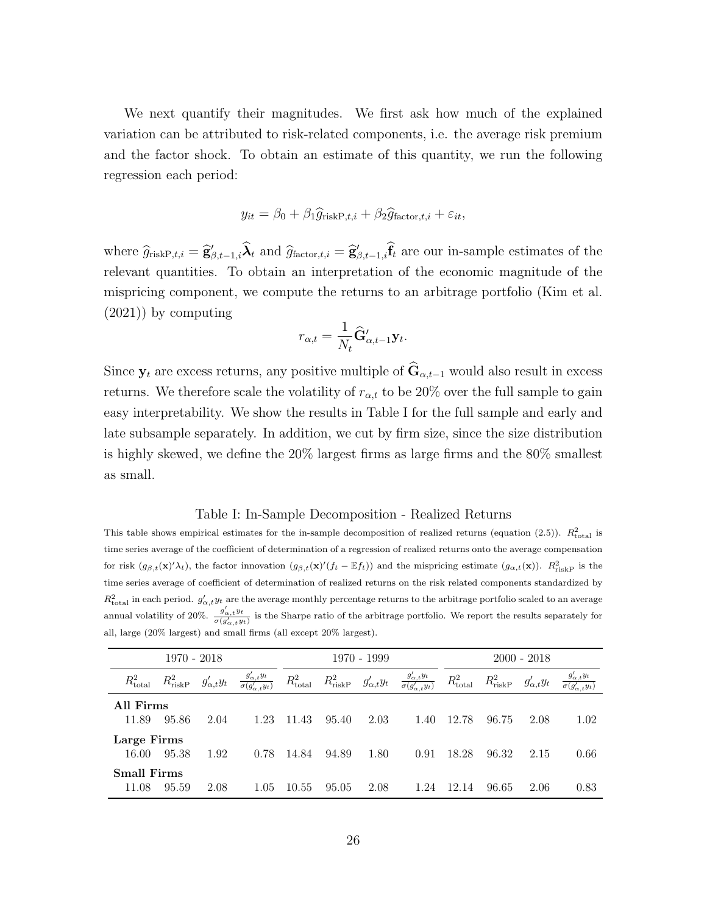We next quantify their magnitudes. We first ask how much of the explained variation can be attributed to risk-related components, i.e. the average risk premium and the factor shock. To obtain an estimate of this quantity, we run the following regression each period:

$$y_{it} = \beta_0 + \beta_1 \widehat{g}_{\text{riskP},t,i} + \beta_2 \widehat{g}_{\text{factor},t,i} + \varepsilon_{it},$$

where $\widehat{g}_{\text{riskP},t,i} = \widehat{\mathbf{g}}'_{\beta,t-1,i}\widehat{\boldsymbol{\lambda}}_t$ and $\widehat{g}_{\text{factor},t,i} = \widehat{\mathbf{g}}'_{\beta,t-1,i}\widehat{\mathbf{f}}_t$ are our in-sample estimates of the relevant quantities. To obtain an interpretation of the economic magnitude of the mispricing component, we compute the returns to an arbitrage portfolio (Kim et al. (2021)) by computing

$$r_{\alpha,t} = \frac{1}{N_t}\widehat{\mathbf{G}}'_{\alpha,t-1}\mathbf{y}_t.$$

Since $\mathbf{y}_t$ are excess returns, any positive multiple of $\widehat{\mathbf{G}}_{\alpha,t-1}$ would also result in excess returns. We therefore scale the volatility of $r_{\alpha,t}$ to be 20% over the full sample to gain easy interpretability. We show the results in Table I for the full sample and early and late subsample separately. In addition, we cut by firm size, since the size distribution is highly skewed, we define the 20% largest firms as large firms and the 80% smallest as small.

Table I: In-Sample Decomposition - Realized Returns

This table shows empirical estimates for the in-sample decomposition of realized returns (equation (2.5)). $R^2_{\text{total}}$ is time series average of the coefficient of determination of a regression of realized returns onto the average compensation for risk ($g_{\beta,t}(\mathbf{x})'\lambda_t$), the factor innovation ($g_{\beta,t}(\mathbf{x})'(f_t - \mathbb{E}f_t)$) and the mispricing estimate ($g_{\alpha,t}(\mathbf{x})$). $R^2_{\text{riskP}}$ is the time series average of coefficient of determination of realized returns on the risk related components standardized by $R^2_{\text{total}}$ in each period. $g'_{\alpha,t}y_t$ are the average monthly percentage returns to the arbitrage portfolio scaled to an average annual volatility of 20%. $\frac{g'_{\alpha,t}y_t}{\sigma(g'_{\alpha,t}y_t)}$ is the Sharpe ratio of the arbitrage portfolio. We report the results separately for all, large (20% largest) and small firms (all except 20% largest).

| 1970 - 2018 | | | | 1970 - 1999 | | | | 2000 - 2018 | | | |
|---|---|---|---|---|---|---|---|---|---|---|---|
| $R^2_{\text{total}}$ | $R^2_{\text{riskP}}$ | $g'_{\alpha,t}y_t$ | $\frac{g'_{\alpha,t}y_t}{\sigma(g'_{\alpha,t}y_t)}$ | $R^2_{\text{total}}$ | $R^2_{\text{riskP}}$ | $g'_{\alpha,t}y_t$ | $\frac{g'_{\alpha,t}y_t}{\sigma(g'_{\alpha,t}y_t)}$ | $R^2_{\text{total}}$ | $R^2_{\text{riskP}}$ | $g'_{\alpha,t}y_t$ | $\frac{g'_{\alpha,t}y_t}{\sigma(g'_{\alpha,t}y_t)}$ |
| **All Firms** | | | | | | | | | | | |
| 11.89 | 95.86 | 2.04 | 1.23 | 11.43 | 95.40 | 2.03 | 1.40 | 12.78 | 96.75 | 2.08 | 1.02 |
| **Large Firms** | | | | | | | | | | | |
| 16.00 | 95.38 | 1.92 | 0.78 | 14.84 | 94.89 | 1.80 | 0.91 | 18.28 | 96.32 | 2.15 | 0.66 |
| **Small Firms** | | | | | | | | | | | |
| 11.08 | 95.59 | 2.08 | 1.05 | 10.55 | 95.05 | 2.08 | 1.24 | 12.14 | 96.65 | 2.06 | 0.83 |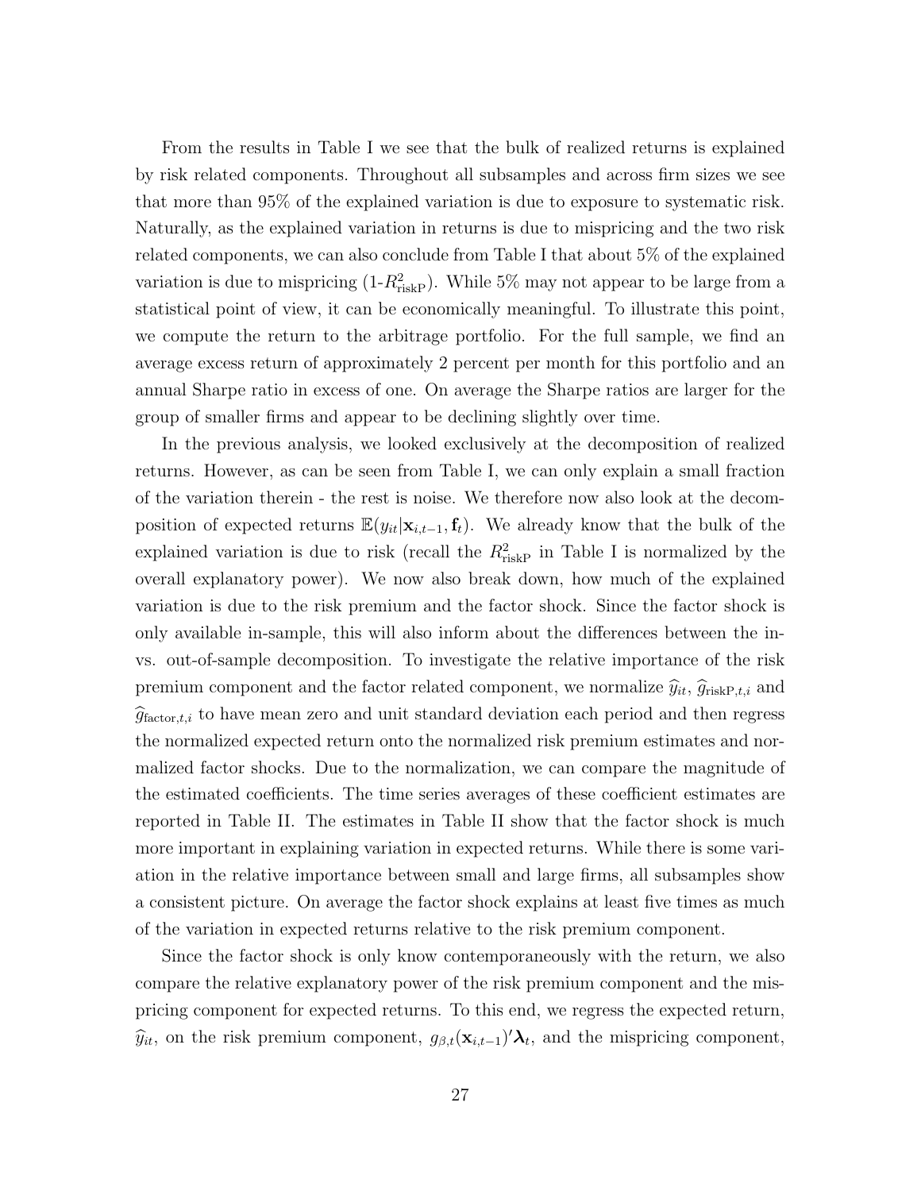From the results in Table I we see that the bulk of realized returns is explained by risk related components. Throughout all subsamples and across firm sizes we see that more than 95% of the explained variation is due to exposure to systematic risk. Naturally, as the explained variation in returns is due to mispricing and the two risk related components, we can also conclude from Table I that about 5% of the explained variation is due to mispricing (1-$R^2_{\text{riskP}}$). While 5% may not appear to be large from a statistical point of view, it can be economically meaningful. To illustrate this point, we compute the return to the arbitrage portfolio. For the full sample, we find an average excess return of approximately 2 percent per month for this portfolio and an annual Sharpe ratio in excess of one. On average the Sharpe ratios are larger for the group of smaller firms and appear to be declining slightly over time.

In the previous analysis, we looked exclusively at the decomposition of realized returns. However, as can be seen from Table I, we can only explain a small fraction of the variation therein - the rest is noise. We therefore now also look at the decomposition of expected returns $\mathbb{E}(y_{it}|\mathbf{x}_{i,t-1}, \mathbf{f}_t)$. We already know that the bulk of the explained variation is due to risk (recall the $R^2_{\text{riskP}}$ in Table I is normalized by the overall explanatory power). We now also break down, how much of the explained variation is due to the risk premium and the factor shock. Since the factor shock is only available in-sample, this will also inform about the differences between the in- vs. out-of-sample decomposition. To investigate the relative importance of the risk premium component and the factor related component, we normalize $\widehat{y}_{it}$, $\widehat{g}_{\text{riskP},t,i}$ and $\widehat{g}_{\text{factor},t,i}$ to have mean zero and unit standard deviation each period and then regress the normalized expected return onto the normalized risk premium estimates and normalized factor shocks. Due to the normalization, we can compare the magnitude of the estimated coefficients. The time series averages of these coefficient estimates are reported in Table II. The estimates in Table II show that the factor shock is much more important in explaining variation in expected returns. While there is some variation in the relative importance between small and large firms, all subsamples show a consistent picture. On average the factor shock explains at least five times as much of the variation in expected returns relative to the risk premium component.

Since the factor shock is only know contemporaneously with the return, we also compare the relative explanatory power of the risk premium component and the mispricing component for expected returns. To this end, we regress the expected return, $\widehat{y}_{it}$, on the risk premium component, $g_{\beta,t}(\mathbf{x}_{i,t-1})'\boldsymbol{\lambda}_t$, and the mispricing component,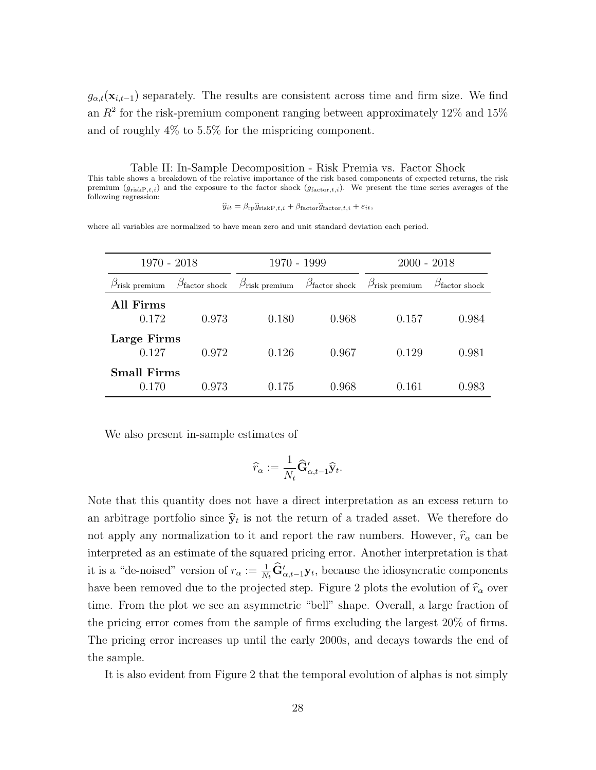$g_{\alpha,t}(\mathbf{x}_{i,t-1})$ separately. The results are consistent across time and firm size. We find an $R^2$ for the risk-premium component ranging between approximately 12% and 15% and of roughly 4% to 5.5% for the mispricing component.

Table II: In-Sample Decomposition - Risk Premia vs. Factor Shock

This table shows a breakdown of the relative importance of the risk based components of expected returns, the risk premium ($g_{\text{riskP},t,i}$) and the exposure to the factor shock ($g_{\text{factor},t,i}$). We present the time series averages of the following regression:

$$\widehat{y}_{it} = \beta_{\text{rp}}\widehat{g}_{\text{riskP},t,i} + \beta_{\text{factor}}\widehat{g}_{\text{factor},t,i} + \varepsilon_{it},$$

where all variables are normalized to have mean zero and unit standard deviation each period.

| 1970 - 2018 | | 1970 - 1999 | | 2000 - 2018 | |
|---|---|---|---|---|---|
| $\beta_{\text{risk premium}}$ | $\beta_{\text{factor shock}}$ | $\beta_{\text{risk premium}}$ | $\beta_{\text{factor shock}}$ | $\beta_{\text{risk premium}}$ | $\beta_{\text{factor shock}}$ |
| **All Firms** | | | | | |
| 0.172 | 0.973 | 0.180 | 0.968 | 0.157 | 0.984 |
| **Large Firms** | | | | | |
| 0.127 | 0.972 | 0.126 | 0.967 | 0.129 | 0.981 |
| **Small Firms** | | | | | |
| 0.170 | 0.973 | 0.175 | 0.968 | 0.161 | 0.983 |

We also present in-sample estimates of

$$\widehat{r}_{\alpha} := \frac{1}{N_t}\widehat{\mathbf{G}}'_{\alpha,t-1}\widehat{\mathbf{y}}_t.$$

Note that this quantity does not have a direct interpretation as an excess return to an arbitrage portfolio since $\widehat{\mathbf{y}}_t$ is not the return of a traded asset. We therefore do not apply any normalization to it and report the raw numbers. However, $\widehat{r}_{\alpha}$ can be interpreted as an estimate of the squared pricing error. Another interpretation is that it is a "de-noised" version of $r_{\alpha} := \frac{1}{N_t}\widehat{\mathbf{G}}'_{\alpha,t-1}\mathbf{y}_t$, because the idiosyncratic components have been removed due to the projected step. Figure 2 plots the evolution of $\widehat{r}_{\alpha}$ over time. From the plot we see an asymmetric "bell" shape. Overall, a large fraction of the pricing error comes from the sample of firms excluding the largest 20% of firms. The pricing error increases up until the early 2000s, and decays towards the end of the sample.

It is also evident from Figure 2 that the temporal evolution of alphas is not simply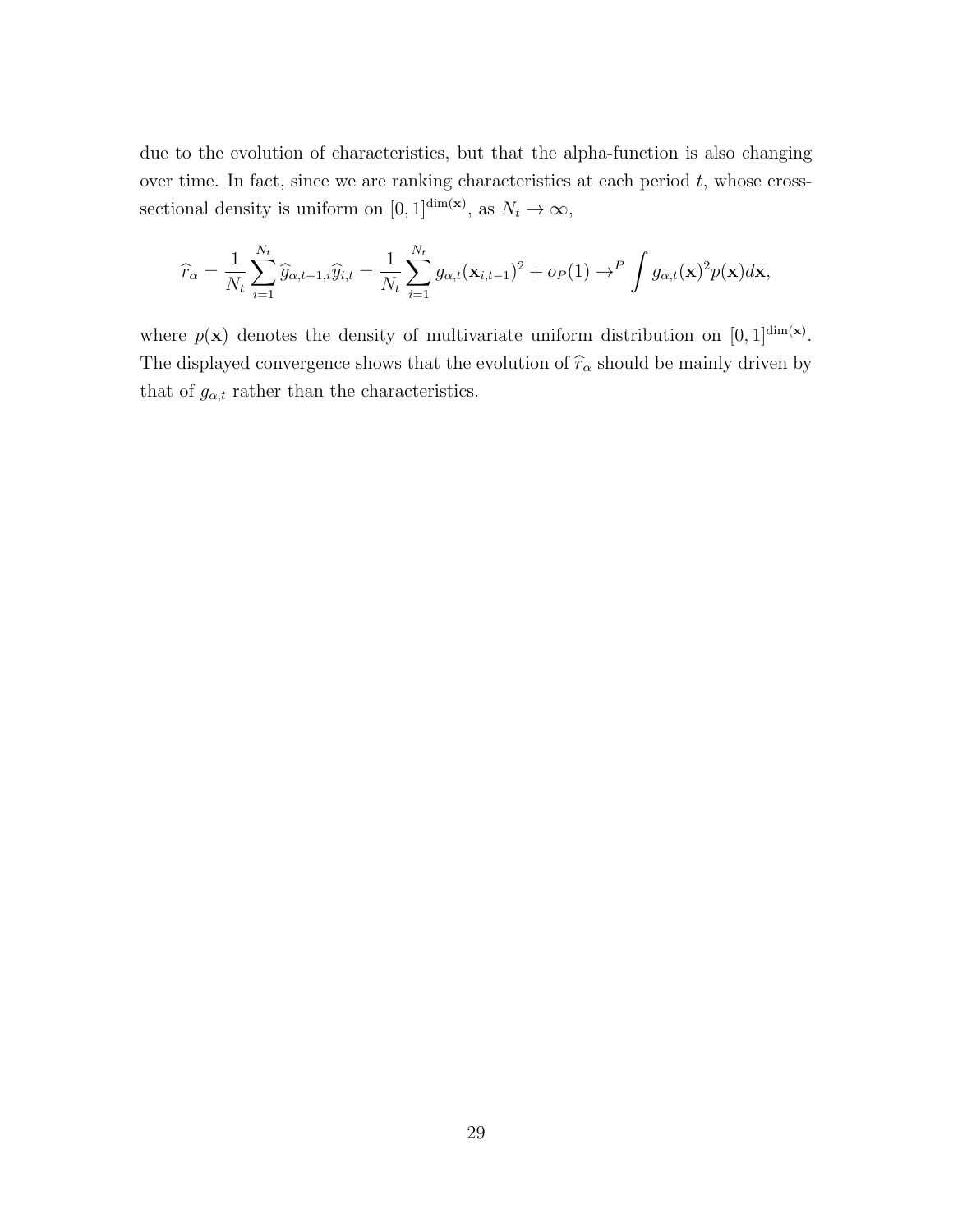due to the evolution of characteristics, but that the alpha-function is also changing over time. In fact, since we are ranking characteristics at each period $t$, whose cross-sectional density is uniform on $[0,1]^{\dim(\mathbf{x})}$, as $N_t \to \infty$,

$$
\widehat{r}_\alpha = \frac{1}{N_t}\sum_{i=1}^{N_t} \widehat{g}_{\alpha,t-1,i}\widehat{y}_{i,t} = \frac{1}{N_t}\sum_{i=1}^{N_t} g_{\alpha,t}(\mathbf{x}_{i,t-1})^2 + o_P(1) \to^P \int g_{\alpha,t}(\mathbf{x})^2 p(\mathbf{x}) d\mathbf{x},
$$

where $p(\mathbf{x})$ denotes the density of multivariate uniform distribution on $[0,1]^{\dim(\mathbf{x})}$. The displayed convergence shows that the evolution of $\widehat{r}_\alpha$ should be mainly driven by that of $g_{\alpha,t}$ rather than the characteristics.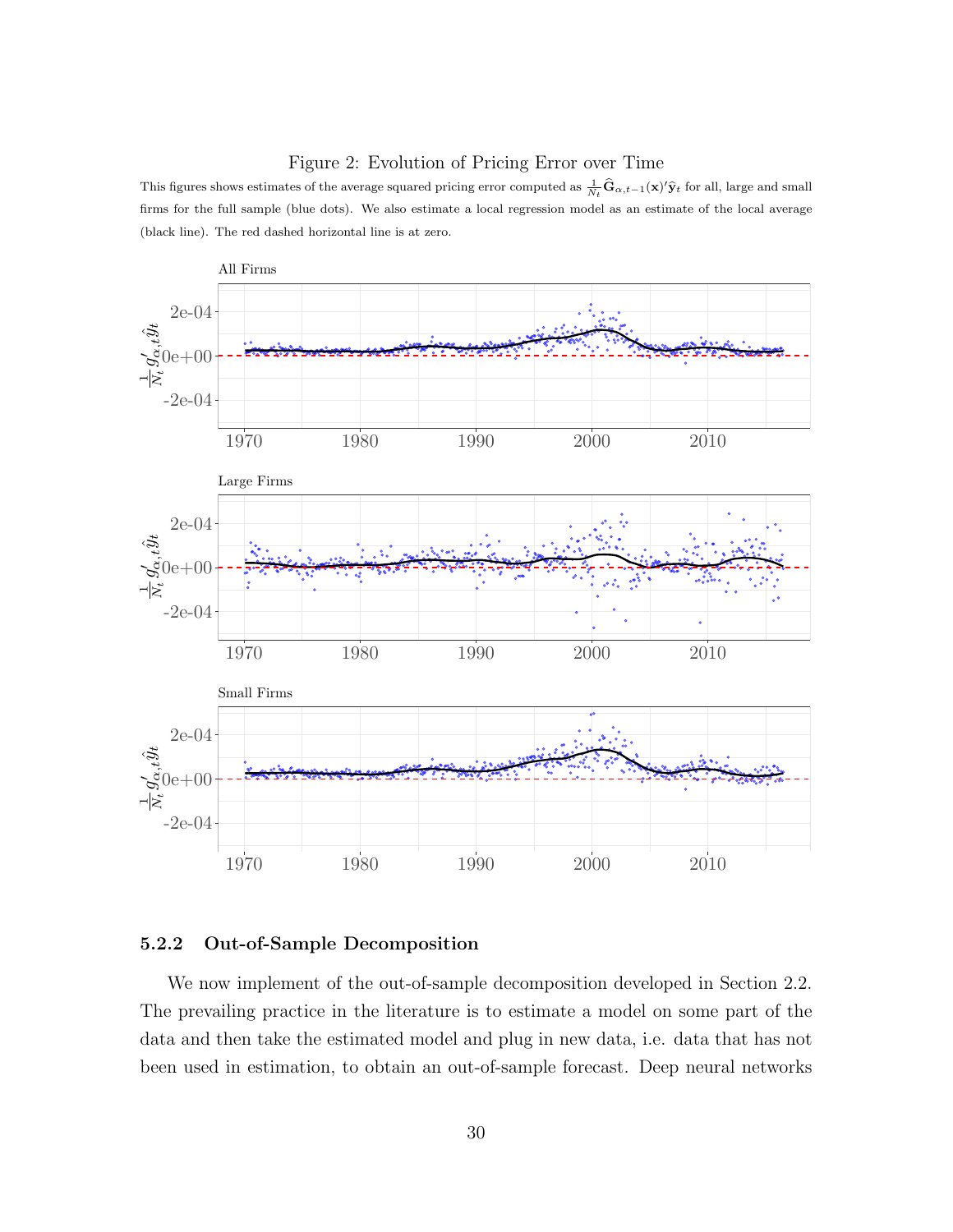Figure 2: Evolution of Pricing Error over Time

This figures shows estimates of the average squared pricing error computed as $\frac{1}{N_t}\widehat{\mathbf{G}}_{\alpha,t-1}(\mathbf{x})'\widehat{\mathbf{y}}_t$ for all, large and small firms for the full sample (blue dots). We also estimate a local regression model as an estimate of the local average (black line). The red dashed horizontal line is at zero.

### 5.2.2 Out-of-Sample Decomposition

We now implement of the out-of-sample decomposition developed in Section 2.2. The prevailing practice in the literature is to estimate a model on some part of the data and then take the estimated model and plug in new data, i.e. data that has not been used in estimation, to obtain an out-of-sample forecast. Deep neural networks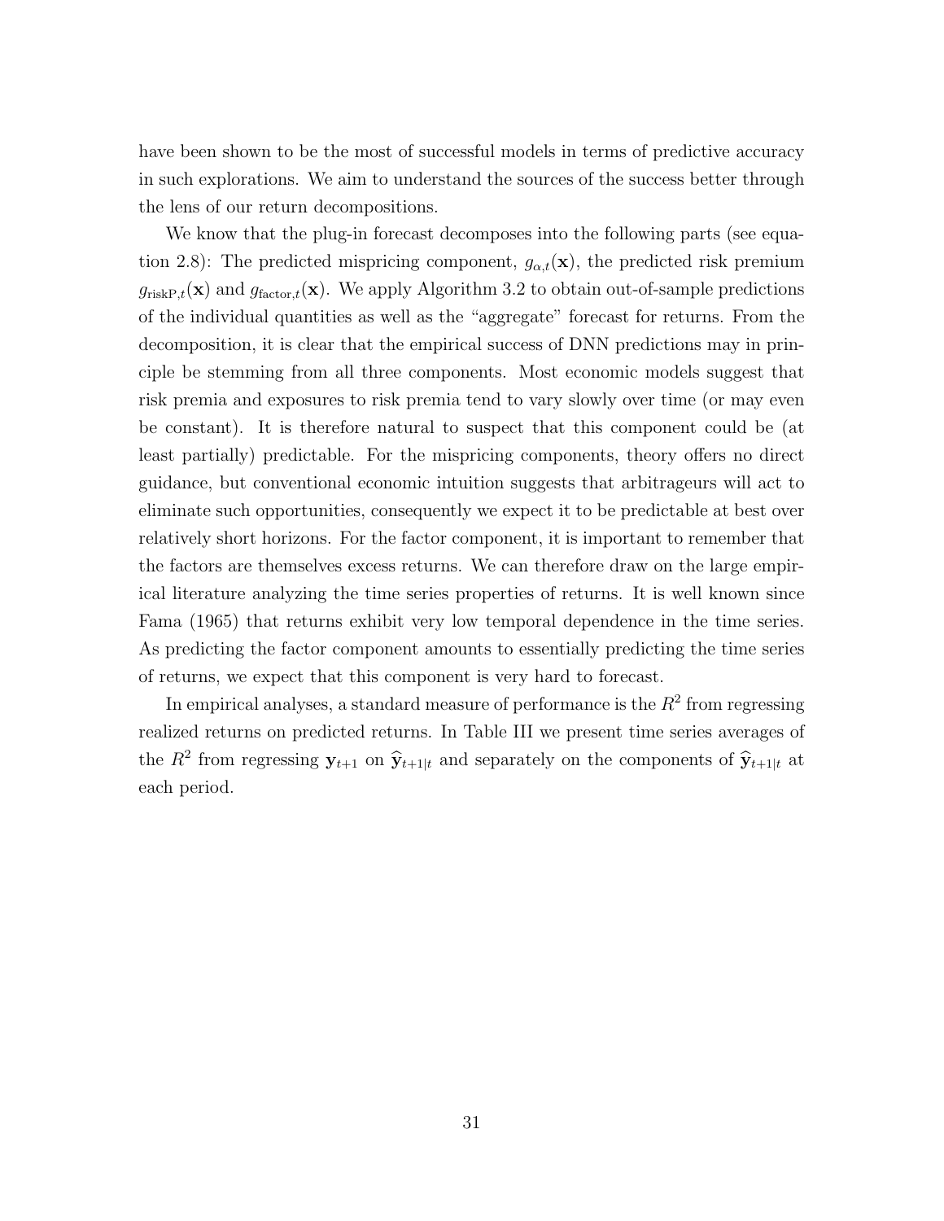have been shown to be the most of successful models in terms of predictive accuracy in such explorations. We aim to understand the sources of the success better through the lens of our return decompositions.

We know that the plug-in forecast decomposes into the following parts (see equation 2.8): The predicted mispricing component, $g_{\alpha,t}(\mathbf{x})$, the predicted risk premium $g_{\text{riskP},t}(\mathbf{x})$ and $g_{\text{factor},t}(\mathbf{x})$. We apply Algorithm 3.2 to obtain out-of-sample predictions of the individual quantities as well as the "aggregate" forecast for returns. From the decomposition, it is clear that the empirical success of DNN predictions may in principle be stemming from all three components. Most economic models suggest that risk premia and exposures to risk premia tend to vary slowly over time (or may even be constant). It is therefore natural to suspect that this component could be (at least partially) predictable. For the mispricing components, theory offers no direct guidance, but conventional economic intuition suggests that arbitrageurs will act to eliminate such opportunities, consequently we expect it to be predictable at best over relatively short horizons. For the factor component, it is important to remember that the factors are themselves excess returns. We can therefore draw on the large empirical literature analyzing the time series properties of returns. It is well known since Fama (1965) that returns exhibit very low temporal dependence in the time series. As predicting the factor component amounts to essentially predicting the time series of returns, we expect that this component is very hard to forecast.

In empirical analyses, a standard measure of performance is the $R^2$ from regressing realized returns on predicted returns. In Table III we present time series averages of the $R^2$ from regressing $\mathbf{y}_{t+1}$ on $\widehat{\mathbf{y}}_{t+1|t}$ and separately on the components of $\widehat{\mathbf{y}}_{t+1|t}$ at each period.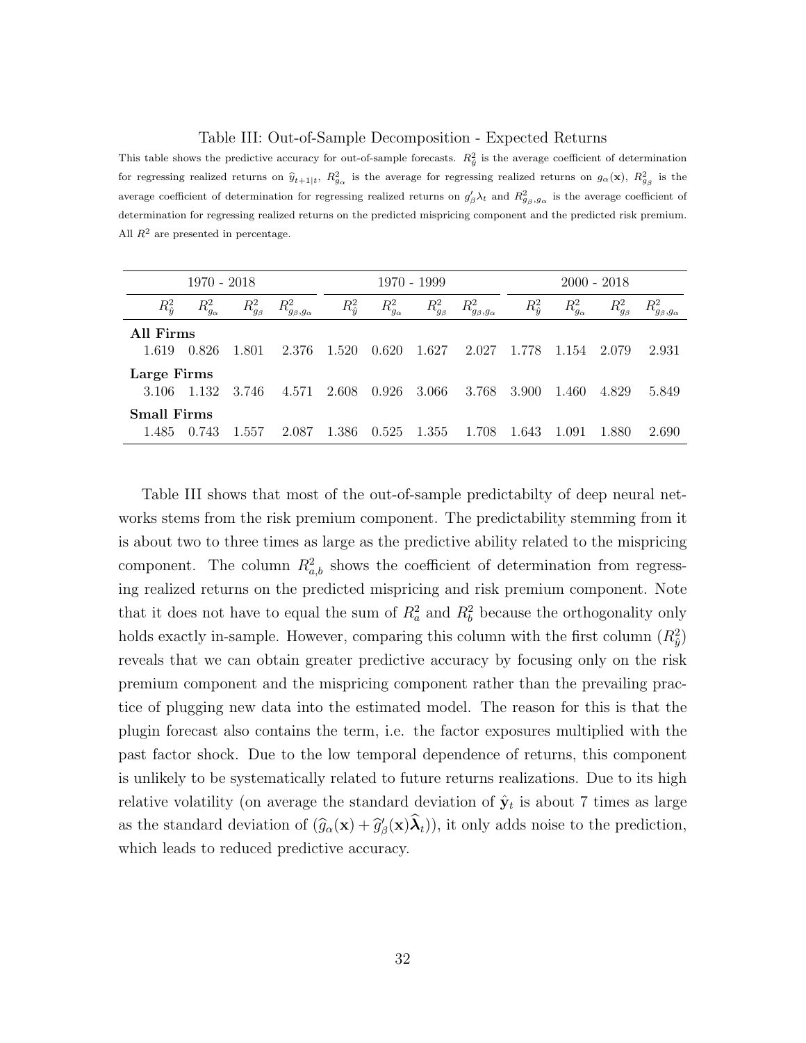Table III: Out-of-Sample Decomposition - Expected Returns

This table shows the predictive accuracy for out-of-sample forecasts. $R^2_{\hat{y}}$ is the average coefficient of determination for regressing realized returns on $\widehat{y}_{t+1|t}$, $R^2_{g_\alpha}$ is the average for regressing realized returns on $g_\alpha(\mathbf{x})$, $R^2_{g_\beta}$ is the average coefficient of determination for regressing realized returns on $g_\beta'\lambda_t$ and $R^2_{g_\beta,g_\alpha}$ is the average coefficient of determination for regressing realized returns on the predicted mispricing component and the predicted risk premium. All $R^2$ are presented in percentage.

| 1970 - 2018 | | | | 1970 - 1999 | | | | 2000 - 2018 | | | |
|---|---|---|---|---|---|---|---|---|---|---|---|
| $R^2_{\hat{y}}$ | $R^2_{g_\alpha}$ | $R^2_{g_\beta}$ | $R^2_{g_\beta,g_\alpha}$ | $R^2_{\hat{y}}$ | $R^2_{g_\alpha}$ | $R^2_{g_\beta}$ | $R^2_{g_\beta,g_\alpha}$ | $R^2_{\hat{y}}$ | $R^2_{g_\alpha}$ | $R^2_{g_\beta}$ | $R^2_{g_\beta,g_\alpha}$ |
| **All Firms** | | | | | | | | | | | |
| 1.619 | 0.826 | 1.801 | 2.376 | 1.520 | 0.620 | 1.627 | 2.027 | 1.778 | 1.154 | 2.079 | 2.931 |
| **Large Firms** | | | | | | | | | | | |
| 3.106 | 1.132 | 3.746 | 4.571 | 2.608 | 0.926 | 3.066 | 3.768 | 3.900 | 1.460 | 4.829 | 5.849 |
| **Small Firms** | | | | | | | | | | | |
| 1.485 | 0.743 | 1.557 | 2.087 | 1.386 | 0.525 | 1.355 | 1.708 | 1.643 | 1.091 | 1.880 | 2.690 |

Table III shows that most of the out-of-sample predictabilty of deep neural networks stems from the risk premium component. The predictability stemming from it is about two to three times as large as the predictive ability related to the mispricing component. The column $R^2_{a,b}$ shows the coefficient of determination from regressing realized returns on the predicted mispricing and risk premium component. Note that it does not have to equal the sum of $R^2_a$ and $R^2_b$ because the orthogonality only holds exactly in-sample. However, comparing this column with the first column ($R^2_{\hat{y}}$) reveals that we can obtain greater predictive accuracy by focusing only on the risk premium component and the mispricing component rather than the prevailing practice of plugging new data into the estimated model. The reason for this is that the plugin forecast also contains the term, i.e. the factor exposures multiplied with the past factor shock. Due to the low temporal dependence of returns, this component is unlikely to be systematically related to future returns realizations. Due to its high relative volatility (on average the standard deviation of $\hat{\mathbf{y}}_t$ is about 7 times as large as the standard deviation of $(\widehat{g}_\alpha(\mathbf{x}) + \widehat{g}_\beta'(\mathbf{x})\widehat{\boldsymbol{\lambda}}_t)$), it only adds noise to the prediction, which leads to reduced predictive accuracy.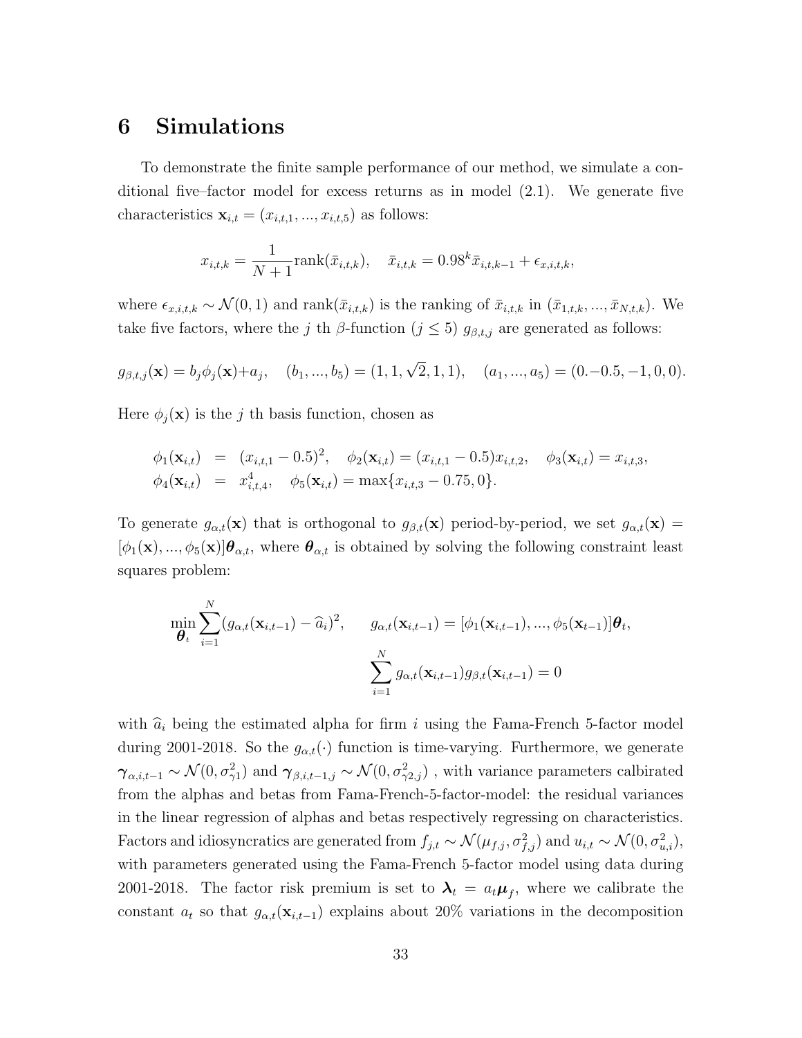## 6 Simulations

To demonstrate the finite sample performance of our method, we simulate a conditional five–factor model for excess returns as in model (2.1). We generate five characteristics $\mathbf{x}_{i,t} = (x_{i,t,1}, ..., x_{i,t,5})$ as follows:

$$x_{i,t,k} = \frac{1}{N+1}\text{rank}(\bar{x}_{i,t,k}), \quad \bar{x}_{i,t,k} = 0.98^k \bar{x}_{i,t,k-1} + \epsilon_{x,i,t,k},$$

where $\epsilon_{x,i,t,k} \sim \mathcal{N}(0,1)$ and $\text{rank}(\bar{x}_{i,t,k})$ is the ranking of $\bar{x}_{i,t,k}$ in $(\bar{x}_{1,t,k}, ..., \bar{x}_{N,t,k})$. We take five factors, where the $j$ th $\beta$-function ($j \leq 5$) $g_{\beta,t,j}$ are generated as follows:

$$g_{\beta,t,j}(\mathbf{x}) = b_j \phi_j(\mathbf{x}) + a_j, \quad (b_1, ..., b_5) = (1, 1, \sqrt{2}, 1, 1), \quad (a_1, ..., a_5) = (0. -0.5, -1, 0, 0).$$

Here $\phi_j(\mathbf{x})$ is the $j$ th basis function, chosen as

$$\begin{aligned}
\phi_1(\mathbf{x}_{i,t}) &= (x_{i,t,1} - 0.5)^2, \quad \phi_2(\mathbf{x}_{i,t}) = (x_{i,t,1} - 0.5)x_{i,t,2}, \quad \phi_3(\mathbf{x}_{i,t}) = x_{i,t,3}, \\
\phi_4(\mathbf{x}_{i,t}) &= x_{i,t,4}^4, \quad \phi_5(\mathbf{x}_{i,t}) = \max\{x_{i,t,3} - 0.75, 0\}.
\end{aligned}$$

To generate $g_{\alpha,t}(\mathbf{x})$ that is orthogonal to $g_{\beta,t}(\mathbf{x})$ period-by-period, we set $g_{\alpha,t}(\mathbf{x}) = [\phi_1(\mathbf{x}), ..., \phi_5(\mathbf{x})]\boldsymbol{\theta}_{\alpha,t}$, where $\boldsymbol{\theta}_{\alpha,t}$ is obtained by solving the following constraint least squares problem:

$$\min_{\boldsymbol{\theta}_t} \sum_{i=1}^{N} (g_{\alpha,t}(\mathbf{x}_{i,t-1}) - \widehat{a}_i)^2, \qquad g_{\alpha,t}(\mathbf{x}_{i,t-1}) = [\phi_1(\mathbf{x}_{i,t-1}), ..., \phi_5(\mathbf{x}_{t-1})]\boldsymbol{\theta}_t,$$

$$\sum_{i=1}^{N} g_{\alpha,t}(\mathbf{x}_{i,t-1}) g_{\beta,t}(\mathbf{x}_{i,t-1}) = 0$$

with $\widehat{a}_i$ being the estimated alpha for firm $i$ using the Fama-French 5-factor model during 2001-2018. So the $g_{\alpha,t}(\cdot)$ function is time-varying. Furthermore, we generate $\boldsymbol{\gamma}_{\alpha,i,t-1} \sim \mathcal{N}(0, \sigma_{\gamma 1}^2)$ and $\boldsymbol{\gamma}_{\beta,i,t-1,j} \sim \mathcal{N}(0, \sigma_{\gamma 2,j}^2)$ , with variance parameters calbirated from the alphas and betas from Fama-French-5-factor-model: the residual variances in the linear regression of alphas and betas respectively regressing on characteristics. Factors and idiosyncratics are generated from $f_{j,t} \sim \mathcal{N}(\mu_{f,j}, \sigma_{f,j}^2)$ and $u_{i,t} \sim \mathcal{N}(0, \sigma_{u,i}^2)$, with parameters generated using the Fama-French 5-factor model using data during 2001-2018. The factor risk premium is set to $\boldsymbol{\lambda}_t = a_t \boldsymbol{\mu}_f$, where we calibrate the constant $a_t$ so that $g_{\alpha,t}(\mathbf{x}_{i,t-1})$ explains about 20% variations in the decomposition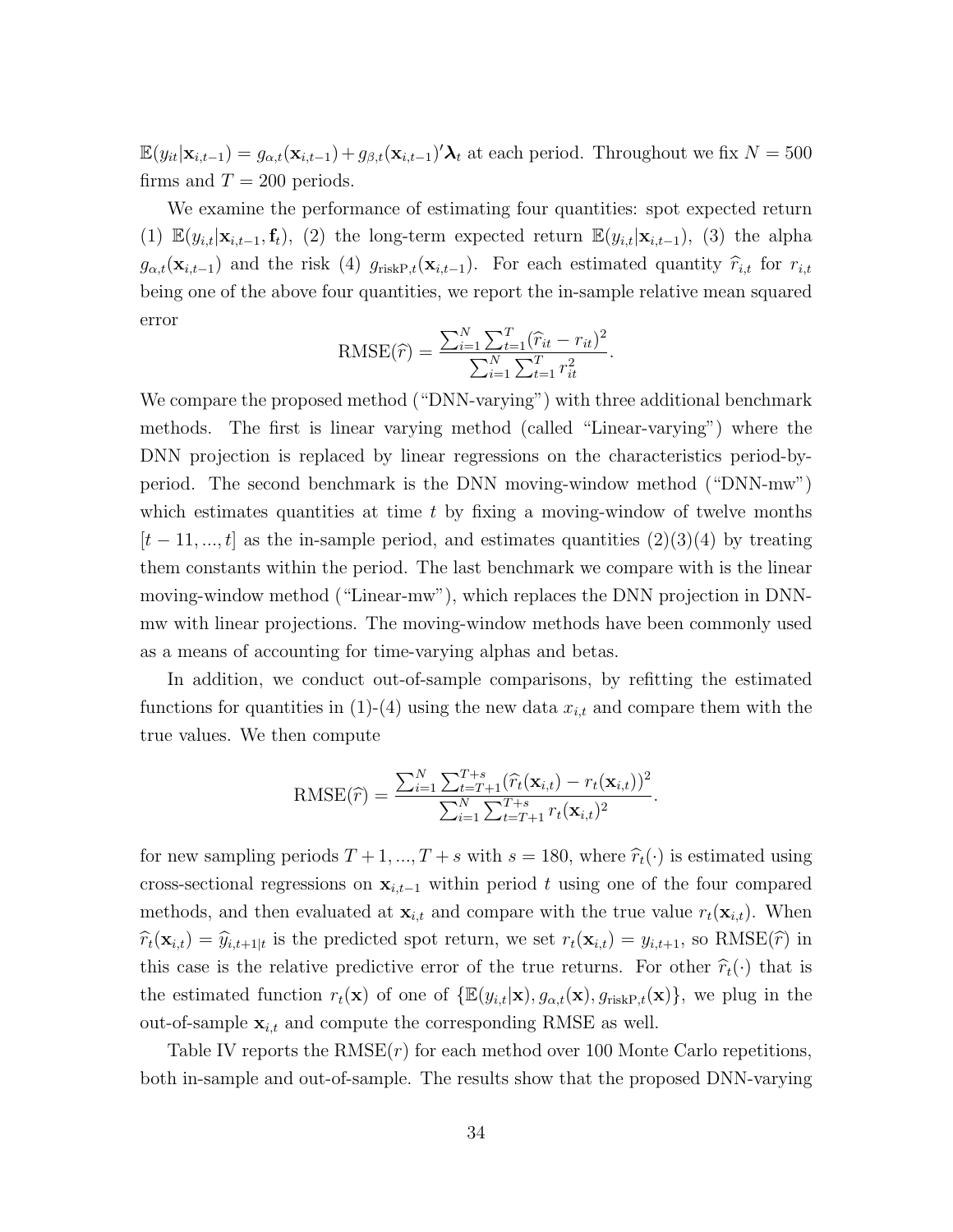$\mathbb{E}(y_{it}|\mathbf{x}_{i,t-1}) = g_{\alpha,t}(\mathbf{x}_{i,t-1}) + g_{\beta,t}(\mathbf{x}_{i,t-1})'\boldsymbol{\lambda}_t$ at each period. Throughout we fix $N = 500$ firms and $T = 200$ periods.

We examine the performance of estimating four quantities: spot expected return (1) $\mathbb{E}(y_{i,t}|\mathbf{x}_{i,t-1}, \mathbf{f}_t)$, (2) the long-term expected return $\mathbb{E}(y_{i,t}|\mathbf{x}_{i,t-1})$, (3) the alpha $g_{\alpha,t}(\mathbf{x}_{i,t-1})$ and the risk (4) $g_{\text{riskP},t}(\mathbf{x}_{i,t-1})$. For each estimated quantity $\widehat{r}_{i,t}$ for $r_{i,t}$ being one of the above four quantities, we report the in-sample relative mean squared error

$$\text{RMSE}(\widehat{r}) = \frac{\sum_{i=1}^{N}\sum_{t=1}^{T}(\widehat{r}_{it} - r_{it})^2}{\sum_{i=1}^{N}\sum_{t=1}^{T} r_{it}^2}.$$

We compare the proposed method ("DNN-varying") with three additional benchmark methods. The first is linear varying method (called "Linear-varying") where the DNN projection is replaced by linear regressions on the characteristics period-by-period. The second benchmark is the DNN moving-window method ("DNN-mw") which estimates quantities at time $t$ by fixing a moving-window of twelve months $[t-11, ..., t]$ as the in-sample period, and estimates quantities (2)(3)(4) by treating them constants within the period. The last benchmark we compare with is the linear moving-window method ("Linear-mw"), which replaces the DNN projection in DNN-mw with linear projections. The moving-window methods have been commonly used as a means of accounting for time-varying alphas and betas.

In addition, we conduct out-of-sample comparisons, by refitting the estimated functions for quantities in (1)-(4) using the new data $x_{i,t}$ and compare them with the true values. We then compute

$$\text{RMSE}(\widehat{r}) = \frac{\sum_{i=1}^{N}\sum_{t=T+1}^{T+s}(\widehat{r}_t(\mathbf{x}_{i,t}) - r_t(\mathbf{x}_{i,t}))^2}{\sum_{i=1}^{N}\sum_{t=T+1}^{T+s} r_t(\mathbf{x}_{i,t})^2}.$$

for new sampling periods $T+1, ..., T+s$ with $s = 180$, where $\widehat{r}_t(\cdot)$ is estimated using cross-sectional regressions on $\mathbf{x}_{i,t-1}$ within period $t$ using one of the four compared methods, and then evaluated at $\mathbf{x}_{i,t}$ and compare with the true value $r_t(\mathbf{x}_{i,t})$. When $\widehat{r}_t(\mathbf{x}_{i,t}) = \widehat{y}_{i,t+1|t}$ is the predicted spot return, we set $r_t(\mathbf{x}_{i,t}) = y_{i,t+1}$, so RMSE$(\widehat{r})$ in this case is the relative predictive error of the true returns. For other $\widehat{r}_t(\cdot)$ that is the estimated function $r_t(\mathbf{x})$ of one of $\{\mathbb{E}(y_{i,t}|\mathbf{x}), g_{\alpha,t}(\mathbf{x}), g_{\text{riskP},t}(\mathbf{x})\}$, we plug in the out-of-sample $\mathbf{x}_{i,t}$ and compute the corresponding RMSE as well.

Table IV reports the RMSE$(r)$ for each method over 100 Monte Carlo repetitions, both in-sample and out-of-sample. The results show that the proposed DNN-varying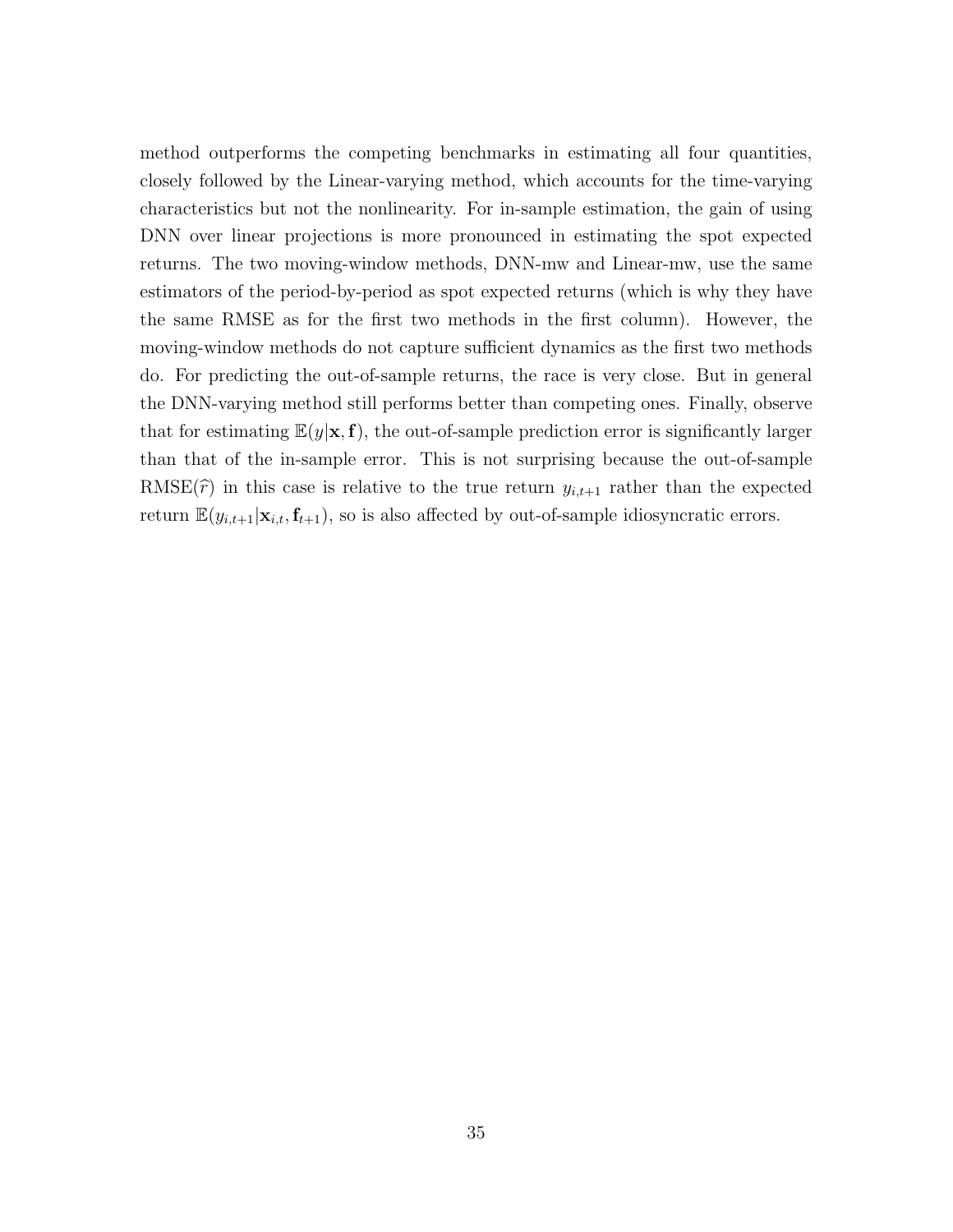method outperforms the competing benchmarks in estimating all four quantities, closely followed by the Linear-varying method, which accounts for the time-varying characteristics but not the nonlinearity. For in-sample estimation, the gain of using DNN over linear projections is more pronounced in estimating the spot expected returns. The two moving-window methods, DNN-mw and Linear-mw, use the same estimators of the period-by-period as spot expected returns (which is why they have the same RMSE as for the first two methods in the first column). However, the moving-window methods do not capture sufficient dynamics as the first two methods do. For predicting the out-of-sample returns, the race is very close. But in general the DNN-varying method still performs better than competing ones. Finally, observe that for estimating $\mathbb{E}(y|\mathbf{x}, \mathbf{f})$, the out-of-sample prediction error is significantly larger than that of the in-sample error. This is not surprising because the out-of-sample $\text{RMSE}(\widehat{r})$ in this case is relative to the true return $y_{i,t+1}$ rather than the expected return $\mathbb{E}(y_{i,t+1}|\mathbf{x}_{i,t}, \mathbf{f}_{t+1})$, so is also affected by out-of-sample idiosyncratic errors.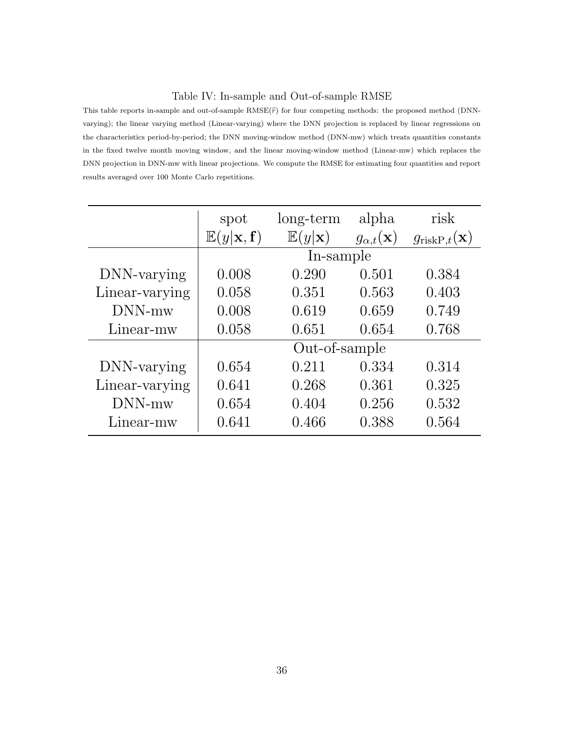Table IV: In-sample and Out-of-sample RMSE

This table reports in-sample and out-of-sample RMSE($\hat{r}$) for four competing methods: the proposed method (DNN-varying); the linear varying method (Linear-varying) where the DNN projection is replaced by linear regressions on the characteristics period-by-period; the DNN moving-window method (DNN-mw) which treats quantities constants in the fixed twelve month moving window, and the linear moving-window method (Linear-mw) which replaces the DNN projection in DNN-mw with linear projections. We compute the RMSE for estimating four quantities and report results averaged over 100 Monte Carlo repetitions.

| | spot $\mathbb{E}(y\|\mathbf{x}, \mathbf{f})$ | long-term $\mathbb{E}(y\|\mathbf{x})$ | alpha $g_{\alpha,t}(\mathbf{x})$ | risk $g_{\text{riskP},t}(\mathbf{x})$ |
|---|---|---|---|---|
| | In-sample | | | |
| DNN-varying | 0.008 | 0.290 | 0.501 | 0.384 |
| Linear-varying | 0.058 | 0.351 | 0.563 | 0.403 |
| DNN-mw | 0.008 | 0.619 | 0.659 | 0.749 |
| Linear-mw | 0.058 | 0.651 | 0.654 | 0.768 |
| | Out-of-sample | | | |
| DNN-varying | 0.654 | 0.211 | 0.334 | 0.314 |
| Linear-varying | 0.641 | 0.268 | 0.361 | 0.325 |
| DNN-mw | 0.654 | 0.404 | 0.256 | 0.532 |
| Linear-mw | 0.641 | 0.466 | 0.388 | 0.564 |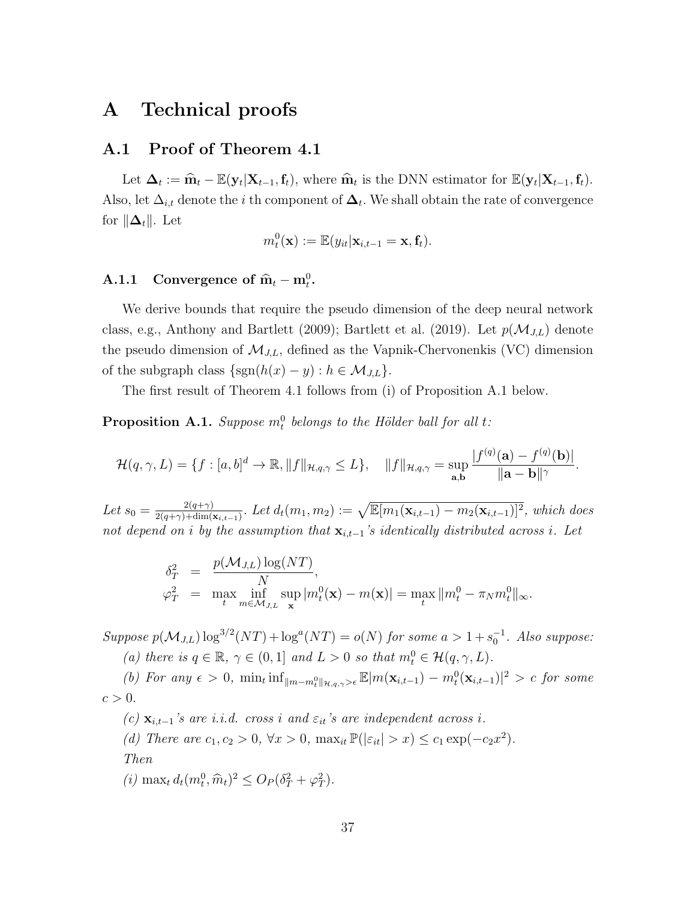# A Technical proofs

## A.1 Proof of Theorem 4.1

Let $\mathbf{\Delta}_t := \widehat{\mathbf{m}}_t - \mathbb{E}(\mathbf{y}_t|\mathbf{X}_{t-1}, \mathbf{f}_t)$, where $\widehat{\mathbf{m}}_t$ is the DNN estimator for $\mathbb{E}(\mathbf{y}_t|\mathbf{X}_{t-1}, \mathbf{f}_t)$. Also, let $\Delta_{i,t}$ denote the $i$ th component of $\mathbf{\Delta}_t$. We shall obtain the rate of convergence for $\|\mathbf{\Delta}_t\|$. Let

$$m_t^0(\mathbf{x}) := \mathbb{E}(y_{it}|\mathbf{x}_{i,t-1} = \mathbf{x}, \mathbf{f}_t).$$

### A.1.1 Convergence of $\widehat{\mathbf{m}}_t - \mathbf{m}_t^0$.

We derive bounds that require the pseudo dimension of the deep neural network class, e.g., Anthony and Bartlett (2009); Bartlett et al. (2019). Let $p(\mathcal{M}_{J,L})$ denote the pseudo dimension of $\mathcal{M}_{J,L}$, defined as the Vapnik-Chervonenkis (VC) dimension of the subgraph class $\{\text{sgn}(h(x) - y) : h \in \mathcal{M}_{J,L}\}$.

The first result of Theorem 4.1 follows from (i) of Proposition A.1 below.

**Proposition A.1.** *Suppose $m_t^0$ belongs to the Hölder ball for all $t$:*

$$\mathcal{H}(q, \gamma, L) = \{f : [a, b]^d \to \mathbb{R}, \|f\|_{\mathcal{H},q,\gamma} \leq L\}, \quad \|f\|_{\mathcal{H},q,\gamma} = \sup_{\mathbf{a},\mathbf{b}} \frac{|f^{(q)}(\mathbf{a}) - f^{(q)}(\mathbf{b})|}{\|\mathbf{a} - \mathbf{b}\|^\gamma}.$$

*Let $s_0 = \frac{2(q+\gamma)}{2(q+\gamma)+\dim(\mathbf{x}_{i,t-1})}$. Let $d_t(m_1, m_2) := \sqrt{\mathbb{E}[m_1(\mathbf{x}_{i,t-1}) - m_2(\mathbf{x}_{i,t-1})]^2}$, which does not depend on $i$ by the assumption that $\mathbf{x}_{i,t-1}$'s identically distributed across $i$. Let*

$$\begin{aligned}
\delta_T^2 &= \frac{p(\mathcal{M}_{J,L}) \log(NT)}{N}, \\
\varphi_T^2 &= \max_t \inf_{m \in \mathcal{M}_{J,L}} \sup_{\mathbf{x}} |m_t^0(\mathbf{x}) - m(\mathbf{x})| = \max_t \|m_t^0 - \pi_N m_t^0\|_\infty.
\end{aligned}$$

*Suppose $p(\mathcal{M}_{J,L}) \log^{3/2}(NT) + \log^a(NT) = o(N)$ for some $a > 1 + s_0^{-1}$. Also suppose:*

*(a) there is $q \in \mathbb{R}$, $\gamma \in (0, 1]$ and $L > 0$ so that $m_t^0 \in \mathcal{H}(q, \gamma, L)$.*

*(b) For any $\epsilon > 0$, $\min_t \inf_{\|m - m_t^0\|_{\mathcal{H},q,\gamma} > \epsilon} \mathbb{E}|m(\mathbf{x}_{i,t-1}) - m_t^0(\mathbf{x}_{i,t-1})|^2 > c$ for some $c > 0$.*

*(c) $\mathbf{x}_{i,t-1}$'s are i.i.d. cross $i$ and $\varepsilon_{it}$'s are independent across $i$.*

*(d) There are $c_1, c_2 > 0$, $\forall x > 0$, $\max_{it} \mathbb{P}(|\varepsilon_{it}| > x) \leq c_1 \exp(-c_2 x^2)$.*

*Then*

*(i) $\max_t d_t(m_t^0, \widehat{m}_t)^2 \leq O_P(\delta_T^2 + \varphi_T^2)$.*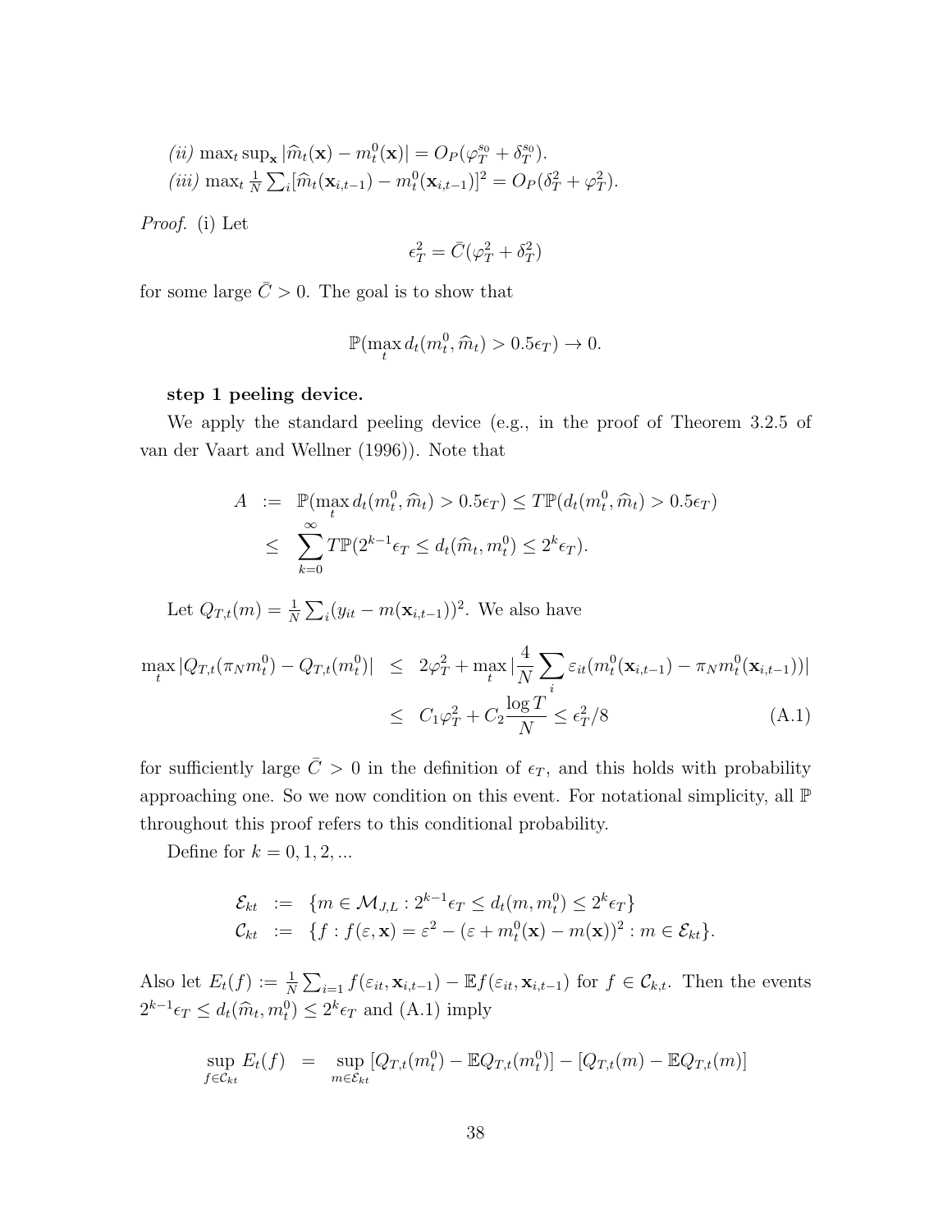*(ii)* $\max_t \sup_{\mathbf{x}} |\widehat{m}_t(\mathbf{x}) - m_t^0(\mathbf{x})| = O_P(\varphi_T^{s_0} + \delta_T^{s_0})$.
*(iii)* $\max_t \frac{1}{N}\sum_i [\widehat{m}_t(\mathbf{x}_{i,t-1}) - m_t^0(\mathbf{x}_{i,t-1})]^2 = O_P(\delta_T^2 + \varphi_T^2)$.

*Proof.* (i) Let

$$\epsilon_T^2 = \bar{C}(\varphi_T^2 + \delta_T^2)$$

for some large $\bar{C} > 0$. The goal is to show that

$$\mathbb{P}(\max_t d_t(m_t^0, \widehat{m}_t) > 0.5\epsilon_T) \to 0.$$

**step 1 peeling device.**

We apply the standard peeling device (e.g., in the proof of Theorem 3.2.5 of van der Vaart and Wellner (1996)). Note that

$$\begin{aligned}
A &:= \mathbb{P}(\max_t d_t(m_t^0, \widehat{m}_t) > 0.5\epsilon_T) \leq T\mathbb{P}(d_t(m_t^0, \widehat{m}_t) > 0.5\epsilon_T) \\
&\leq \sum_{k=0}^{\infty} T\mathbb{P}(2^{k-1}\epsilon_T \leq d_t(\widehat{m}_t, m_t^0) \leq 2^k \epsilon_T).
\end{aligned}$$

Let $Q_{T,t}(m) = \frac{1}{N}\sum_i (y_{it} - m(\mathbf{x}_{i,t-1}))^2$. We also have

$$\begin{aligned}
\max_t |Q_{T,t}(\pi_N m_t^0) - Q_{T,t}(m_t^0)| &\leq 2\varphi_T^2 + \max_t |\frac{4}{N}\sum_i \varepsilon_{it}(m_t^0(\mathbf{x}_{i,t-1}) - \pi_N m_t^0(\mathbf{x}_{i,t-1}))| \\
&\leq C_1\varphi_T^2 + C_2\frac{\log T}{N} \leq \epsilon_T^2/8 \qquad \text{(A.1)}
\end{aligned}$$

for sufficiently large $\bar{C} > 0$ in the definition of $\epsilon_T$, and this holds with probability approaching one. So we now condition on this event. For notational simplicity, all $\mathbb{P}$ throughout this proof refers to this conditional probability.

Define for $k = 0, 1, 2, ...$

$$\begin{aligned}
\mathcal{E}_{kt} &:= \{m \in \mathcal{M}_{J,L} : 2^{k-1}\epsilon_T \leq d_t(m, m_t^0) \leq 2^k\epsilon_T\} \\
\mathcal{C}_{kt} &:= \{f : f(\varepsilon, \mathbf{x}) = \varepsilon^2 - (\varepsilon + m_t^0(\mathbf{x}) - m(\mathbf{x}))^2 : m \in \mathcal{E}_{kt}\}.
\end{aligned}$$

Also let $E_t(f) := \frac{1}{N}\sum_{i=1} f(\varepsilon_{it}, \mathbf{x}_{i,t-1}) - \mathbb{E}f(\varepsilon_{it}, \mathbf{x}_{i,t-1})$ for $f \in \mathcal{C}_{k,t}$. Then the events $2^{k-1}\epsilon_T \leq d_t(\widehat{m}_t, m_t^0) \leq 2^k\epsilon_T$ and (A.1) imply

$$\sup_{f \in \mathcal{C}_{kt}} E_t(f) = \sup_{m \in \mathcal{E}_{kt}} [Q_{T,t}(m_t^0) - \mathbb{E}Q_{T,t}(m_t^0)] - [Q_{T,t}(m) - \mathbb{E}Q_{T,t}(m)]$$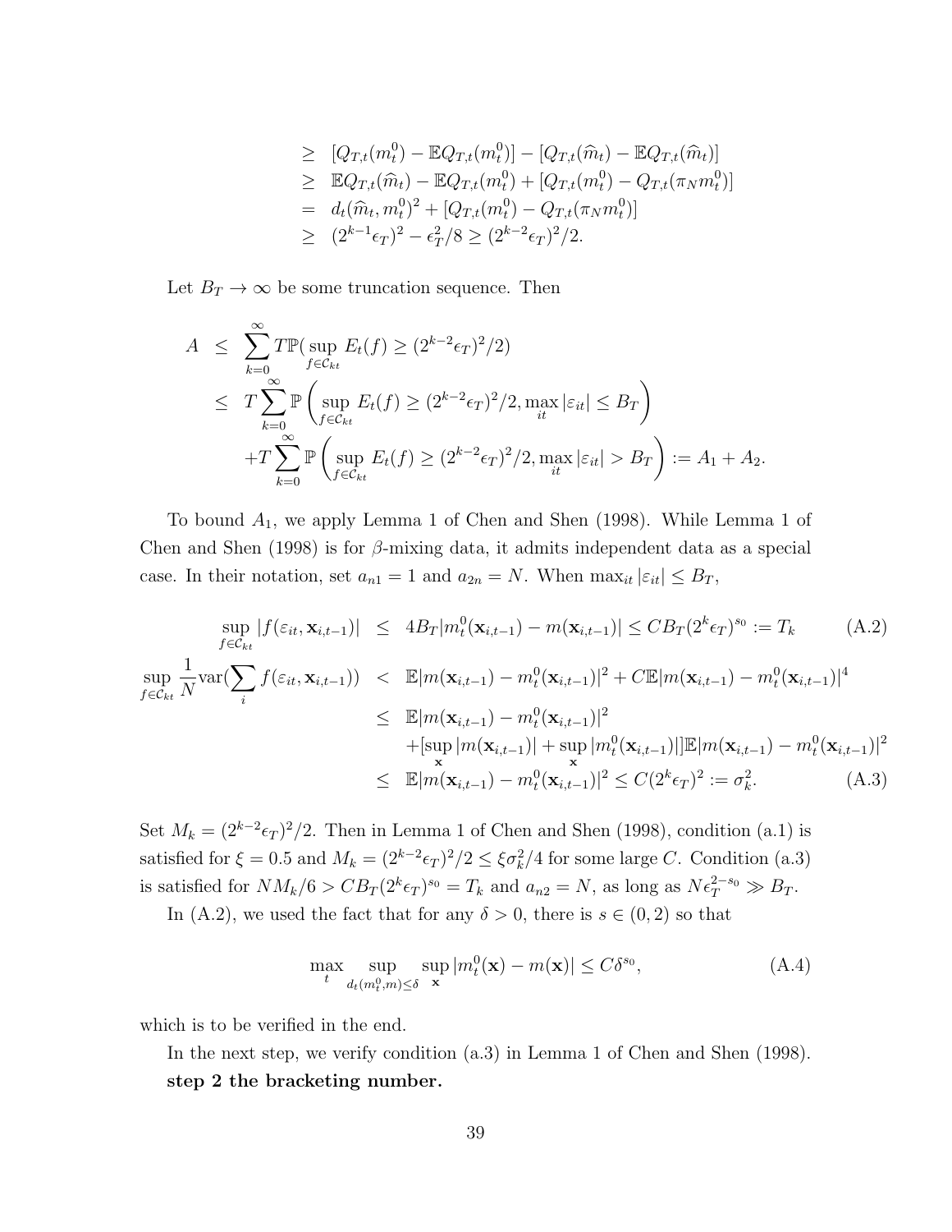$$
\begin{aligned}
&\geq [Q_{T,t}(m_t^0) - \mathbb{E}Q_{T,t}(m_t^0)] - [Q_{T,t}(\widehat{m}_t) - \mathbb{E}Q_{T,t}(\widehat{m}_t)] \\
&\geq \mathbb{E}Q_{T,t}(\widehat{m}_t) - \mathbb{E}Q_{T,t}(m_t^0) + [Q_{T,t}(m_t^0) - Q_{T,t}(\pi_N m_t^0)] \\
&= d_t(\widehat{m}_t, m_t^0)^2 + [Q_{T,t}(m_t^0) - Q_{T,t}(\pi_N m_t^0)] \\
&\geq (2^{k-1}\epsilon_T)^2 - \epsilon_T^2/8 \geq (2^{k-2}\epsilon_T)^2/2.
\end{aligned}
$$

Let $B_T \to \infty$ be some truncation sequence. Then

$$
\begin{aligned}
A &\leq \sum_{k=0}^{\infty} T\mathbb{P}(\sup_{f\in\mathcal{C}_{kt}} E_t(f) \geq (2^{k-2}\epsilon_T)^2/2) \\
&\leq T\sum_{k=0}^{\infty} \mathbb{P}\left(\sup_{f\in\mathcal{C}_{kt}} E_t(f) \geq (2^{k-2}\epsilon_T)^2/2, \max_{it}|\varepsilon_{it}| \leq B_T\right) \\
&\quad + T\sum_{k=0}^{\infty} \mathbb{P}\left(\sup_{f\in\mathcal{C}_{kt}} E_t(f) \geq (2^{k-2}\epsilon_T)^2/2, \max_{it}|\varepsilon_{it}| > B_T\right) := A_1 + A_2.
\end{aligned}
$$

To bound $A_1$, we apply Lemma 1 of Chen and Shen (1998). While Lemma 1 of Chen and Shen (1998) is for $\beta$-mixing data, it admits independent data as a special case. In their notation, set $a_{n1} = 1$ and $a_{2n} = N$. When $\max_{it}|\varepsilon_{it}| \leq B_T$,

$$
\sup_{f\in\mathcal{C}_{kt}} |f(\varepsilon_{it}, \mathbf{x}_{i,t-1})| \leq 4B_T|m_t^0(\mathbf{x}_{i,t-1}) - m(\mathbf{x}_{i,t-1})| \leq CB_T(2^k\epsilon_T)^{s_0} := T_k \tag{A.2}
$$

$$
\begin{aligned}
\sup_{f\in\mathcal{C}_{kt}} \frac{1}{N}\mathrm{var}(\sum_i f(\varepsilon_{it}, \mathbf{x}_{i,t-1})) &< \mathbb{E}|m(\mathbf{x}_{i,t-1}) - m_t^0(\mathbf{x}_{i,t-1})|^2 + C\mathbb{E}|m(\mathbf{x}_{i,t-1}) - m_t^0(\mathbf{x}_{i,t-1})|^4 \\
&\leq \mathbb{E}|m(\mathbf{x}_{i,t-1}) - m_t^0(\mathbf{x}_{i,t-1})|^2 \\
&\quad + [\sup_{\mathbf{x}}|m(\mathbf{x}_{i,t-1})| + \sup_{\mathbf{x}}|m_t^0(\mathbf{x}_{i,t-1})|]\mathbb{E}|m(\mathbf{x}_{i,t-1}) - m_t^0(\mathbf{x}_{i,t-1})|^2 \\
&\leq \mathbb{E}|m(\mathbf{x}_{i,t-1}) - m_t^0(\mathbf{x}_{i,t-1})|^2 \leq C(2^k\epsilon_T)^2 := \sigma_k^2.
\end{aligned} \tag{A.3}
$$

Set $M_k = (2^{k-2}\epsilon_T)^2/2$. Then in Lemma 1 of Chen and Shen (1998), condition (a.1) is satisfied for $\xi = 0.5$ and $M_k = (2^{k-2}\epsilon_T)^2/2 \leq \xi\sigma_k^2/4$ for some large $C$. Condition (a.3) is satisfied for $NM_k/6 > CB_T(2^k\epsilon_T)^{s_0} = T_k$ and $a_{n2} = N$, as long as $N\epsilon_T^{2-s_0} \gg B_T$.

In (A.2), we used the fact that for any $\delta > 0$, there is $s \in (0, 2)$ so that

$$
\max_t \sup_{d_t(m_t^0, m)\leq\delta} \sup_{\mathbf{x}} |m_t^0(\mathbf{x}) - m(\mathbf{x})| \leq C\delta^{s_0}, \tag{A.4}
$$

which is to be verified in the end.

In the next step, we verify condition (a.3) in Lemma 1 of Chen and Shen (1998).

**step 2 the bracketing number.**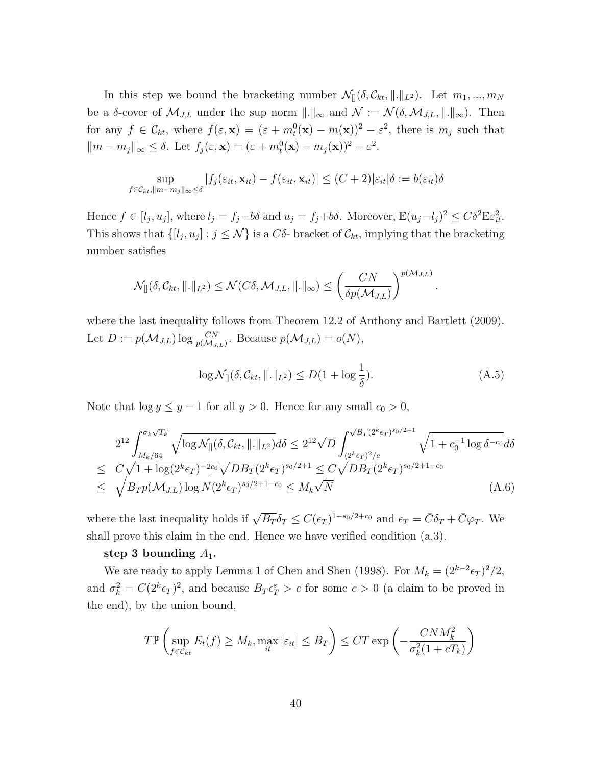In this step we bound the bracketing number $\mathcal{N}_{[]}(\delta, \mathcal{C}_{kt}, \|.\|_{L^2})$. Let $m_1, ..., m_N$ be a $\delta$-cover of $\mathcal{M}_{J,L}$ under the sup norm $\|.\|_\infty$ and $\mathcal{N} := \mathcal{N}(\delta, \mathcal{M}_{J,L}, \|.\|_\infty)$. Then for any $f \in \mathcal{C}_{kt}$, where $f(\varepsilon, \mathbf{x}) = (\varepsilon + m_t^0(\mathbf{x}) - m(\mathbf{x}))^2 - \varepsilon^2$, there is $m_j$ such that $\|m - m_j\|_\infty \leq \delta$. Let $f_j(\varepsilon, \mathbf{x}) = (\varepsilon + m_t^0(\mathbf{x}) - m_j(\mathbf{x}))^2 - \varepsilon^2$.

$$\sup_{f \in \mathcal{C}_{kt}, \|m - m_j\|_\infty \leq \delta} |f_j(\varepsilon_{it}, \mathbf{x}_{it}) - f(\varepsilon_{it}, \mathbf{x}_{it})| \leq (C+2)|\varepsilon_{it}|\delta := b(\varepsilon_{it})\delta$$

Hence $f \in [l_j, u_j]$, where $l_j = f_j - b\delta$ and $u_j = f_j + b\delta$. Moreover, $\mathbb{E}(u_j - l_j)^2 \leq C\delta^2 \mathbb{E}\varepsilon_{it}^2$. This shows that $\{[l_j, u_j] : j \leq \mathcal{N}\}$ is a $C\delta$- bracket of $\mathcal{C}_{kt}$, implying that the bracketing number satisfies

$$\mathcal{N}_{[]}(\delta, \mathcal{C}_{kt}, \|.\|_{L^2}) \leq \mathcal{N}(C\delta, \mathcal{M}_{J,L}, \|.\|_\infty) \leq \left(\frac{CN}{\delta p(\mathcal{M}_{J,L})}\right)^{p(\mathcal{M}_{J,L})}.$$

where the last inequality follows from Theorem 12.2 of Anthony and Bartlett (2009). Let $D := p(\mathcal{M}_{J,L}) \log \frac{CN}{p(\mathcal{M}_{J,L})}$. Because $p(\mathcal{M}_{J,L}) = o(N)$,

$$\log \mathcal{N}_{[]}(\delta, \mathcal{C}_{kt}, \|.\|_{L^2}) \leq D(1 + \log \frac{1}{\delta}). \tag{A.5}$$

Note that $\log y \leq y - 1$ for all $y > 0$. Hence for any small $c_0 > 0$,

$$\begin{aligned}
& 2^{12} \int_{M_k/64}^{\sigma_k \sqrt{T_k}} \sqrt{\log \mathcal{N}_{[]}(\delta, \mathcal{C}_{kt}, \|.\|_{L^2})} d\delta \leq 2^{12}\sqrt{D} \int_{(2^k \epsilon_T)^2/c}^{\sqrt{B_T}(2^k \epsilon_T)^{s_0/2+1}} \sqrt{1 + c_0^{-1} \log \delta^{-c_0}} d\delta \\
\leq \; & C\sqrt{1 + \log(2^k \epsilon_T)^{-2c_0}} \sqrt{DB_T}(2^k \epsilon_T)^{s_0/2+1} \leq C\sqrt{DB_T}(2^k \epsilon_T)^{s_0/2+1-c_0} \\
\leq \; & \sqrt{B_T p(\mathcal{M}_{J,L}) \log N}(2^k \epsilon_T)^{s_0/2+1-c_0} \leq M_k \sqrt{N}
\end{aligned} \tag{A.6}$$

where the last inequality holds if $\sqrt{B_T}\delta_T \leq C(\epsilon_T)^{1-s_0/2+c_0}$ and $\epsilon_T = \bar{C}\delta_T + \bar{C}\varphi_T$. We shall prove this claim in the end. Hence we have verified condition (a.3).

**step 3 bounding $A_1$.**

We are ready to apply Lemma 1 of Chen and Shen (1998). For $M_k = (2^{k-2}\epsilon_T)^2/2$, and $\sigma_k^2 = C(2^k \epsilon_T)^2$, and because $B_T \epsilon_T^s > c$ for some $c > 0$ (a claim to be proved in the end), by the union bound,

$$T\mathbb{P}\left(\sup_{f \in \mathcal{C}_{kt}} E_t(f) \geq M_k, \max_{it} |\varepsilon_{it}| \leq B_T\right) \leq CT \exp\left(-\frac{CNM_k^2}{\sigma_k^2(1 + cT_k)}\right)$$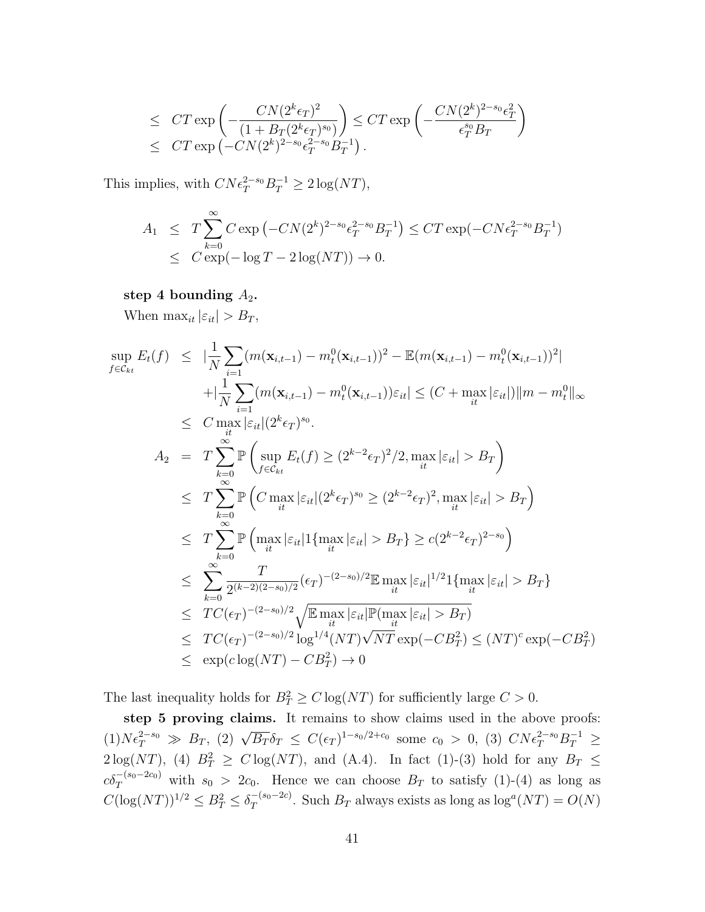$$
\begin{aligned}
&\leq CT\exp\left(-\frac{CN(2^k\epsilon_T)^2}{(1+B_T(2^k\epsilon_T)^{s_0})}\right) \leq CT\exp\left(-\frac{CN(2^k)^{2-s_0}\epsilon_T^2}{\epsilon_T^{s_0}B_T}\right) \\
&\leq CT\exp\left(-CN(2^k)^{2-s_0}\epsilon_T^{2-s_0}B_T^{-1}\right).
\end{aligned}
$$

This implies, with $CN\epsilon_T^{2-s_0}B_T^{-1} \geq 2\log(NT)$,

$$
\begin{aligned}
A_1 &\leq T\sum_{k=0}^{\infty} C\exp\left(-CN(2^k)^{2-s_0}\epsilon_T^{2-s_0}B_T^{-1}\right) \leq CT\exp(-CN\epsilon_T^{2-s_0}B_T^{-1}) \\
&\leq C\exp(-\log T - 2\log(NT)) \to 0.
\end{aligned}
$$

**step 4 bounding $A_2$.**

When $\max_{it}|\varepsilon_{it}| > B_T$,

$$
\begin{aligned}
\sup_{f\in\mathcal{C}_{kt}} E_t(f) &\leq |\frac{1}{N}\sum_{i=1}(m(\mathbf{x}_{i,t-1}) - m_t^0(\mathbf{x}_{i,t-1}))^2 - \mathbb{E}(m(\mathbf{x}_{i,t-1}) - m_t^0(\mathbf{x}_{i,t-1}))^2| \\
&\quad + |\frac{1}{N}\sum_{i=1}(m(\mathbf{x}_{i,t-1}) - m_t^0(\mathbf{x}_{i,t-1}))\varepsilon_{it}| \leq (C + \max_{it}|\varepsilon_{it}|)\|m - m_t^0\|_\infty \\
&\leq C\max_{it}|\varepsilon_{it}|(2^k\epsilon_T)^{s_0}. \\
A_2 &= T\sum_{k=0}^{\infty}\mathbb{P}\left(\sup_{f\in\mathcal{C}_{kt}} E_t(f) \geq (2^{k-2}\epsilon_T)^2/2, \max_{it}|\varepsilon_{it}| > B_T\right) \\
&\leq T\sum_{k=0}^{\infty}\mathbb{P}\left(C\max_{it}|\varepsilon_{it}|(2^k\epsilon_T)^{s_0} \geq (2^{k-2}\epsilon_T)^2, \max_{it}|\varepsilon_{it}| > B_T\right) \\
&\leq T\sum_{k=0}^{\infty}\mathbb{P}\left(\max_{it}|\varepsilon_{it}|1\{\max_{it}|\varepsilon_{it}| > B_T\} \geq c(2^{k-2}\epsilon_T)^{2-s_0}\right) \\
&\leq \sum_{k=0}^{\infty}\frac{T}{2^{(k-2)(2-s_0)/2}}(\epsilon_T)^{-(2-s_0)/2}\mathbb{E}\max_{it}|\varepsilon_{it}|^{1/2}1\{\max_{it}|\varepsilon_{it}| > B_T\} \\
&\leq TC(\epsilon_T)^{-(2-s_0)/2}\sqrt{\mathbb{E}\max_{it}|\varepsilon_{it}|\mathbb{P}(\max_{it}|\varepsilon_{it}| > B_T)} \\
&\leq TC(\epsilon_T)^{-(2-s_0)/2}\log^{1/4}(NT)\sqrt{NT}\exp(-CB_T^2) \leq (NT)^c\exp(-CB_T^2) \\
&\leq \exp(c\log(NT) - CB_T^2) \to 0
\end{aligned}
$$

The last inequality holds for $B_T^2 \geq C\log(NT)$ for sufficiently large $C > 0$.

**step 5 proving claims.** It remains to show claims used in the above proofs: (1)$N\epsilon_T^{2-s_0} \gg B_T$, (2) $\sqrt{B_T}\delta_T \leq C(\epsilon_T)^{1-s_0/2+c_0}$ some $c_0 > 0$, (3) $CN\epsilon_T^{2-s_0}B_T^{-1} \geq 2\log(NT)$, (4) $B_T^2 \geq C\log(NT)$, and (A.4). In fact (1)-(3) hold for any $B_T \leq c\delta_T^{-(s_0-2c_0)}$ with $s_0 > 2c_0$. Hence we can choose $B_T$ to satisfy (1)-(4) as long as $C(\log(NT))^{1/2} \leq B_T^2 \leq \delta_T^{-(s_0-2c)}$. Such $B_T$ always exists as long as $\log^a(NT) = O(N)$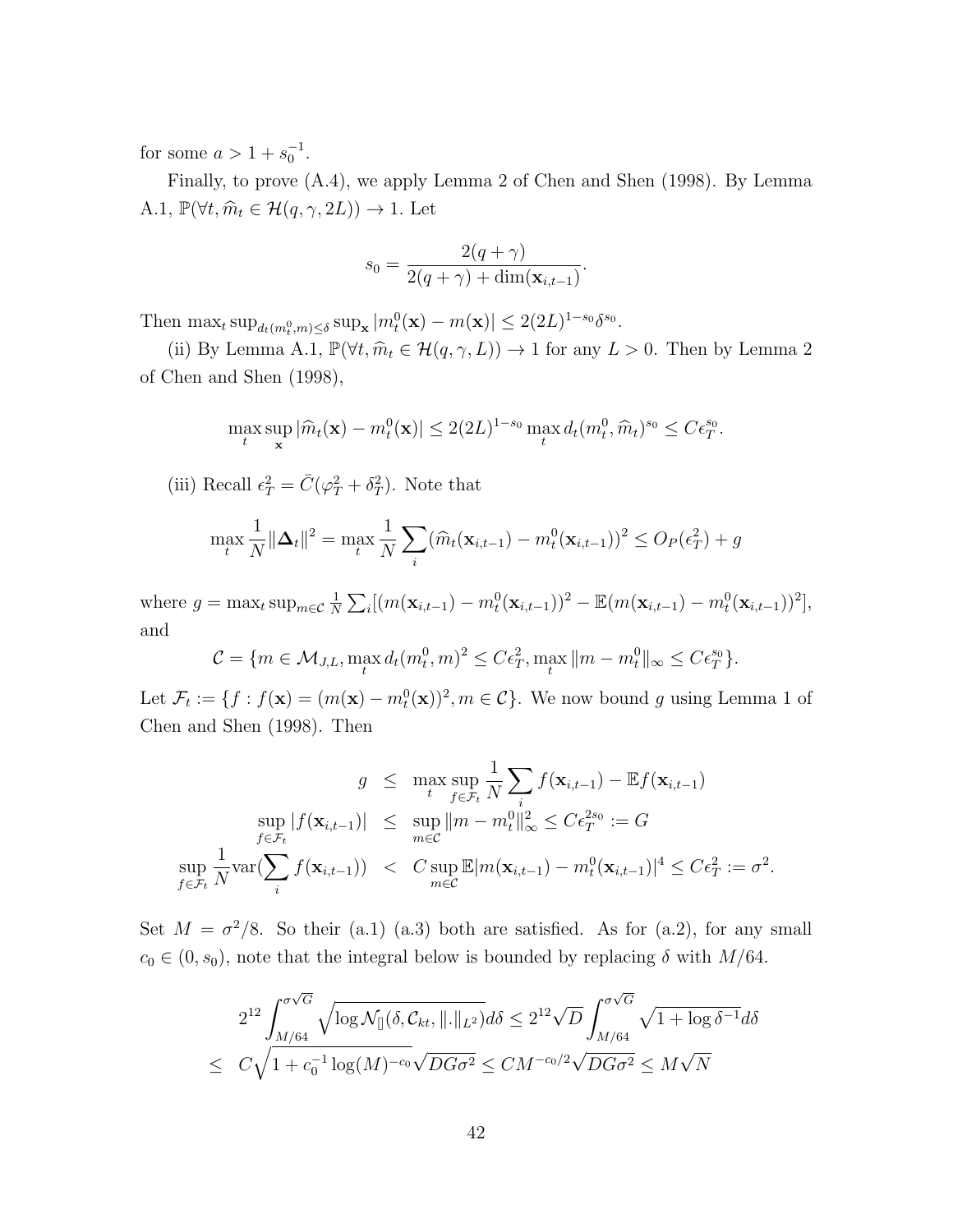for some $a > 1 + s_0^{-1}$.

Finally, to prove (A.4), we apply Lemma 2 of Chen and Shen (1998). By Lemma A.1, $\mathbb{P}(\forall t, \widehat{m}_t \in \mathcal{H}(q, \gamma, 2L)) \to 1$. Let

$$s_0 = \frac{2(q+\gamma)}{2(q+\gamma) + \dim(\mathbf{x}_{i,t-1})}.$$

Then $\max_t \sup_{d_t(m_t^0, m) \leq \delta} \sup_{\mathbf{x}} |m_t^0(\mathbf{x}) - m(\mathbf{x})| \leq 2(2L)^{1-s_0}\delta^{s_0}$.

(ii) By Lemma A.1, $\mathbb{P}(\forall t, \widehat{m}_t \in \mathcal{H}(q, \gamma, L)) \to 1$ for any $L > 0$. Then by Lemma 2 of Chen and Shen (1998),

$$\max_t \sup_{\mathbf{x}} |\widehat{m}_t(\mathbf{x}) - m_t^0(\mathbf{x})| \leq 2(2L)^{1-s_0} \max_t d_t(m_t^0, \widehat{m}_t)^{s_0} \leq C\epsilon_T^{s_0}.$$

(iii) Recall $\epsilon_T^2 = \bar{C}(\varphi_T^2 + \delta_T^2)$. Note that

$$\max_t \frac{1}{N}\|\boldsymbol{\Delta}_t\|^2 = \max_t \frac{1}{N}\sum_i (\widehat{m}_t(\mathbf{x}_{i,t-1}) - m_t^0(\mathbf{x}_{i,t-1}))^2 \leq O_P(\epsilon_T^2) + g$$

where $g = \max_t \sup_{m \in \mathcal{C}} \frac{1}{N}\sum_i [(m(\mathbf{x}_{i,t-1}) - m_t^0(\mathbf{x}_{i,t-1}))^2 - \mathbb{E}(m(\mathbf{x}_{i,t-1}) - m_t^0(\mathbf{x}_{i,t-1}))^2]$, and

$$\mathcal{C} = \{m \in \mathcal{M}_{J,L}, \max_t d_t(m_t^0, m)^2 \leq C\epsilon_T^2, \max_t \|m - m_t^0\|_\infty \leq C\epsilon_T^{s_0}\}.$$

Let $\mathcal{F}_t := \{f : f(\mathbf{x}) = (m(\mathbf{x}) - m_t^0(\mathbf{x}))^2, m \in \mathcal{C}\}$. We now bound $g$ using Lemma 1 of Chen and Shen (1998). Then

$$\begin{aligned}
g &\leq \max_t \sup_{f \in \mathcal{F}_t} \frac{1}{N}\sum_i f(\mathbf{x}_{i,t-1}) - \mathbb{E}f(\mathbf{x}_{i,t-1}) \\
\sup_{f \in \mathcal{F}_t} |f(\mathbf{x}_{i,t-1})| &\leq \sup_{m \in \mathcal{C}} \|m - m_t^0\|_\infty^2 \leq C\epsilon_T^{2s_0} := G \\
\sup_{f \in \mathcal{F}_t} \frac{1}{N}\mathrm{var}(\sum_i f(\mathbf{x}_{i,t-1})) &< C\sup_{m \in \mathcal{C}} \mathbb{E}|m(\mathbf{x}_{i,t-1}) - m_t^0(\mathbf{x}_{i,t-1})|^4 \leq C\epsilon_T^2 := \sigma^2.
\end{aligned}$$

Set $M = \sigma^2/8$. So their (a.1) (a.3) both are satisfied. As for (a.2), for any small $c_0 \in (0, s_0)$, note that the integral below is bounded by replacing $\delta$ with $M/64$.

$$\begin{aligned}
& 2^{12}\int_{M/64}^{\sigma\sqrt{G}} \sqrt{\log \mathcal{N}_{[]}(\delta, \mathcal{C}_{kt}, \|.\|_{L^2})}d\delta \leq 2^{12}\sqrt{D}\int_{M/64}^{\sigma\sqrt{G}} \sqrt{1 + \log\delta^{-1}}d\delta \\
\leq\ & C\sqrt{1 + c_0^{-1}\log(M)^{-c_0}}\sqrt{DG\sigma^2} \leq CM^{-c_0/2}\sqrt{DG\sigma^2} \leq M\sqrt{N}
\end{aligned}$$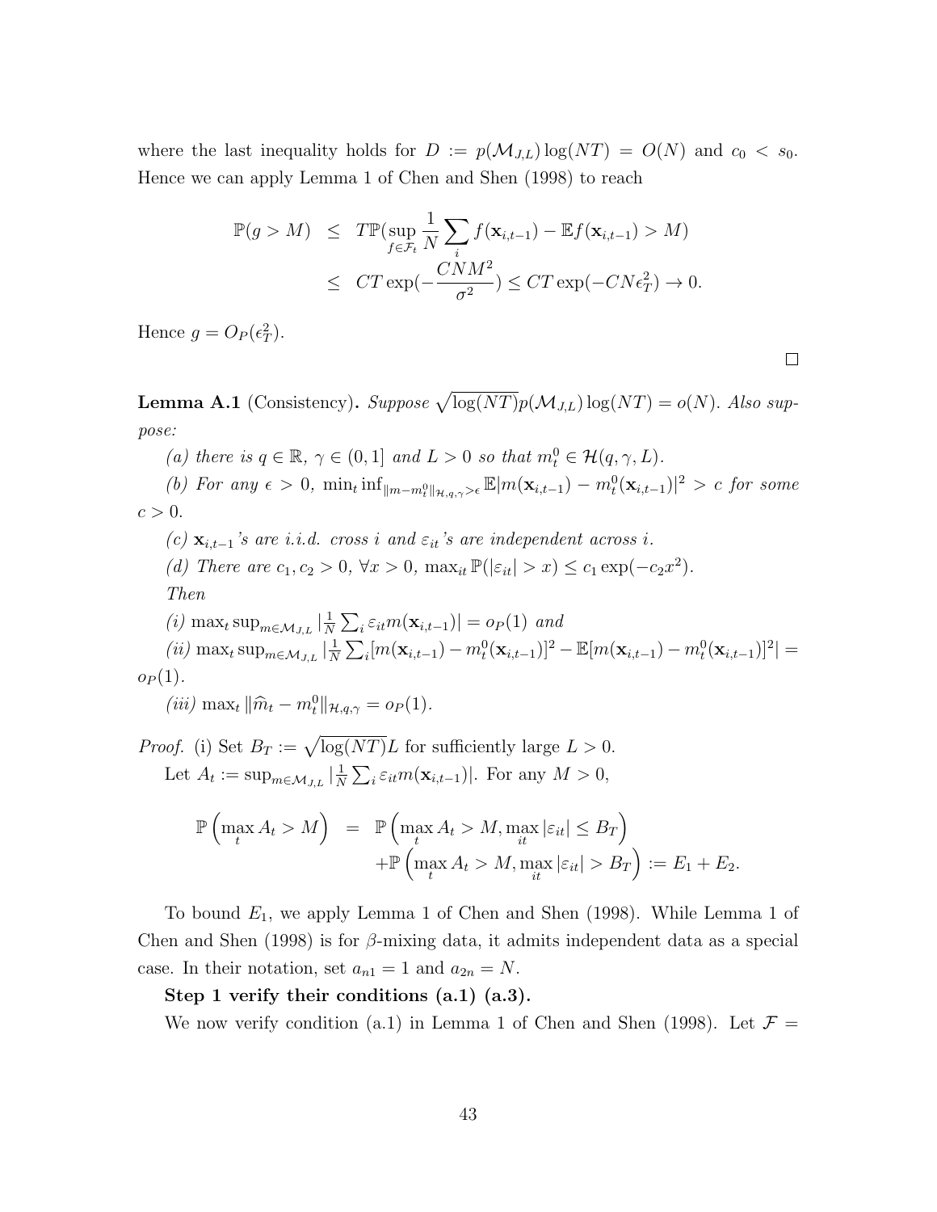where the last inequality holds for $D := p(\mathcal{M}_{J,L})\log(NT) = O(N)$ and $c_0 < s_0$. Hence we can apply Lemma 1 of Chen and Shen (1998) to reach

$$
\begin{aligned}
\mathbb{P}(g > M) &\leq T\mathbb{P}(\sup_{f\in\mathcal{F}_t} \frac{1}{N}\sum_i f(\mathbf{x}_{i,t-1}) - \mathbb{E}f(\mathbf{x}_{i,t-1}) > M) \\
&\leq CT\exp(-\frac{CNM^2}{\sigma^2}) \leq CT\exp(-CN\epsilon_T^2) \to 0.
\end{aligned}
$$

Hence $g = O_P(\epsilon_T^2)$.

□

**Lemma A.1** (Consistency)**.** *Suppose $\sqrt{\log(NT)}p(\mathcal{M}_{J,L})\log(NT) = o(N)$. Also suppose:*

*(a) there is $q \in \mathbb{R}$, $\gamma \in (0,1]$ and $L > 0$ so that $m_t^0 \in \mathcal{H}(q,\gamma,L)$.*

*(b) For any $\epsilon > 0$, $\min_t \inf_{\|m-m_t^0\|_{\mathcal{H},q,\gamma}>\epsilon} \mathbb{E}|m(\mathbf{x}_{i,t-1}) - m_t^0(\mathbf{x}_{i,t-1})|^2 > c$ for some $c > 0$.*

*(c) $\mathbf{x}_{i,t-1}$'s are i.i.d. cross $i$ and $\varepsilon_{it}$'s are independent across $i$.*

*(d) There are $c_1, c_2 > 0$, $\forall x > 0$, $\max_{it} \mathbb{P}(|\varepsilon_{it}| > x) \leq c_1\exp(-c_2x^2)$.*

*Then*

*(i) $\max_t \sup_{m\in\mathcal{M}_{J,L}} |\frac{1}{N}\sum_i \varepsilon_{it}m(\mathbf{x}_{i,t-1})| = o_P(1)$ and*

*(ii) $\max_t \sup_{m\in\mathcal{M}_{J,L}} |\frac{1}{N}\sum_i [m(\mathbf{x}_{i,t-1}) - m_t^0(\mathbf{x}_{i,t-1})]^2 - \mathbb{E}[m(\mathbf{x}_{i,t-1}) - m_t^0(\mathbf{x}_{i,t-1})]^2| = o_P(1)$.*

*(iii) $\max_t \|\widehat{m}_t - m_t^0\|_{\mathcal{H},q,\gamma} = o_P(1)$.*

*Proof.* (i) Set $B_T := \sqrt{\log(NT)}L$ for sufficiently large $L > 0$.

Let $A_t := \sup_{m\in\mathcal{M}_{J,L}} |\frac{1}{N}\sum_i \varepsilon_{it}m(\mathbf{x}_{i,t-1})|$. For any $M > 0$,

$$
\begin{aligned}
\mathbb{P}\left(\max_t A_t > M\right) &= \mathbb{P}\left(\max_t A_t > M, \max_{it}|\varepsilon_{it}| \leq B_T\right) \\
&\quad + \mathbb{P}\left(\max_t A_t > M, \max_{it}|\varepsilon_{it}| > B_T\right) := E_1 + E_2.
\end{aligned}
$$

To bound $E_1$, we apply Lemma 1 of Chen and Shen (1998). While Lemma 1 of Chen and Shen (1998) is for $\beta$-mixing data, it admits independent data as a special case. In their notation, set $a_{n1} = 1$ and $a_{2n} = N$.

**Step 1 verify their conditions (a.1) (a.3).**

We now verify condition (a.1) in Lemma 1 of Chen and Shen (1998). Let $\mathcal{F} =$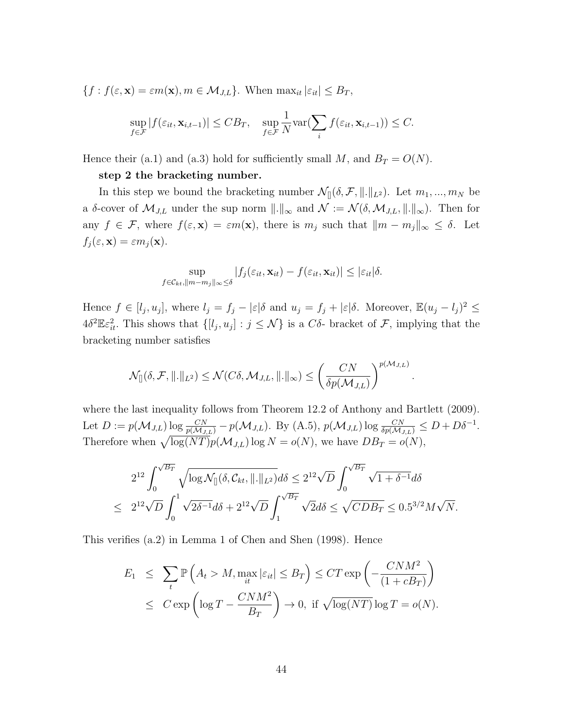$\{f : f(\varepsilon, \mathbf{x}) = \varepsilon m(\mathbf{x}), m \in \mathcal{M}_{J,L}\}$. When $\max_{it} |\varepsilon_{it}| \leq B_T$,

$$\sup_{f \in \mathcal{F}} |f(\varepsilon_{it}, \mathbf{x}_{i,t-1})| \leq CB_T, \quad \sup_{f \in \mathcal{F}} \frac{1}{N} \text{var}(\sum_i f(\varepsilon_{it}, \mathbf{x}_{i,t-1})) \leq C.$$

Hence their (a.1) and (a.3) hold for sufficiently small $M$, and $B_T = O(N)$.

**step 2 the bracketing number.**

In this step we bound the bracketing number $\mathcal{N}_{[]}(\delta, \mathcal{F}, \|.\|_{L^2})$. Let $m_1, ..., m_N$ be a $\delta$-cover of $\mathcal{M}_{J,L}$ under the sup norm $\|.\|_\infty$ and $\mathcal{N} := \mathcal{N}(\delta, \mathcal{M}_{J,L}, \|.\|_\infty)$. Then for any $f \in \mathcal{F}$, where $f(\varepsilon, \mathbf{x}) = \varepsilon m(\mathbf{x})$, there is $m_j$ such that $\|m - m_j\|_\infty \leq \delta$. Let $f_j(\varepsilon, \mathbf{x}) = \varepsilon m_j(\mathbf{x})$.

$$\sup_{f \in \mathcal{C}_{kt}, \|m - m_j\|_\infty \leq \delta} |f_j(\varepsilon_{it}, \mathbf{x}_{it}) - f(\varepsilon_{it}, \mathbf{x}_{it})| \leq |\varepsilon_{it}|\delta.$$

Hence $f \in [l_j, u_j]$, where $l_j = f_j - |\varepsilon|\delta$ and $u_j = f_j + |\varepsilon|\delta$. Moreover, $\mathbb{E}(u_j - l_j)^2 \leq 4\delta^2 \mathbb{E}\varepsilon_{it}^2$. This shows that $\{[l_j, u_j] : j \leq \mathcal{N}\}$ is a $C\delta$- bracket of $\mathcal{F}$, implying that the bracketing number satisfies

$$\mathcal{N}_{[]}(\delta, \mathcal{F}, \|.\|_{L^2}) \leq \mathcal{N}(C\delta, \mathcal{M}_{J,L}, \|.\|_\infty) \leq \left(\frac{CN}{\delta p(\mathcal{M}_{J,L})}\right)^{p(\mathcal{M}_{J,L})}.$$

where the last inequality follows from Theorem 12.2 of Anthony and Bartlett (2009). Let $D := p(\mathcal{M}_{J,L}) \log \frac{CN}{p(\mathcal{M}_{J,L})} - p(\mathcal{M}_{J,L})$. By (A.5), $p(\mathcal{M}_{J,L}) \log \frac{CN}{\delta p(\mathcal{M}_{J,L})} \leq D + D\delta^{-1}$. Therefore when $\sqrt{\log(NT)} p(\mathcal{M}_{J,L}) \log N = o(N)$, we have $DB_T = o(N)$,

$$\begin{aligned}
& 2^{12} \int_0^{\sqrt{B_T}} \sqrt{\log \mathcal{N}_{[]}(\delta, \mathcal{C}_{kt}, \|.\|_{L^2})} d\delta \leq 2^{12}\sqrt{D} \int_0^{\sqrt{B_T}} \sqrt{1 + \delta^{-1}} d\delta \\
\leq \; & 2^{12}\sqrt{D} \int_0^1 \sqrt{2\delta^{-1}} d\delta + 2^{12}\sqrt{D} \int_1^{\sqrt{B_T}} \sqrt{2} d\delta \leq \sqrt{CDB_T} \leq 0.5^{3/2} M \sqrt{N}.
\end{aligned}$$

This verifies (a.2) in Lemma 1 of Chen and Shen (1998). Hence

$$\begin{aligned}
E_1 \;& \leq \; \sum_t \mathbb{P}\left(A_t > M, \max_{it} |\varepsilon_{it}| \leq B_T\right) \leq CT \exp\left(-\frac{CNM^2}{(1 + cB_T)}\right) \\
& \leq \; C \exp\left(\log T - \frac{CNM^2}{B_T}\right) \to 0, \text{ if } \sqrt{\log(NT)} \log T = o(N).
\end{aligned}$$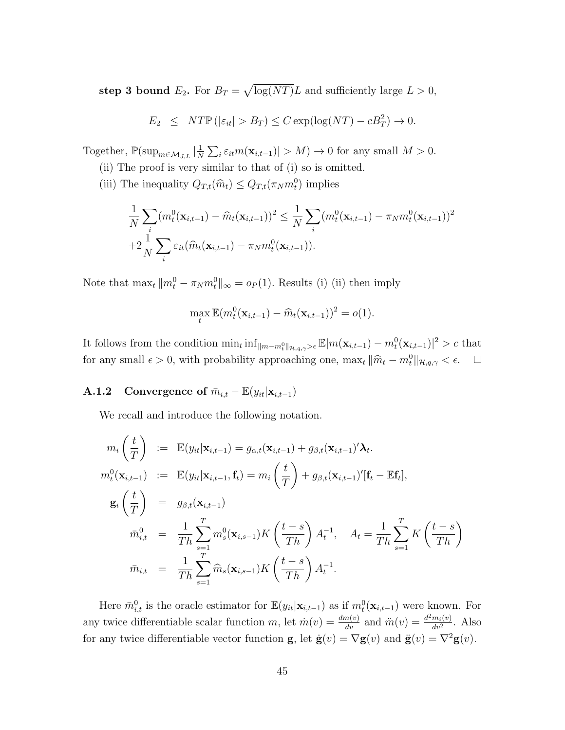**step 3 bound $E_2$.** For $B_T = \sqrt{\log(NT)}L$ and sufficiently large $L > 0$,

$$E_2 \leq NT\mathbb{P}(|\varepsilon_{it}| > B_T) \leq C\exp(\log(NT) - cB_T^2) \to 0.$$

Together, $\mathbb{P}(\sup_{m\in\mathcal{M}_{J,L}} |\frac{1}{N}\sum_i \varepsilon_{it} m(\mathbf{x}_{i,t-1})| > M) \to 0$ for any small $M > 0$.

(ii) The proof is very similar to that of (i) so is omitted.

(iii) The inequality $Q_{T,t}(\widehat{m}_t) \leq Q_{T,t}(\pi_N m_t^0)$ implies

$$\frac{1}{N}\sum_i (m_t^0(\mathbf{x}_{i,t-1}) - \widehat{m}_t(\mathbf{x}_{i,t-1}))^2 \leq \frac{1}{N}\sum_i (m_t^0(\mathbf{x}_{i,t-1}) - \pi_N m_t^0(\mathbf{x}_{i,t-1}))^2$$
$$+2\frac{1}{N}\sum_i \varepsilon_{it}(\widehat{m}_t(\mathbf{x}_{i,t-1}) - \pi_N m_t^0(\mathbf{x}_{i,t-1})).$$

Note that $\max_t \|m_t^0 - \pi_N m_t^0\|_\infty = o_P(1)$. Results (i) (ii) then imply

$$\max_t \mathbb{E}(m_t^0(\mathbf{x}_{i,t-1}) - \widehat{m}_t(\mathbf{x}_{i,t-1}))^2 = o(1).$$

It follows from the condition $\min_t \inf_{\|m-m_t^0\|_{\mathcal{H},q,\gamma}>\epsilon} \mathbb{E}|m(\mathbf{x}_{i,t-1}) - m_t^0(\mathbf{x}_{i,t-1})|^2 > c$ that for any small $\epsilon > 0$, with probability approaching one, $\max_t \|\widehat{m}_t - m_t^0\|_{\mathcal{H},q,\gamma} < \epsilon$. $\square$

### A.1.2 Convergence of $\bar{m}_{i,t} - \mathbb{E}(y_{it}|\mathbf{x}_{i,t-1})$

We recall and introduce the following notation.

$$m_i\left(\frac{t}{T}\right) := \mathbb{E}(y_{it}|\mathbf{x}_{i,t-1}) = g_{\alpha,t}(\mathbf{x}_{i,t-1}) + g_{\beta,t}(\mathbf{x}_{i,t-1})'\boldsymbol{\lambda}_t.$$

$$m_t^0(\mathbf{x}_{i,t-1}) := \mathbb{E}(y_{it}|\mathbf{x}_{i,t-1}, \mathbf{f}_t) = m_i\left(\frac{t}{T}\right) + g_{\beta,t}(\mathbf{x}_{i,t-1})'[\mathbf{f}_t - \mathbb{E}\mathbf{f}_t],$$

$$\mathbf{g}_i\left(\frac{t}{T}\right) = g_{\beta,t}(\mathbf{x}_{i,t-1})$$

$$\bar{m}_{i,t}^0 = \frac{1}{Th}\sum_{s=1}^T m_s^0(\mathbf{x}_{i,s-1})K\left(\frac{t-s}{Th}\right)A_t^{-1}, \quad A_t = \frac{1}{Th}\sum_{s=1}^T K\left(\frac{t-s}{Th}\right)$$

$$\bar{m}_{i,t} = \frac{1}{Th}\sum_{s=1}^T \widehat{m}_s(\mathbf{x}_{i,s-1})K\left(\frac{t-s}{Th}\right)A_t^{-1}.$$

Here $\bar{m}_{i,t}^0$ is the oracle estimator for $\mathbb{E}(y_{it}|\mathbf{x}_{i,t-1})$ as if $m_t^0(\mathbf{x}_{i,t-1})$ were known. For any twice differentiable scalar function $m$, let $\dot{m}(v) = \frac{dm(v)}{dv}$ and $\ddot{m}(v) = \frac{d^2m_i(v)}{dv^2}$. Also for any twice differentiable vector function $\mathbf{g}$, let $\dot{\mathbf{g}}(v) = \nabla\mathbf{g}(v)$ and $\ddot{\mathbf{g}}(v) = \nabla^2\mathbf{g}(v)$.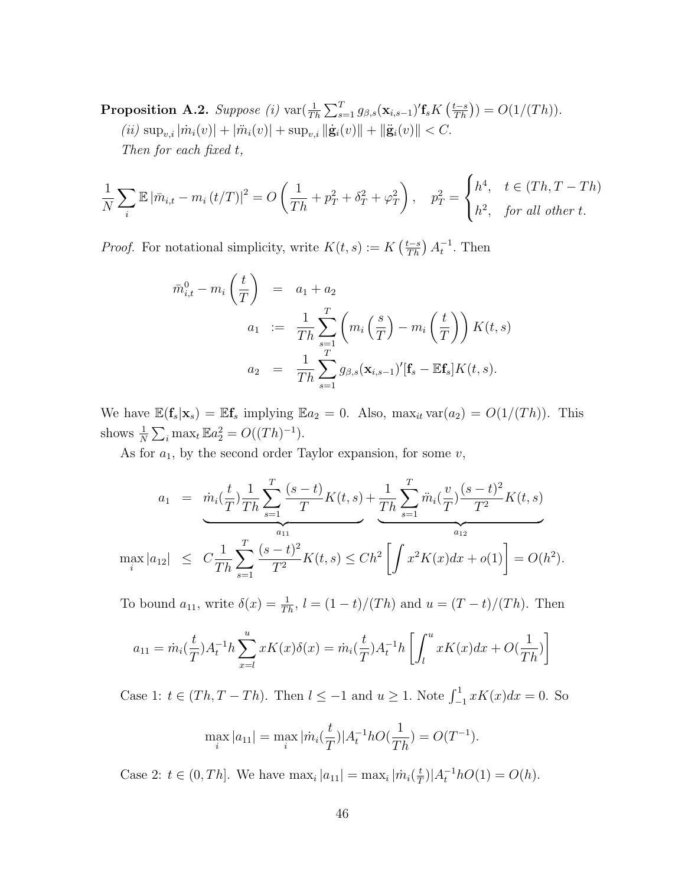**Proposition A.2.** *Suppose (i)* $\mathrm{var}(\frac{1}{Th}\sum_{s=1}^{T} g_{\beta,s}(\mathbf{x}_{i,s-1})'\mathbf{f}_s K\left(\frac{t-s}{Th}\right)) = O(1/(Th))$.

*(ii)* $\sup_{v,i}|\dot{m}_i(v)| + |\ddot{m}_i(v)| + \sup_{v,i}\|\dot{\mathbf{g}}_i(v)\| + \|\ddot{\mathbf{g}}_i(v)\| < C$.

*Then for each fixed* $t$,

$$\frac{1}{N}\sum_i \mathbb{E}\left|\bar{m}_{i,t} - m_i\left(t/T\right)\right|^2 = O\left(\frac{1}{Th} + p_T^2 + \delta_T^2 + \varphi_T^2\right), \quad p_T^2 = \begin{cases} h^4, & t \in (Th, T-Th) \\ h^2, & \textit{for all other } t. \end{cases}$$

*Proof.* For notational simplicity, write $K(t,s) := K\left(\frac{t-s}{Th}\right)A_t^{-1}$. Then

$$\begin{aligned}
\bar{m}_{i,t}^0 - m_i\left(\frac{t}{T}\right) &= a_1 + a_2 \\
a_1 &:= \frac{1}{Th}\sum_{s=1}^{T}\left(m_i\left(\frac{s}{T}\right) - m_i\left(\frac{t}{T}\right)\right)K(t,s) \\
a_2 &= \frac{1}{Th}\sum_{s=1}^{T} g_{\beta,s}(\mathbf{x}_{i,s-1})'[\mathbf{f}_s - \mathbb{E}\mathbf{f}_s]K(t,s).
\end{aligned}$$

We have $\mathbb{E}(\mathbf{f}_s|\mathbf{x}_s) = \mathbb{E}\mathbf{f}_s$ implying $\mathbb{E}a_2 = 0$. Also, $\max_{it}\mathrm{var}(a_2) = O(1/(Th))$. This shows $\frac{1}{N}\sum_i \max_t \mathbb{E}a_2^2 = O((Th)^{-1})$.

As for $a_1$, by the second order Taylor expansion, for some $v$,

$$\begin{aligned}
a_1 &= \underbrace{\dot{m}_i(\frac{t}{T})\frac{1}{Th}\sum_{s=1}^{T}\frac{(s-t)}{T}K(t,s)}_{a_{11}} + \underbrace{\frac{1}{Th}\sum_{s=1}^{T}\ddot{m}_i(\frac{v}{T})\frac{(s-t)^2}{T^2}K(t,s)}_{a_{12}} \\
\max_i |a_{12}| &\leq C\frac{1}{Th}\sum_{s=1}^{T}\frac{(s-t)^2}{T^2}K(t,s) \leq Ch^2\left[\int x^2K(x)dx + o(1)\right] = O(h^2).
\end{aligned}$$

To bound $a_{11}$, write $\delta(x) = \frac{1}{Th}$, $l = (1-t)/(Th)$ and $u = (T-t)/(Th)$. Then

$$a_{11} = \dot{m}_i(\frac{t}{T})A_t^{-1}h\sum_{x=l}^{u} xK(x)\delta(x) = \dot{m}_i(\frac{t}{T})A_t^{-1}h\left[\int_l^u xK(x)dx + O(\frac{1}{Th})\right]$$

Case 1: $t \in (Th, T-Th)$. Then $l \leq -1$ and $u \geq 1$. Note $\int_{-1}^{1} xK(x)dx = 0$. So

$$\max_i |a_{11}| = \max_i |\dot{m}_i(\frac{t}{T})|A_t^{-1}hO(\frac{1}{Th}) = O(T^{-1}).$$

Case 2: $t \in (0, Th]$. We have $\max_i |a_{11}| = \max_i |\dot{m}_i(\frac{t}{T})|A_t^{-1}hO(1) = O(h)$.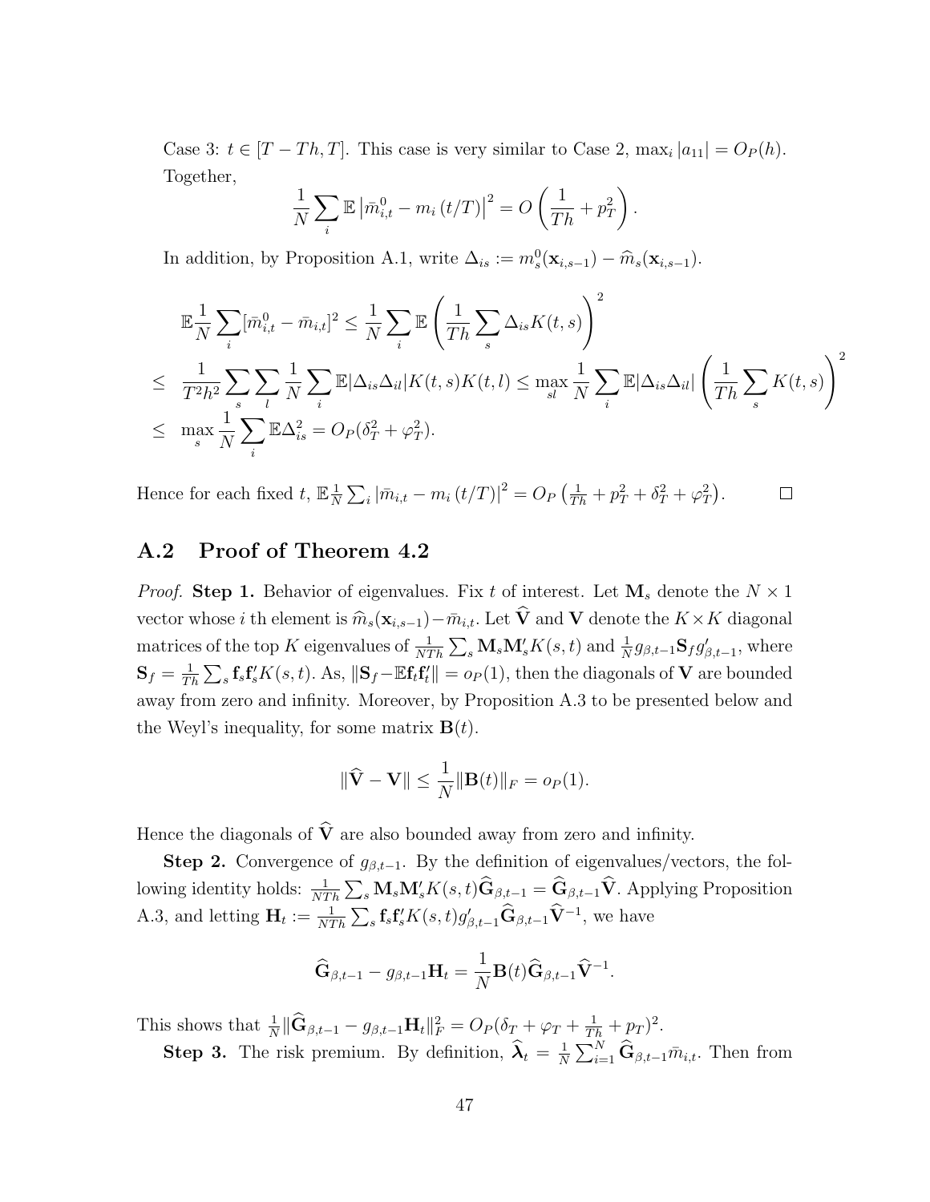Case 3: $t \in [T - Th, T]$. This case is very similar to Case 2, $\max_i |a_{11}| = O_P(h)$. Together,

$$\frac{1}{N} \sum_i \mathbb{E} \left| \bar{m}_{i,t}^0 - m_i \left( t/T \right) \right|^2 = O \left( \frac{1}{Th} + p_T^2 \right).$$

In addition, by Proposition A.1, write $\Delta_{is} := m_s^0(\mathbf{x}_{i,s-1}) - \widehat{m}_s(\mathbf{x}_{i,s-1})$.

$$\begin{aligned}
& \mathbb{E} \frac{1}{N} \sum_i [\bar{m}_{i,t}^0 - \bar{m}_{i,t}]^2 \leq \frac{1}{N} \sum_i \mathbb{E} \left( \frac{1}{Th} \sum_s \Delta_{is} K(t,s) \right)^2 \\
\leq \; & \frac{1}{T^2 h^2} \sum_s \sum_l \frac{1}{N} \sum_i \mathbb{E} |\Delta_{is} \Delta_{il}| K(t,s) K(t,l) \leq \max_{sl} \frac{1}{N} \sum_i \mathbb{E} |\Delta_{is} \Delta_{il}| \left( \frac{1}{Th} \sum_s K(t,s) \right)^2 \\
\leq \; & \max_s \frac{1}{N} \sum_i \mathbb{E} \Delta_{is}^2 = O_P(\delta_T^2 + \varphi_T^2).
\end{aligned}$$

Hence for each fixed $t$, $\mathbb{E} \frac{1}{N} \sum_i \left| \bar{m}_{i,t} - m_i \left( t/T \right) \right|^2 = O_P \left( \frac{1}{Th} + p_T^2 + \delta_T^2 + \varphi_T^2 \right)$. □

## A.2 Proof of Theorem 4.2

*Proof.* **Step 1.** Behavior of eigenvalues. Fix $t$ of interest. Let $\mathbf{M}_s$ denote the $N \times 1$ vector whose $i$ th element is $\widehat{m}_s(\mathbf{x}_{i,s-1}) - \bar{m}_{i,t}$. Let $\widehat{\mathbf{V}}$ and $\mathbf{V}$ denote the $K \times K$ diagonal matrices of the top $K$ eigenvalues of $\frac{1}{NTh} \sum_s \mathbf{M}_s \mathbf{M}_s' K(s,t)$ and $\frac{1}{N} g_{\beta,t-1} \mathbf{S}_f g_{\beta,t-1}'$, where $\mathbf{S}_f = \frac{1}{Th} \sum_s \mathbf{f}_s \mathbf{f}_s' K(s,t)$. As, $\|\mathbf{S}_f - \mathbb{E} \mathbf{f}_t \mathbf{f}_t'\| = o_P(1)$, then the diagonals of $\mathbf{V}$ are bounded away from zero and infinity. Moreover, by Proposition A.3 to be presented below and the Weyl's inequality, for some matrix $\mathbf{B}(t)$.

$$\|\widehat{\mathbf{V}} - \mathbf{V}\| \leq \frac{1}{N} \|\mathbf{B}(t)\|_F = o_P(1).$$

Hence the diagonals of $\widehat{\mathbf{V}}$ are also bounded away from zero and infinity.

**Step 2.** Convergence of $g_{\beta,t-1}$. By the definition of eigenvalues/vectors, the following identity holds: $\frac{1}{NTh} \sum_s \mathbf{M}_s \mathbf{M}_s' K(s,t) \widehat{\mathbf{G}}_{\beta,t-1} = \widehat{\mathbf{G}}_{\beta,t-1} \widehat{\mathbf{V}}$. Applying Proposition A.3, and letting $\mathbf{H}_t := \frac{1}{NTh} \sum_s \mathbf{f}_s \mathbf{f}_s' K(s,t) g_{\beta,t-1}' \widehat{\mathbf{G}}_{\beta,t-1} \widehat{\mathbf{V}}^{-1}$, we have

$$\widehat{\mathbf{G}}_{\beta,t-1} - g_{\beta,t-1} \mathbf{H}_t = \frac{1}{N} \mathbf{B}(t) \widehat{\mathbf{G}}_{\beta,t-1} \widehat{\mathbf{V}}^{-1}.$$

This shows that $\frac{1}{N} \|\widehat{\mathbf{G}}_{\beta,t-1} - g_{\beta,t-1} \mathbf{H}_t\|_F^2 = O_P(\delta_T + \varphi_T + \frac{1}{Th} + p_T)^2$.

**Step 3.** The risk premium. By definition, $\widehat{\boldsymbol{\lambda}}_t = \frac{1}{N} \sum_{i=1}^N \widehat{\mathbf{G}}_{\beta,t-1} \bar{m}_{i,t}$. Then from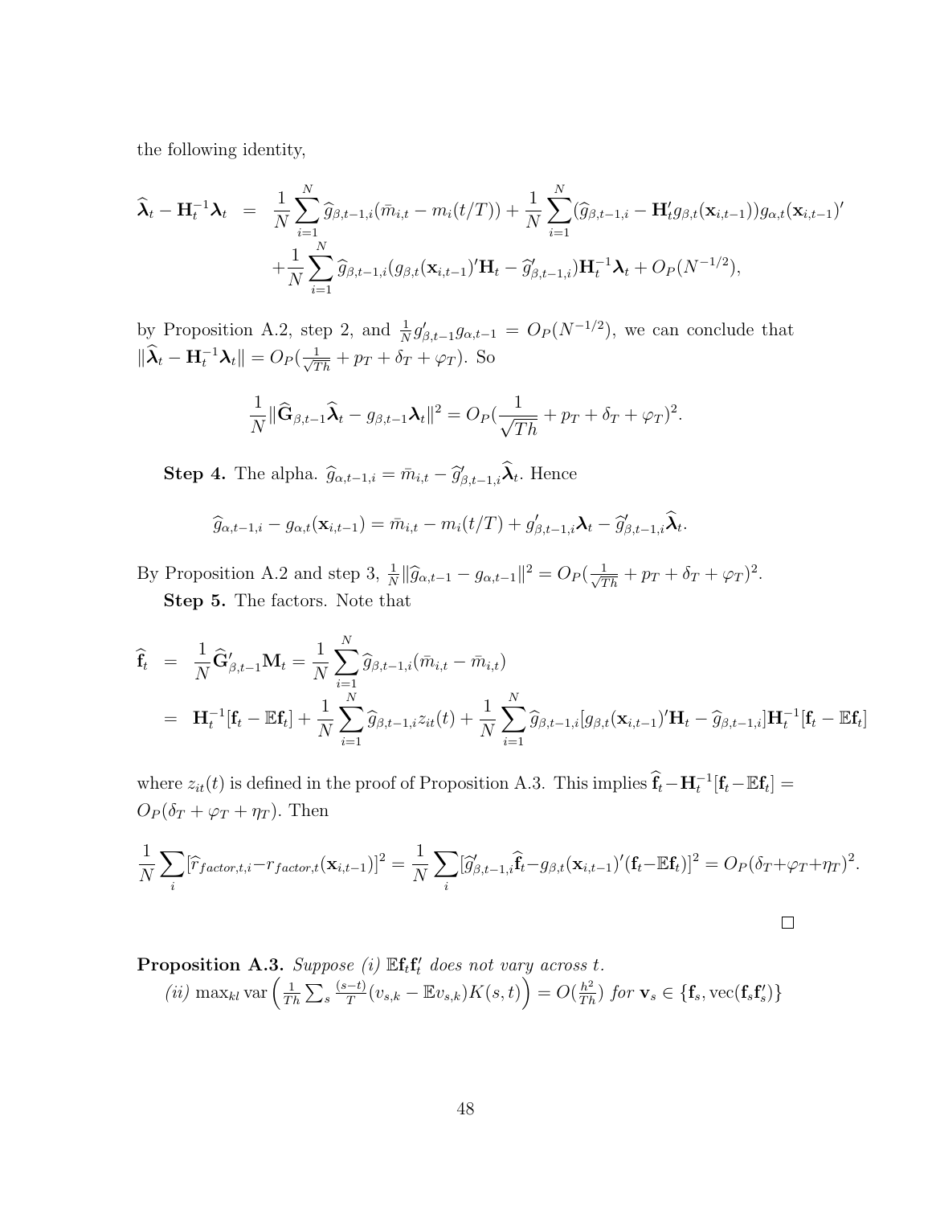the following identity,

$$
\begin{aligned}
\widehat{\boldsymbol{\lambda}}_t - \mathbf{H}_t^{-1}\boldsymbol{\lambda}_t &= \frac{1}{N}\sum_{i=1}^N \widehat{g}_{\beta,t-1,i}(\bar{m}_{i,t} - m_i(t/T)) + \frac{1}{N}\sum_{i=1}^N (\widehat{g}_{\beta,t-1,i} - \mathbf{H}_t' g_{\beta,t}(\mathbf{x}_{i,t-1}))g_{\alpha,t}(\mathbf{x}_{i,t-1})' \\
&\quad + \frac{1}{N}\sum_{i=1}^N \widehat{g}_{\beta,t-1,i}(g_{\beta,t}(\mathbf{x}_{i,t-1})'\mathbf{H}_t - \widehat{g}_{\beta,t-1,i}')\mathbf{H}_t^{-1}\boldsymbol{\lambda}_t + O_P(N^{-1/2}),
\end{aligned}
$$

by Proposition A.2, step 2, and $\frac{1}{N}g_{\beta,t-1}'g_{\alpha,t-1} = O_P(N^{-1/2})$, we can conclude that $\|\widehat{\boldsymbol{\lambda}}_t - \mathbf{H}_t^{-1}\boldsymbol{\lambda}_t\| = O_P(\frac{1}{\sqrt{Th}} + p_T + \delta_T + \varphi_T)$. So

$$
\frac{1}{N}\|\widehat{\mathbf{G}}_{\beta,t-1}\widehat{\boldsymbol{\lambda}}_t - g_{\beta,t-1}\boldsymbol{\lambda}_t\|^2 = O_P(\frac{1}{\sqrt{Th}} + p_T + \delta_T + \varphi_T)^2.
$$

**Step 4.** The alpha. $\widehat{g}_{\alpha,t-1,i} = \bar{m}_{i,t} - \widehat{g}_{\beta,t-1,i}'\widehat{\boldsymbol{\lambda}}_t$. Hence

$$
\widehat{g}_{\alpha,t-1,i} - g_{\alpha,t}(\mathbf{x}_{i,t-1}) = \bar{m}_{i,t} - m_i(t/T) + g_{\beta,t-1,i}'\boldsymbol{\lambda}_t - \widehat{g}_{\beta,t-1,i}'\widehat{\boldsymbol{\lambda}}_t.
$$

By Proposition A.2 and step 3, $\frac{1}{N}\|\widehat{g}_{\alpha,t-1} - g_{\alpha,t-1}\|^2 = O_P(\frac{1}{\sqrt{Th}} + p_T + \delta_T + \varphi_T)^2$.

**Step 5.** The factors. Note that

$$
\begin{aligned}
\widehat{\mathbf{f}}_t &= \frac{1}{N}\widehat{\mathbf{G}}_{\beta,t-1}'\mathbf{M}_t = \frac{1}{N}\sum_{i=1}^N \widehat{g}_{\beta,t-1,i}(\bar{m}_{i,t} - \bar{m}_{i,t}) \\
&= \mathbf{H}_t^{-1}[\mathbf{f}_t - \mathbb{E}\mathbf{f}_t] + \frac{1}{N}\sum_{i=1}^N \widehat{g}_{\beta,t-1,i}z_{it}(t) + \frac{1}{N}\sum_{i=1}^N \widehat{g}_{\beta,t-1,i}[g_{\beta,t}(\mathbf{x}_{i,t-1})'\mathbf{H}_t - \widehat{g}_{\beta,t-1,i}]\mathbf{H}_t^{-1}[\mathbf{f}_t - \mathbb{E}\mathbf{f}_t]
\end{aligned}
$$

where $z_{it}(t)$ is defined in the proof of Proposition A.3. This implies $\widehat{\mathbf{f}}_t - \mathbf{H}_t^{-1}[\mathbf{f}_t - \mathbb{E}\mathbf{f}_t] = O_P(\delta_T + \varphi_T + \eta_T)$. Then

$$
\frac{1}{N}\sum_i [\widehat{r}_{factor,t,i} - r_{factor,t}(\mathbf{x}_{i,t-1})]^2 = \frac{1}{N}\sum_i [\widehat{g}_{\beta,t-1,i}'\widehat{\mathbf{f}}_t - g_{\beta,t}(\mathbf{x}_{i,t-1})'(\mathbf{f}_t - \mathbb{E}\mathbf{f}_t)]^2 = O_P(\delta_T + \varphi_T + \eta_T)^2.
$$

□

**Proposition A.3.** *Suppose (i)* $\mathbb{E}\mathbf{f}_t\mathbf{f}_t'$ *does not vary across* $t$.

*(ii)* $\max_{kl} \operatorname{var}\left(\frac{1}{Th}\sum_s \frac{(s-t)}{T}(v_{s,k} - \mathbb{E}v_{s,k})K(s,t)\right) = O(\frac{h^2}{Th})$ *for* $\mathbf{v}_s \in \{\mathbf{f}_s, \operatorname{vec}(\mathbf{f}_s\mathbf{f}_s')\}$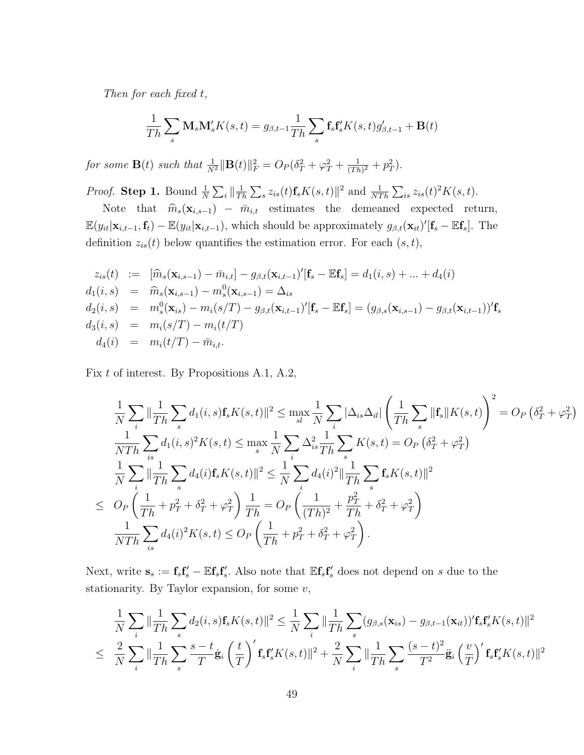*Then for each fixed $t$,*

$$\frac{1}{Th}\sum_s \mathbf{M}_s\mathbf{M}_s' K(s,t) = g_{\beta,t-1}\frac{1}{Th}\sum_s \mathbf{f}_s\mathbf{f}_s' K(s,t) g_{\beta,t-1}' + \mathbf{B}(t)$$

*for some $\mathbf{B}(t)$ such that $\frac{1}{N^2}\|\mathbf{B}(t)\|_F^2 = O_P(\delta_T^2 + \varphi_T^2 + \frac{1}{(Th)^2} + p_T^2)$.*

*Proof.* **Step 1.** Bound $\frac{1}{N}\sum_i \|\frac{1}{Th}\sum_s z_{is}(t)\mathbf{f}_s K(s,t)\|^2$ and $\frac{1}{NTh}\sum_{is} z_{is}(t)^2 K(s,t)$.

Note that $\widehat{m}_s(\mathbf{x}_{i,s-1}) - \bar{m}_{i,t}$ estimates the demeaned expected return, $\mathbb{E}(y_{it}|\mathbf{x}_{i,t-1},\mathbf{f}_t) - \mathbb{E}(y_{it}|\mathbf{x}_{i,t-1})$, which should be approximately $g_{\beta,t}(\mathbf{x}_{it})'[\mathbf{f}_s - \mathbb{E}\mathbf{f}_s]$. The definition $z_{is}(t)$ below quantifies the estimation error. For each $(s,t)$,

$$\begin{aligned}
z_{is}(t) &:= [\widehat{m}_s(\mathbf{x}_{i,s-1}) - \bar{m}_{i,t}] - g_{\beta,t}(\mathbf{x}_{i,t-1})'[\mathbf{f}_s - \mathbb{E}\mathbf{f}_s] = d_1(i,s) + ... + d_4(i) \\
d_1(i,s) &= \widehat{m}_s(\mathbf{x}_{i,s-1}) - m_s^0(\mathbf{x}_{i,s-1}) = \Delta_{is} \\
d_2(i,s) &= m_s^0(\mathbf{x}_{is}) - m_i(s/T) - g_{\beta,t}(\mathbf{x}_{i,t-1})'[\mathbf{f}_s - \mathbb{E}\mathbf{f}_s] = (g_{\beta,s}(\mathbf{x}_{i,s-1}) - g_{\beta,t}(\mathbf{x}_{i,t-1}))'\mathbf{f}_s \\
d_3(i,s) &= m_i(s/T) - m_i(t/T) \\
d_4(i) &= m_i(t/T) - \bar{m}_{i,t}.
\end{aligned}$$

Fix $t$ of interest. By Propositions A.1, A.2,

$$\begin{aligned}
&\frac{1}{N}\sum_i \|\frac{1}{Th}\sum_s d_1(i,s)\mathbf{f}_s K(s,t)\|^2 \leq \max_{sl}\frac{1}{N}\sum_i |\Delta_{is}\Delta_{il}| \left(\frac{1}{Th}\sum_s \|\mathbf{f}_s\| K(s,t)\right)^2 = O_P\left(\delta_T^2 + \varphi_T^2\right) \\
&\frac{1}{NTh}\sum_{is} d_1(i,s)^2 K(s,t) \leq \max_s \frac{1}{N}\sum_i \Delta_{is}^2 \frac{1}{Th}\sum_s K(s,t) = O_P\left(\delta_T^2 + \varphi_T^2\right) \\
&\frac{1}{N}\sum_i \|\frac{1}{Th}\sum_s d_4(i)\mathbf{f}_s K(s,t)\|^2 \leq \frac{1}{N}\sum_i d_4(i)^2 \|\frac{1}{Th}\sum_s \mathbf{f}_s K(s,t)\|^2 \\
\leq\ & O_P\left(\frac{1}{Th} + p_T^2 + \delta_T^2 + \varphi_T^2\right)\frac{1}{Th} = O_P\left(\frac{1}{(Th)^2} + \frac{p_T^2}{Th} + \delta_T^2 + \varphi_T^2\right) \\
&\frac{1}{NTh}\sum_{is} d_4(i)^2 K(s,t) \leq O_P\left(\frac{1}{Th} + p_T^2 + \delta_T^2 + \varphi_T^2\right).
\end{aligned}$$

Next, write $\mathbf{s}_s := \mathbf{f}_s\mathbf{f}_s' - \mathbb{E}\mathbf{f}_s\mathbf{f}_s'$. Also note that $\mathbb{E}\mathbf{f}_s\mathbf{f}_s'$ does not depend on $s$ due to the stationarity. By Taylor expansion, for some $v$,

$$\begin{aligned}
&\frac{1}{N}\sum_i \|\frac{1}{Th}\sum_s d_2(i,s)\mathbf{f}_s K(s,t)\|^2 \leq \frac{1}{N}\sum_i \|\frac{1}{Th}\sum_s (g_{\beta,s}(\mathbf{x}_{is}) - g_{\beta,t-1}(\mathbf{x}_{it}))'\mathbf{f}_s\mathbf{f}_s' K(s,t)\|^2 \\
\leq\ & \frac{2}{N}\sum_i \|\frac{1}{Th}\sum_s \frac{s-t}{T}\dot{\mathbf{g}}_i\left(\frac{t}{T}\right)'\mathbf{f}_s\mathbf{f}_s' K(s,t)\|^2 + \frac{2}{N}\sum_i \|\frac{1}{Th}\sum_s \frac{(s-t)^2}{T^2}\ddot{\mathbf{g}}_i\left(\frac{v}{T}\right)'\mathbf{f}_s\mathbf{f}_s' K(s,t)\|^2
\end{aligned}$$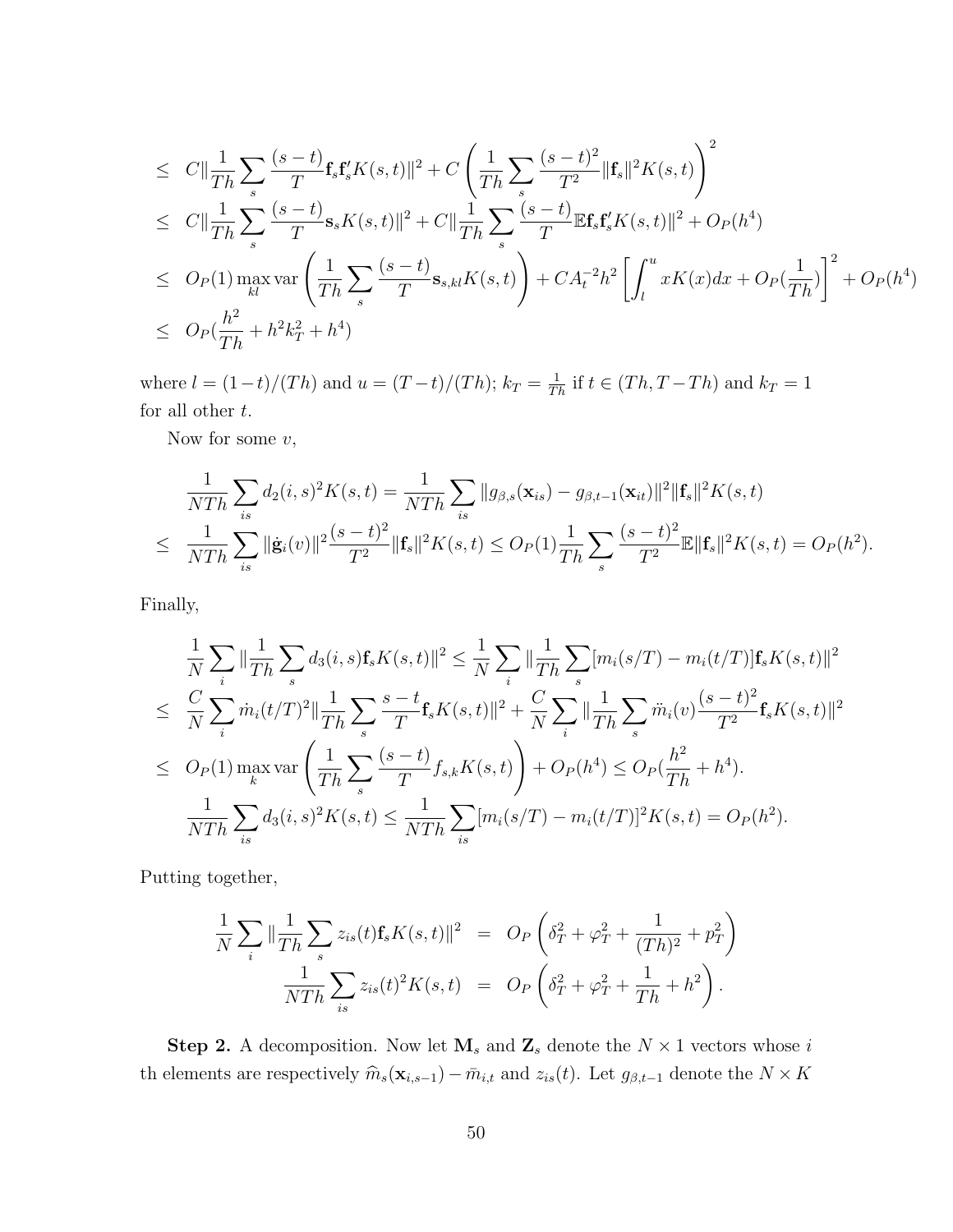$$
\begin{aligned}
&\leq C\|\frac{1}{Th}\sum_s \frac{(s-t)}{T}\mathbf{f}_s\mathbf{f}_s' K(s,t)\|^2 + C\left(\frac{1}{Th}\sum_s \frac{(s-t)^2}{T^2}\|\mathbf{f}_s\|^2 K(s,t)\right)^2 \\
&\leq C\|\frac{1}{Th}\sum_s \frac{(s-t)}{T}\mathbf{s}_s K(s,t)\|^2 + C\|\frac{1}{Th}\sum_s \frac{(s-t)}{T}\mathbb{E}\mathbf{f}_s\mathbf{f}_s' K(s,t)\|^2 + O_P(h^4) \\
&\leq O_P(1)\max_{kl}\operatorname{var}\left(\frac{1}{Th}\sum_s \frac{(s-t)}{T}\mathbf{s}_{s,kl}K(s,t)\right) + CA_t^{-2}h^2\left[\int_l^u xK(x)dx + O_P(\frac{1}{Th})\right]^2 + O_P(h^4) \\
&\leq O_P(\frac{h^2}{Th} + h^2 k_T^2 + h^4)
\end{aligned}
$$

where $l = (1-t)/(Th)$ and $u = (T-t)/(Th)$; $k_T = \frac{1}{Th}$ if $t \in (Th, T-Th)$ and $k_T = 1$ for all other $t$.

Now for some $v$,

$$
\begin{aligned}
&\frac{1}{NTh}\sum_{is} d_2(i,s)^2 K(s,t) = \frac{1}{NTh}\sum_{is}\|g_{\beta,s}(\mathbf{x}_{is}) - g_{\beta,t-1}(\mathbf{x}_{it})\|^2\|\mathbf{f}_s\|^2 K(s,t) \\
\leq\ &\frac{1}{NTh}\sum_{is}\|\dot{\mathbf{g}}_i(v)\|^2\frac{(s-t)^2}{T^2}\|\mathbf{f}_s\|^2 K(s,t) \leq O_P(1)\frac{1}{Th}\sum_s \frac{(s-t)^2}{T^2}\mathbb{E}\|\mathbf{f}_s\|^2 K(s,t) = O_P(h^2).
\end{aligned}
$$

Finally,

$$
\begin{aligned}
&\frac{1}{N}\sum_i \|\frac{1}{Th}\sum_s d_3(i,s)\mathbf{f}_s K(s,t)\|^2 \leq \frac{1}{N}\sum_i \|\frac{1}{Th}\sum_s [m_i(s/T) - m_i(t/T)]\mathbf{f}_s K(s,t)\|^2 \\
\leq\ &\frac{C}{N}\sum_i \dot{m}_i(t/T)^2\|\frac{1}{Th}\sum_s \frac{s-t}{T}\mathbf{f}_s K(s,t)\|^2 + \frac{C}{N}\sum_i \|\frac{1}{Th}\sum_s \ddot{m}_i(v)\frac{(s-t)^2}{T^2}\mathbf{f}_s K(s,t)\|^2 \\
\leq\ &O_P(1)\max_k \operatorname{var}\left(\frac{1}{Th}\sum_s \frac{(s-t)}{T}f_{s,k}K(s,t)\right) + O_P(h^4) \leq O_P(\frac{h^2}{Th} + h^4). \\
&\frac{1}{NTh}\sum_{is} d_3(i,s)^2 K(s,t) \leq \frac{1}{NTh}\sum_{is}[m_i(s/T) - m_i(t/T)]^2 K(s,t) = O_P(h^2).
\end{aligned}
$$

Putting together,

$$
\begin{aligned}
\frac{1}{N}\sum_i \|\frac{1}{Th}\sum_s z_{is}(t)\mathbf{f}_s K(s,t)\|^2 &= O_P\left(\delta_T^2 + \varphi_T^2 + \frac{1}{(Th)^2} + p_T^2\right) \\
\frac{1}{NTh}\sum_{is} z_{is}(t)^2 K(s,t) &= O_P\left(\delta_T^2 + \varphi_T^2 + \frac{1}{Th} + h^2\right).
\end{aligned}
$$

**Step 2.** A decomposition. Now let $\mathbf{M}_s$ and $\mathbf{Z}_s$ denote the $N \times 1$ vectors whose $i$ th elements are respectively $\widehat{m}_s(\mathbf{x}_{i,s-1}) - \bar{m}_{i,t}$ and $z_{is}(t)$. Let $g_{\beta,t-1}$ denote the $N \times K$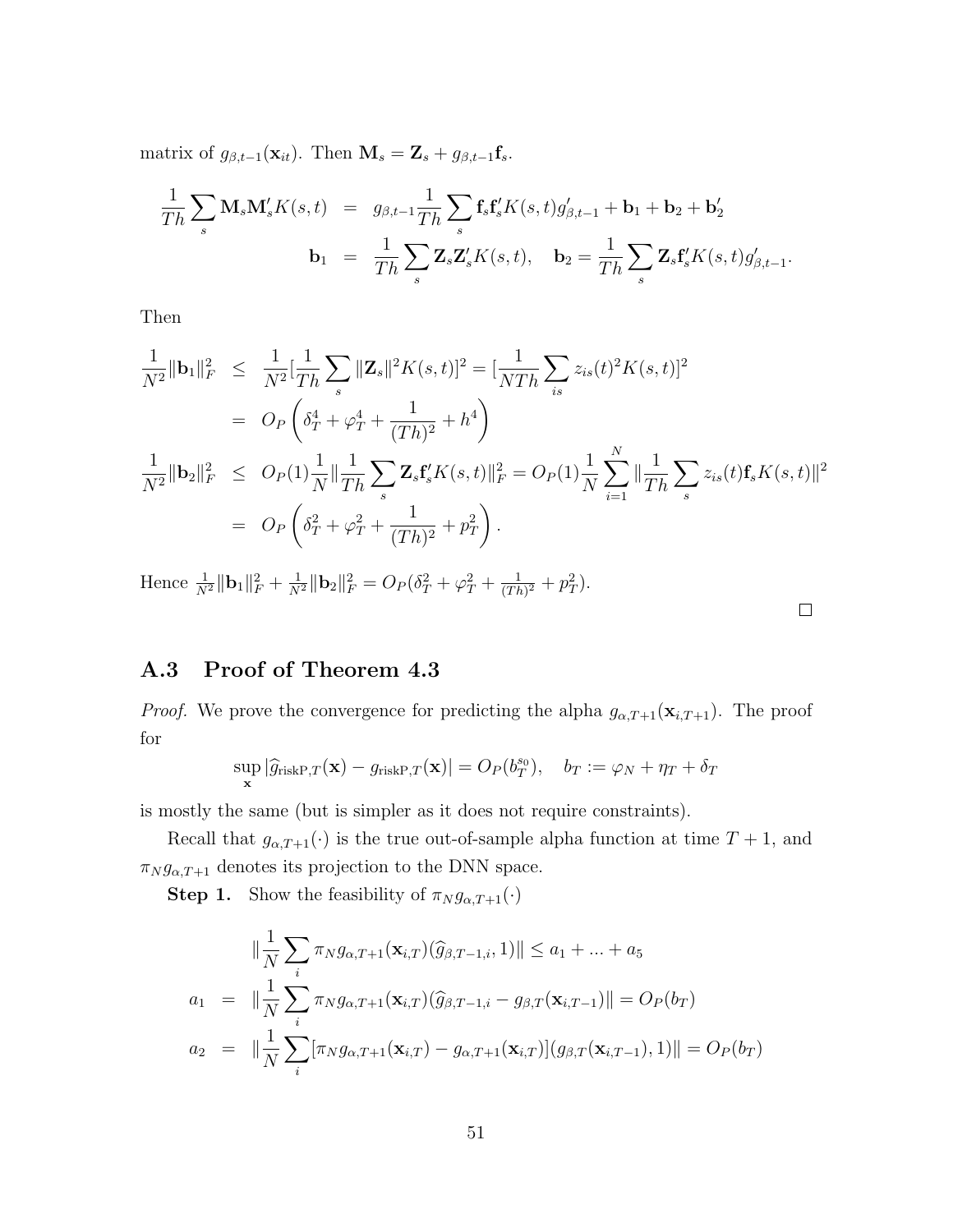matrix of $g_{\beta,t-1}(\mathbf{x}_{it})$. Then $\mathbf{M}_s = \mathbf{Z}_s + g_{\beta,t-1}\mathbf{f}_s$.

$$
\begin{aligned}
\frac{1}{Th}\sum_s \mathbf{M}_s\mathbf{M}_s' K(s,t) &= g_{\beta,t-1}\frac{1}{Th}\sum_s \mathbf{f}_s\mathbf{f}_s' K(s,t) g_{\beta,t-1}' + \mathbf{b}_1 + \mathbf{b}_2 + \mathbf{b}_2' \\
\mathbf{b}_1 &= \frac{1}{Th}\sum_s \mathbf{Z}_s\mathbf{Z}_s' K(s,t), \quad \mathbf{b}_2 = \frac{1}{Th}\sum_s \mathbf{Z}_s\mathbf{f}_s' K(s,t) g_{\beta,t-1}'.
\end{aligned}
$$

Then

$$
\begin{aligned}
\frac{1}{N^2}\|\mathbf{b}_1\|_F^2 &\leq \frac{1}{N^2}\left[\frac{1}{Th}\sum_s \|\mathbf{Z}_s\|^2 K(s,t)\right]^2 = \left[\frac{1}{NTh}\sum_{is} z_{is}(t)^2 K(s,t)\right]^2 \\
&= O_P\left(\delta_T^4 + \varphi_T^4 + \frac{1}{(Th)^2} + h^4\right) \\
\frac{1}{N^2}\|\mathbf{b}_2\|_F^2 &\leq O_P(1)\frac{1}{N}\left\|\frac{1}{Th}\sum_s \mathbf{Z}_s\mathbf{f}_s' K(s,t)\right\|_F^2 = O_P(1)\frac{1}{N}\sum_{i=1}^N \left\|\frac{1}{Th}\sum_s z_{is}(t)\mathbf{f}_s K(s,t)\right\|^2 \\
&= O_P\left(\delta_T^2 + \varphi_T^2 + \frac{1}{(Th)^2} + p_T^2\right).
\end{aligned}
$$

Hence $\frac{1}{N^2}\|\mathbf{b}_1\|_F^2 + \frac{1}{N^2}\|\mathbf{b}_2\|_F^2 = O_P(\delta_T^2 + \varphi_T^2 + \frac{1}{(Th)^2} + p_T^2)$.

□

## A.3 Proof of Theorem 4.3

*Proof.* We prove the convergence for predicting the alpha $g_{\alpha,T+1}(\mathbf{x}_{i,T+1})$. The proof for

$$
\sup_{\mathbf{x}} |\widehat{g}_{\mathrm{riskP},T}(\mathbf{x}) - g_{\mathrm{riskP},T}(\mathbf{x})| = O_P(b_T^{s_0}), \quad b_T := \varphi_N + \eta_T + \delta_T
$$

is mostly the same (but is simpler as it does not require constraints).

Recall that $g_{\alpha,T+1}(\cdot)$ is the true out-of-sample alpha function at time $T+1$, and $\pi_N g_{\alpha,T+1}$ denotes its projection to the DNN space.

**Step 1.** Show the feasibility of $\pi_N g_{\alpha,T+1}(\cdot)$

$$
\begin{aligned}
&\left\|\frac{1}{N}\sum_i \pi_N g_{\alpha,T+1}(\mathbf{x}_{i,T})(\widehat{g}_{\beta,T-1,i}, 1)\right\| \leq a_1 + \ldots + a_5 \\
a_1 &= \left\|\frac{1}{N}\sum_i \pi_N g_{\alpha,T+1}(\mathbf{x}_{i,T})(\widehat{g}_{\beta,T-1,i} - g_{\beta,T}(\mathbf{x}_{i,T-1})\right\| = O_P(b_T) \\
a_2 &= \left\|\frac{1}{N}\sum_i [\pi_N g_{\alpha,T+1}(\mathbf{x}_{i,T}) - g_{\alpha,T+1}(\mathbf{x}_{i,T})](g_{\beta,T}(\mathbf{x}_{i,T-1}), 1)\right\| = O_P(b_T)
\end{aligned}
$$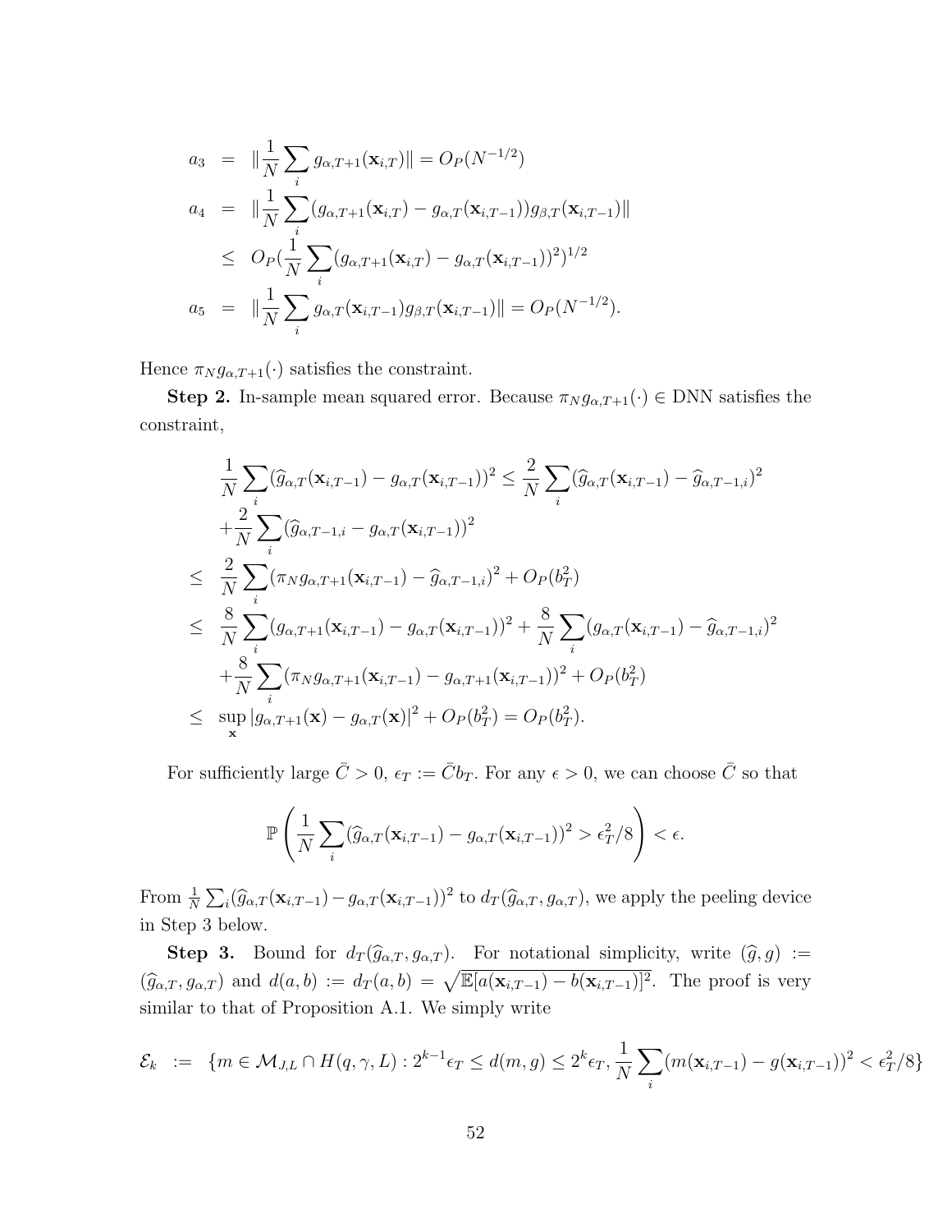$$
\begin{aligned}
a_3 &= \|\frac{1}{N}\sum_i g_{\alpha,T+1}(\mathbf{x}_{i,T})\| = O_P(N^{-1/2}) \\
a_4 &= \|\frac{1}{N}\sum_i (g_{\alpha,T+1}(\mathbf{x}_{i,T}) - g_{\alpha,T}(\mathbf{x}_{i,T-1}))g_{\beta,T}(\mathbf{x}_{i,T-1})\| \\
&\leq O_P(\frac{1}{N}\sum_i (g_{\alpha,T+1}(\mathbf{x}_{i,T}) - g_{\alpha,T}(\mathbf{x}_{i,T-1}))^2)^{1/2} \\
a_5 &= \|\frac{1}{N}\sum_i g_{\alpha,T}(\mathbf{x}_{i,T-1})g_{\beta,T}(\mathbf{x}_{i,T-1})\| = O_P(N^{-1/2}).
\end{aligned}
$$

Hence $\pi_N g_{\alpha,T+1}(\cdot)$ satisfies the constraint.

**Step 2.** In-sample mean squared error. Because $\pi_N g_{\alpha,T+1}(\cdot) \in \text{DNN}$ satisfies the constraint,

$$
\begin{aligned}
&\frac{1}{N}\sum_i (\widehat{g}_{\alpha,T}(\mathbf{x}_{i,T-1}) - g_{\alpha,T}(\mathbf{x}_{i,T-1}))^2 \leq \frac{2}{N}\sum_i (\widehat{g}_{\alpha,T}(\mathbf{x}_{i,T-1}) - \widehat{g}_{\alpha,T-1,i})^2 \\
&+\frac{2}{N}\sum_i (\widehat{g}_{\alpha,T-1,i} - g_{\alpha,T}(\mathbf{x}_{i,T-1}))^2 \\
\leq\ & \frac{2}{N}\sum_i (\pi_N g_{\alpha,T+1}(\mathbf{x}_{i,T-1}) - \widehat{g}_{\alpha,T-1,i})^2 + O_P(b_T^2) \\
\leq\ & \frac{8}{N}\sum_i (g_{\alpha,T+1}(\mathbf{x}_{i,T-1}) - g_{\alpha,T}(\mathbf{x}_{i,T-1}))^2 + \frac{8}{N}\sum_i (g_{\alpha,T}(\mathbf{x}_{i,T-1}) - \widehat{g}_{\alpha,T-1,i})^2 \\
&+\frac{8}{N}\sum_i (\pi_N g_{\alpha,T+1}(\mathbf{x}_{i,T-1}) - g_{\alpha,T+1}(\mathbf{x}_{i,T-1}))^2 + O_P(b_T^2) \\
\leq\ & \sup_{\mathbf{x}} |g_{\alpha,T+1}(\mathbf{x}) - g_{\alpha,T}(\mathbf{x})|^2 + O_P(b_T^2) = O_P(b_T^2).
\end{aligned}
$$

For sufficiently large $\bar{C} > 0$, $\epsilon_T := \bar{C} b_T$. For any $\epsilon > 0$, we can choose $\bar{C}$ so that

$$
\mathbb{P}\left(\frac{1}{N}\sum_i (\widehat{g}_{\alpha,T}(\mathbf{x}_{i,T-1}) - g_{\alpha,T}(\mathbf{x}_{i,T-1}))^2 > \epsilon_T^2/8\right) < \epsilon.
$$

From $\frac{1}{N}\sum_i (\widehat{g}_{\alpha,T}(\mathbf{x}_{i,T-1}) - g_{\alpha,T}(\mathbf{x}_{i,T-1}))^2$ to $d_T(\widehat{g}_{\alpha,T}, g_{\alpha,T})$, we apply the peeling device in Step 3 below.

**Step 3.** Bound for $d_T(\widehat{g}_{\alpha,T}, g_{\alpha,T})$. For notational simplicity, write $(\widehat{g}, g) := (\widehat{g}_{\alpha,T}, g_{\alpha,T})$ and $d(a,b) := d_T(a,b) = \sqrt{\mathbb{E}[a(\mathbf{x}_{i,T-1}) - b(\mathbf{x}_{i,T-1})]^2}$. The proof is very similar to that of Proposition A.1. We simply write

$$
\mathcal{E}_k := \{m \in \mathcal{M}_{J,L} \cap H(q,\gamma,L) : 2^{k-1}\epsilon_T \leq d(m,g) \leq 2^k \epsilon_T, \frac{1}{N}\sum_i (m(\mathbf{x}_{i,T-1}) - g(\mathbf{x}_{i,T-1}))^2 < \epsilon_T^2/8\}
$$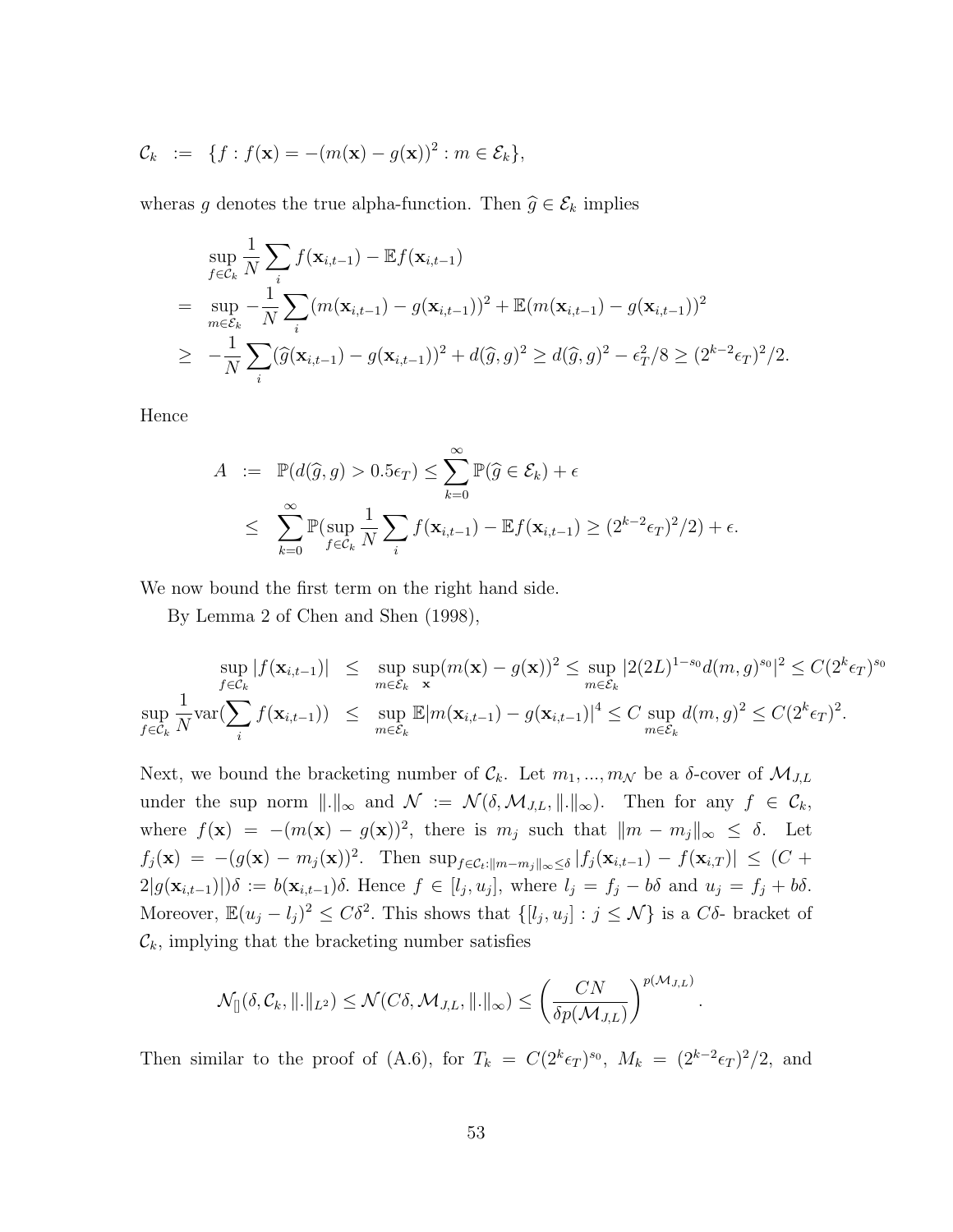$$\mathcal{C}_k \;:=\; \{f : f(\mathbf{x}) = -(m(\mathbf{x}) - g(\mathbf{x}))^2 : m \in \mathcal{E}_k\},$$

wheras $g$ denotes the true alpha-function. Then $\widehat{g} \in \mathcal{E}_k$ implies

$$\begin{aligned}
& \sup_{f\in\mathcal{C}_k} \frac{1}{N}\sum_i f(\mathbf{x}_{i,t-1}) - \mathbb{E}f(\mathbf{x}_{i,t-1}) \\
= & \sup_{m\in\mathcal{E}_k} -\frac{1}{N}\sum_i (m(\mathbf{x}_{i,t-1}) - g(\mathbf{x}_{i,t-1}))^2 + \mathbb{E}(m(\mathbf{x}_{i,t-1}) - g(\mathbf{x}_{i,t-1}))^2 \\
\geq & -\frac{1}{N}\sum_i (\widehat{g}(\mathbf{x}_{i,t-1}) - g(\mathbf{x}_{i,t-1}))^2 + d(\widehat{g}, g)^2 \geq d(\widehat{g}, g)^2 - \epsilon_T^2/8 \geq (2^{k-2}\epsilon_T)^2/2.
\end{aligned}$$

Hence

$$\begin{aligned}
A \;&:=\; \mathbb{P}(d(\widehat{g}, g) > 0.5\epsilon_T) \leq \sum_{k=0}^{\infty} \mathbb{P}(\widehat{g} \in \mathcal{E}_k) + \epsilon \\
&\leq \; \sum_{k=0}^{\infty} \mathbb{P}(\sup_{f\in\mathcal{C}_k} \frac{1}{N}\sum_i f(\mathbf{x}_{i,t-1}) - \mathbb{E}f(\mathbf{x}_{i,t-1}) \geq (2^{k-2}\epsilon_T)^2/2) + \epsilon.
\end{aligned}$$

We now bound the first term on the right hand side.

By Lemma 2 of Chen and Shen (1998),

$$\begin{aligned}
\sup_{f\in\mathcal{C}_k} |f(\mathbf{x}_{i,t-1})| \;&\leq\; \sup_{m\in\mathcal{E}_k}\sup_{\mathbf{x}} (m(\mathbf{x}) - g(\mathbf{x}))^2 \leq \sup_{m\in\mathcal{E}_k} |2(2L)^{1-s_0} d(m, g)^{s_0}|^2 \leq C(2^k\epsilon_T)^{s_0} \\
\sup_{f\in\mathcal{C}_k} \frac{1}{N}\mathrm{var}(\sum_i f(\mathbf{x}_{i,t-1})) \;&\leq\; \sup_{m\in\mathcal{E}_k} \mathbb{E}|m(\mathbf{x}_{i,t-1}) - g(\mathbf{x}_{i,t-1})|^4 \leq C \sup_{m\in\mathcal{E}_k} d(m, g)^2 \leq C(2^k\epsilon_T)^2.
\end{aligned}$$

Next, we bound the bracketing number of $\mathcal{C}_k$. Let $m_1, ..., m_{\mathcal{N}}$ be a $\delta$-cover of $\mathcal{M}_{J,L}$ under the sup norm $\|.\|_\infty$ and $\mathcal{N} := \mathcal{N}(\delta, \mathcal{M}_{J,L}, \|.\|_\infty)$. Then for any $f \in \mathcal{C}_k$, where $f(\mathbf{x}) = -(m(\mathbf{x}) - g(\mathbf{x}))^2$, there is $m_j$ such that $\|m - m_j\|_\infty \leq \delta$. Let $f_j(\mathbf{x}) = -(g(\mathbf{x}) - m_j(\mathbf{x}))^2$. Then $\sup_{f\in\mathcal{C}_t:\|m-m_j\|_\infty\leq\delta} |f_j(\mathbf{x}_{i,t-1}) - f(\mathbf{x}_{i,T})| \leq (C + 2|g(\mathbf{x}_{i,t-1})|)\delta := b(\mathbf{x}_{i,t-1})\delta$. Hence $f \in [l_j, u_j]$, where $l_j = f_j - b\delta$ and $u_j = f_j + b\delta$. Moreover, $\mathbb{E}(u_j - l_j)^2 \leq C\delta^2$. This shows that $\{[l_j, u_j] : j \leq \mathcal{N}\}$ is a $C\delta$- bracket of $\mathcal{C}_k$, implying that the bracketing number satisfies

$$\mathcal{N}_{[]}(\delta, \mathcal{C}_k, \|.\|_{L^2}) \leq \mathcal{N}(C\delta, \mathcal{M}_{J,L}, \|.\|_\infty) \leq \left(\frac{CN}{\delta p(\mathcal{M}_{J,L})}\right)^{p(\mathcal{M}_{J,L})}.$$

Then similar to the proof of (A.6), for $T_k = C(2^k\epsilon_T)^{s_0}$, $M_k = (2^{k-2}\epsilon_T)^2/2$, and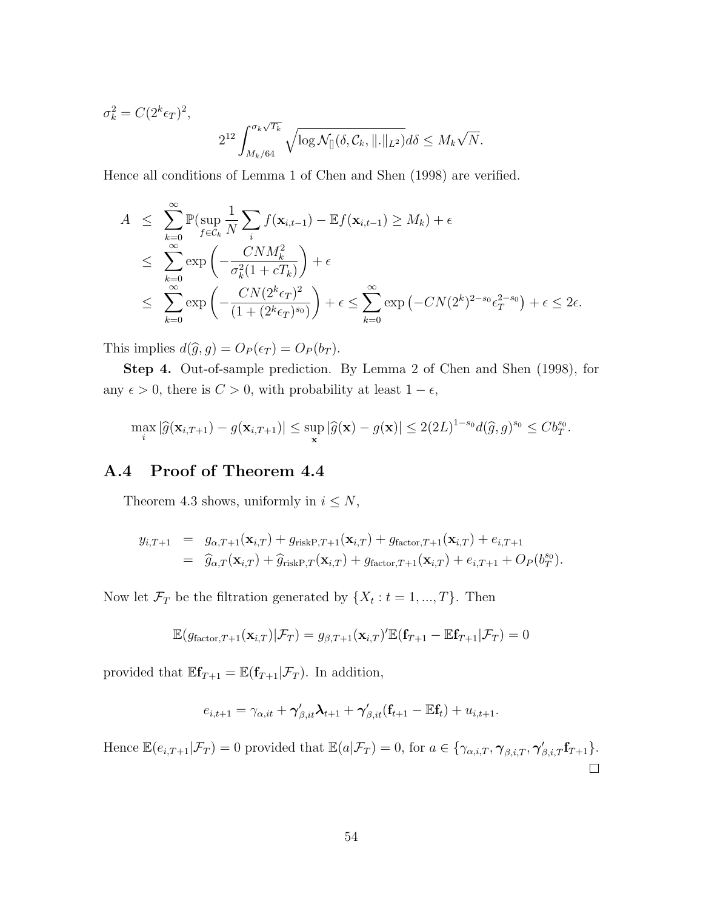$\sigma_k^2 = C(2^k \epsilon_T)^2$,

$$2^{12} \int_{M_k/64}^{\sigma_k \sqrt{T_k}} \sqrt{\log \mathcal{N}_{[]}(\delta, \mathcal{C}_k, \|.\|_{L^2})} d\delta \leq M_k \sqrt{N}.$$

Hence all conditions of Lemma 1 of Chen and Shen (1998) are verified.

$$\begin{aligned}
A &\leq \sum_{k=0}^{\infty} \mathbb{P}(\sup_{f \in \mathcal{C}_k} \frac{1}{N} \sum_i f(\mathbf{x}_{i,t-1}) - \mathbb{E}f(\mathbf{x}_{i,t-1}) \geq M_k) + \epsilon \\
&\leq \sum_{k=0}^{\infty} \exp\left(-\frac{CNM_k^2}{\sigma_k^2(1 + cT_k)}\right) + \epsilon \\
&\leq \sum_{k=0}^{\infty} \exp\left(-\frac{CN(2^k \epsilon_T)^2}{(1 + (2^k \epsilon_T)^{s_0})}\right) + \epsilon \leq \sum_{k=0}^{\infty} \exp\left(-CN(2^k)^{2-s_0} \epsilon_T^{2-s_0}\right) + \epsilon \leq 2\epsilon.
\end{aligned}$$

This implies $d(\widehat{g}, g) = O_P(\epsilon_T) = O_P(b_T)$.

**Step 4.** Out-of-sample prediction. By Lemma 2 of Chen and Shen (1998), for any $\epsilon > 0$, there is $C > 0$, with probability at least $1 - \epsilon$,

$$\max_i |\widehat{g}(\mathbf{x}_{i,T+1}) - g(\mathbf{x}_{i,T+1})| \leq \sup_{\mathbf{x}} |\widehat{g}(\mathbf{x}) - g(\mathbf{x})| \leq 2(2L)^{1-s_0} d(\widehat{g}, g)^{s_0} \leq C b_T^{s_0}.$$

## A.4 Proof of Theorem 4.4

Theorem 4.3 shows, uniformly in $i \leq N$,

$$\begin{aligned}
y_{i,T+1} &= g_{\alpha,T+1}(\mathbf{x}_{i,T}) + g_{\text{riskP},T+1}(\mathbf{x}_{i,T}) + g_{\text{factor},T+1}(\mathbf{x}_{i,T}) + e_{i,T+1} \\
&= \widehat{g}_{\alpha,T}(\mathbf{x}_{i,T}) + \widehat{g}_{\text{riskP},T}(\mathbf{x}_{i,T}) + g_{\text{factor},T+1}(\mathbf{x}_{i,T}) + e_{i,T+1} + O_P(b_T^{s_0}).
\end{aligned}$$

Now let $\mathcal{F}_T$ be the filtration generated by $\{X_t : t = 1, ..., T\}$. Then

$$\mathbb{E}(g_{\text{factor},T+1}(\mathbf{x}_{i,T}) | \mathcal{F}_T) = g_{\beta,T+1}(\mathbf{x}_{i,T})' \mathbb{E}(\mathbf{f}_{T+1} - \mathbb{E}\mathbf{f}_{T+1} | \mathcal{F}_T) = 0$$

provided that $\mathbb{E}\mathbf{f}_{T+1} = \mathbb{E}(\mathbf{f}_{T+1} | \mathcal{F}_T)$. In addition,

$$e_{i,t+1} = \gamma_{\alpha,it} + \boldsymbol{\gamma}_{\beta,it}' \boldsymbol{\lambda}_{t+1} + \boldsymbol{\gamma}_{\beta,it}' (\mathbf{f}_{t+1} - \mathbb{E}\mathbf{f}_t) + u_{i,t+1}.$$

Hence $\mathbb{E}(e_{i,T+1} | \mathcal{F}_T) = 0$ provided that $\mathbb{E}(a | \mathcal{F}_T) = 0$, for $a \in \{\gamma_{\alpha,i,T}, \boldsymbol{\gamma}_{\beta,i,T}, \boldsymbol{\gamma}_{\beta,i,T}' \mathbf{f}_{T+1}\}$. □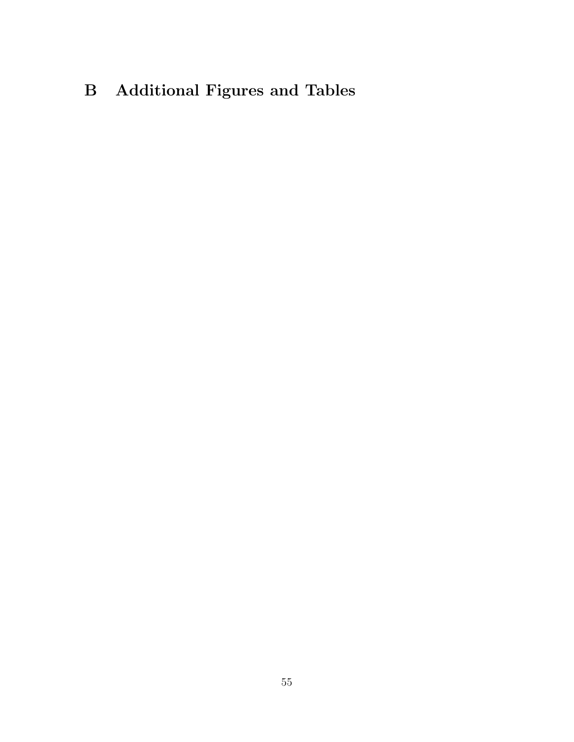# B Additional Figures and Tables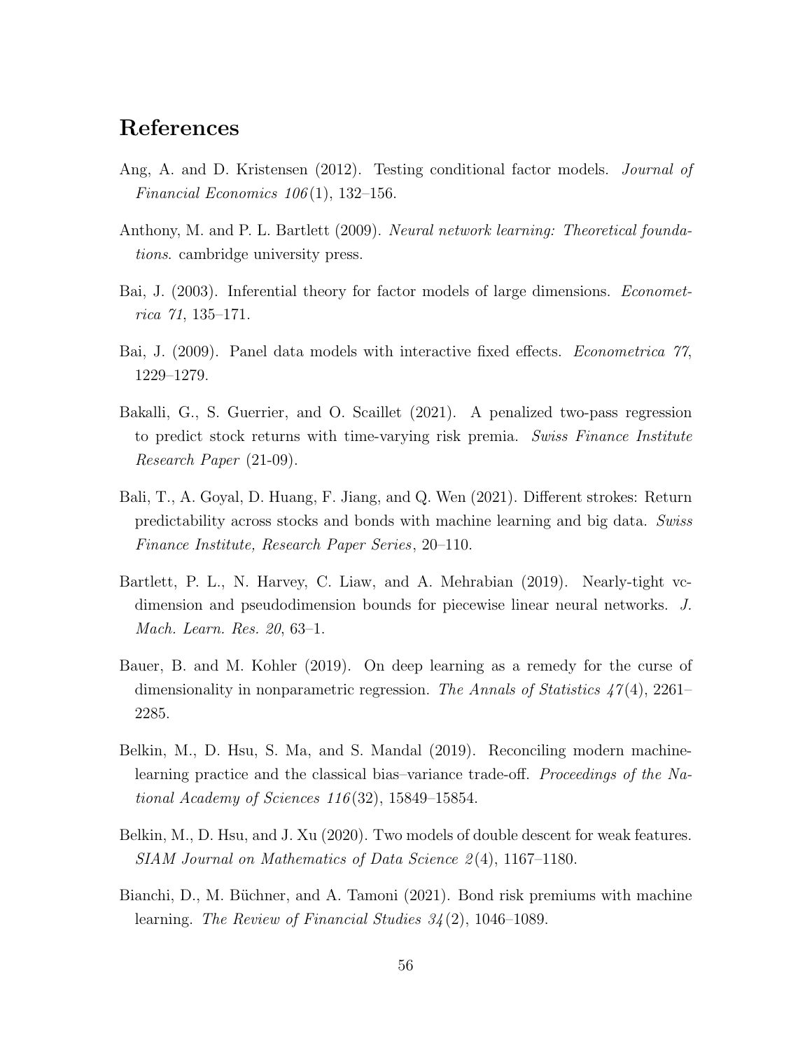# References

Ang, A. and D. Kristensen (2012). Testing conditional factor models. *Journal of Financial Economics 106*(1), 132–156.

Anthony, M. and P. L. Bartlett (2009). *Neural network learning: Theoretical foundations*. cambridge university press.

Bai, J. (2003). Inferential theory for factor models of large dimensions. *Econometrica 71*, 135–171.

Bai, J. (2009). Panel data models with interactive fixed effects. *Econometrica 77*, 1229–1279.

Bakalli, G., S. Guerrier, and O. Scaillet (2021). A penalized two-pass regression to predict stock returns with time-varying risk premia. *Swiss Finance Institute Research Paper* (21-09).

Bali, T., A. Goyal, D. Huang, F. Jiang, and Q. Wen (2021). Different strokes: Return predictability across stocks and bonds with machine learning and big data. *Swiss Finance Institute, Research Paper Series*, 20–110.

Bartlett, P. L., N. Harvey, C. Liaw, and A. Mehrabian (2019). Nearly-tight vc-dimension and pseudodimension bounds for piecewise linear neural networks. *J. Mach. Learn. Res. 20*, 63–1.

Bauer, B. and M. Kohler (2019). On deep learning as a remedy for the curse of dimensionality in nonparametric regression. *The Annals of Statistics 47*(4), 2261–2285.

Belkin, M., D. Hsu, S. Ma, and S. Mandal (2019). Reconciling modern machine-learning practice and the classical bias–variance trade-off. *Proceedings of the National Academy of Sciences 116*(32), 15849–15854.

Belkin, M., D. Hsu, and J. Xu (2020). Two models of double descent for weak features. *SIAM Journal on Mathematics of Data Science 2*(4), 1167–1180.

Bianchi, D., M. Büchner, and A. Tamoni (2021). Bond risk premiums with machine learning. *The Review of Financial Studies 34*(2), 1046–1089.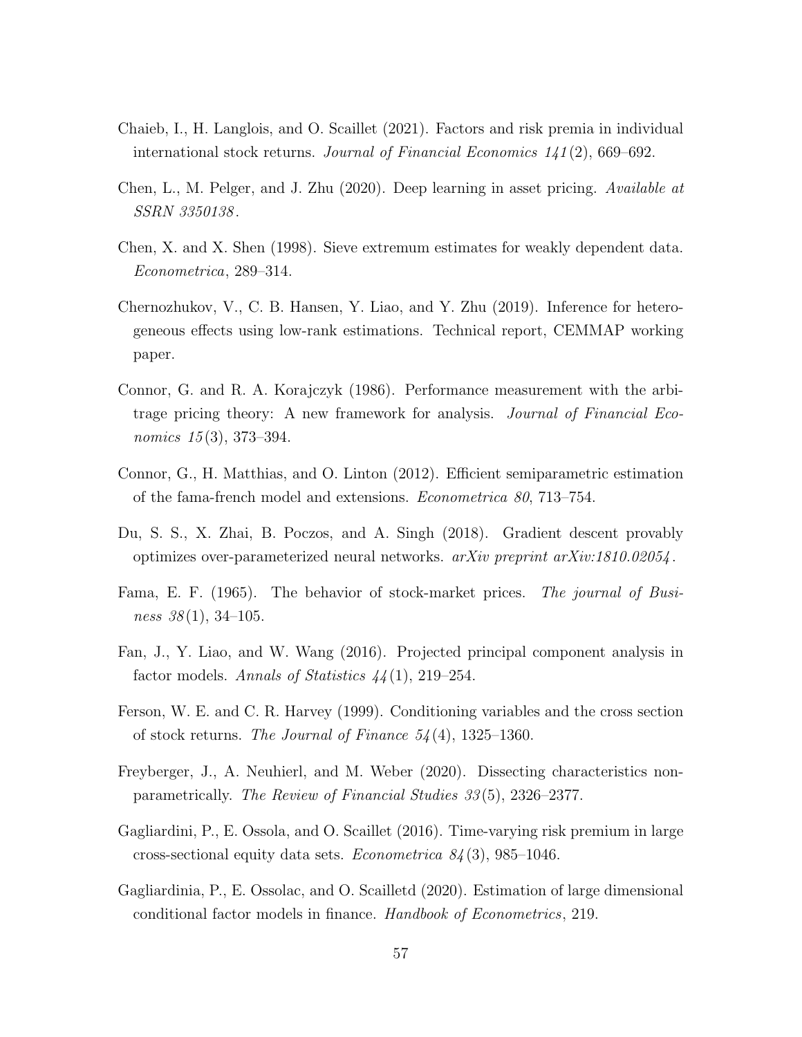Chaieb, I., H. Langlois, and O. Scaillet (2021). Factors and risk premia in individual international stock returns. *Journal of Financial Economics 141*(2), 669–692.

Chen, L., M. Pelger, and J. Zhu (2020). Deep learning in asset pricing. *Available at SSRN 3350138*.

Chen, X. and X. Shen (1998). Sieve extremum estimates for weakly dependent data. *Econometrica*, 289–314.

Chernozhukov, V., C. B. Hansen, Y. Liao, and Y. Zhu (2019). Inference for heterogeneous effects using low-rank estimations. Technical report, CEMMAP working paper.

Connor, G. and R. A. Korajczyk (1986). Performance measurement with the arbitrage pricing theory: A new framework for analysis. *Journal of Financial Economics 15*(3), 373–394.

Connor, G., H. Matthias, and O. Linton (2012). Efficient semiparametric estimation of the fama-french model and extensions. *Econometrica 80*, 713–754.

Du, S. S., X. Zhai, B. Poczos, and A. Singh (2018). Gradient descent provably optimizes over-parameterized neural networks. *arXiv preprint arXiv:1810.02054*.

Fama, E. F. (1965). The behavior of stock-market prices. *The journal of Business 38*(1), 34–105.

Fan, J., Y. Liao, and W. Wang (2016). Projected principal component analysis in factor models. *Annals of Statistics 44*(1), 219–254.

Ferson, W. E. and C. R. Harvey (1999). Conditioning variables and the cross section of stock returns. *The Journal of Finance 54*(4), 1325–1360.

Freyberger, J., A. Neuhierl, and M. Weber (2020). Dissecting characteristics nonparametrically. *The Review of Financial Studies 33*(5), 2326–2377.

Gagliardini, P., E. Ossola, and O. Scaillet (2016). Time-varying risk premium in large cross-sectional equity data sets. *Econometrica 84*(3), 985–1046.

Gagliardinia, P., E. Ossolac, and O. Scailletd (2020). Estimation of large dimensional conditional factor models in finance. *Handbook of Econometrics*, 219.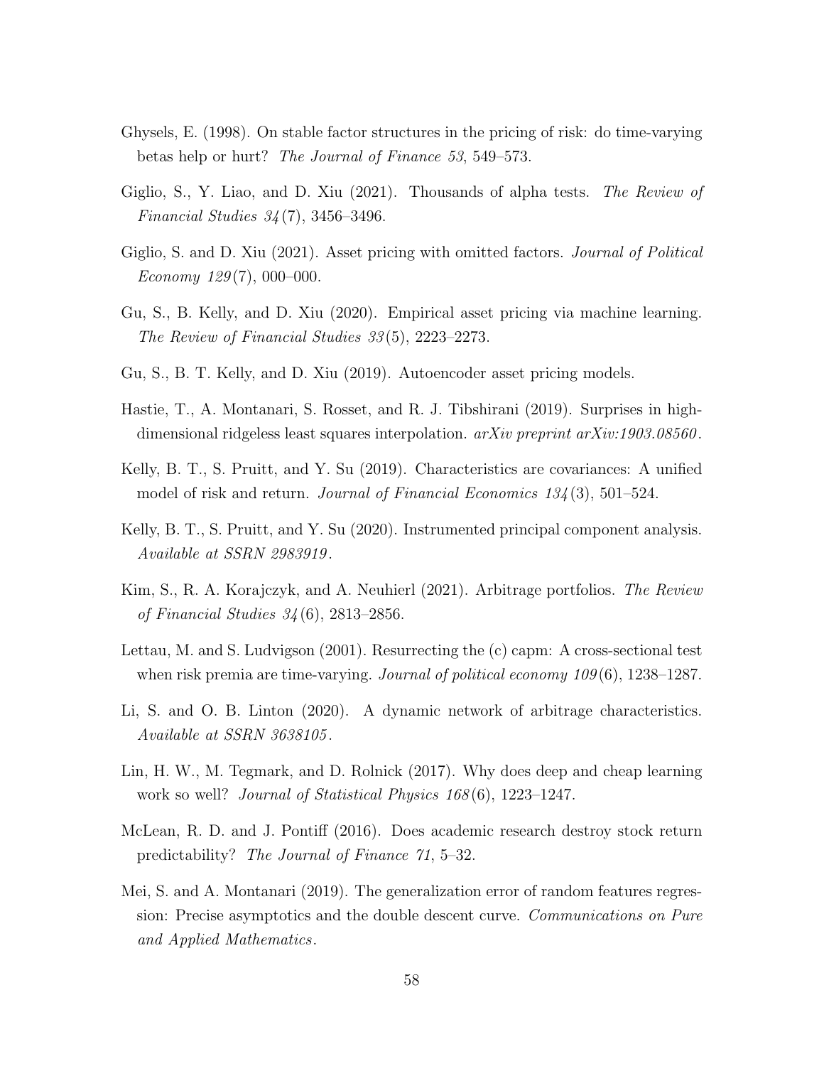Ghysels, E. (1998). On stable factor structures in the pricing of risk: do time-varying betas help or hurt? *The Journal of Finance 53*, 549–573.

Giglio, S., Y. Liao, and D. Xiu (2021). Thousands of alpha tests. *The Review of Financial Studies 34*(7), 3456–3496.

Giglio, S. and D. Xiu (2021). Asset pricing with omitted factors. *Journal of Political Economy 129*(7), 000–000.

Gu, S., B. Kelly, and D. Xiu (2020). Empirical asset pricing via machine learning. *The Review of Financial Studies 33*(5), 2223–2273.

Gu, S., B. T. Kelly, and D. Xiu (2019). Autoencoder asset pricing models.

Hastie, T., A. Montanari, S. Rosset, and R. J. Tibshirani (2019). Surprises in high-dimensional ridgeless least squares interpolation. *arXiv preprint arXiv:1903.08560*.

Kelly, B. T., S. Pruitt, and Y. Su (2019). Characteristics are covariances: A unified model of risk and return. *Journal of Financial Economics 134*(3), 501–524.

Kelly, B. T., S. Pruitt, and Y. Su (2020). Instrumented principal component analysis. *Available at SSRN 2983919*.

Kim, S., R. A. Korajczyk, and A. Neuhierl (2021). Arbitrage portfolios. *The Review of Financial Studies 34*(6), 2813–2856.

Lettau, M. and S. Ludvigson (2001). Resurrecting the (c) capm: A cross-sectional test when risk premia are time-varying. *Journal of political economy 109*(6), 1238–1287.

Li, S. and O. B. Linton (2020). A dynamic network of arbitrage characteristics. *Available at SSRN 3638105*.

Lin, H. W., M. Tegmark, and D. Rolnick (2017). Why does deep and cheap learning work so well? *Journal of Statistical Physics 168*(6), 1223–1247.

McLean, R. D. and J. Pontiff (2016). Does academic research destroy stock return predictability? *The Journal of Finance 71*, 5–32.

Mei, S. and A. Montanari (2019). The generalization error of random features regression: Precise asymptotics and the double descent curve. *Communications on Pure and Applied Mathematics*.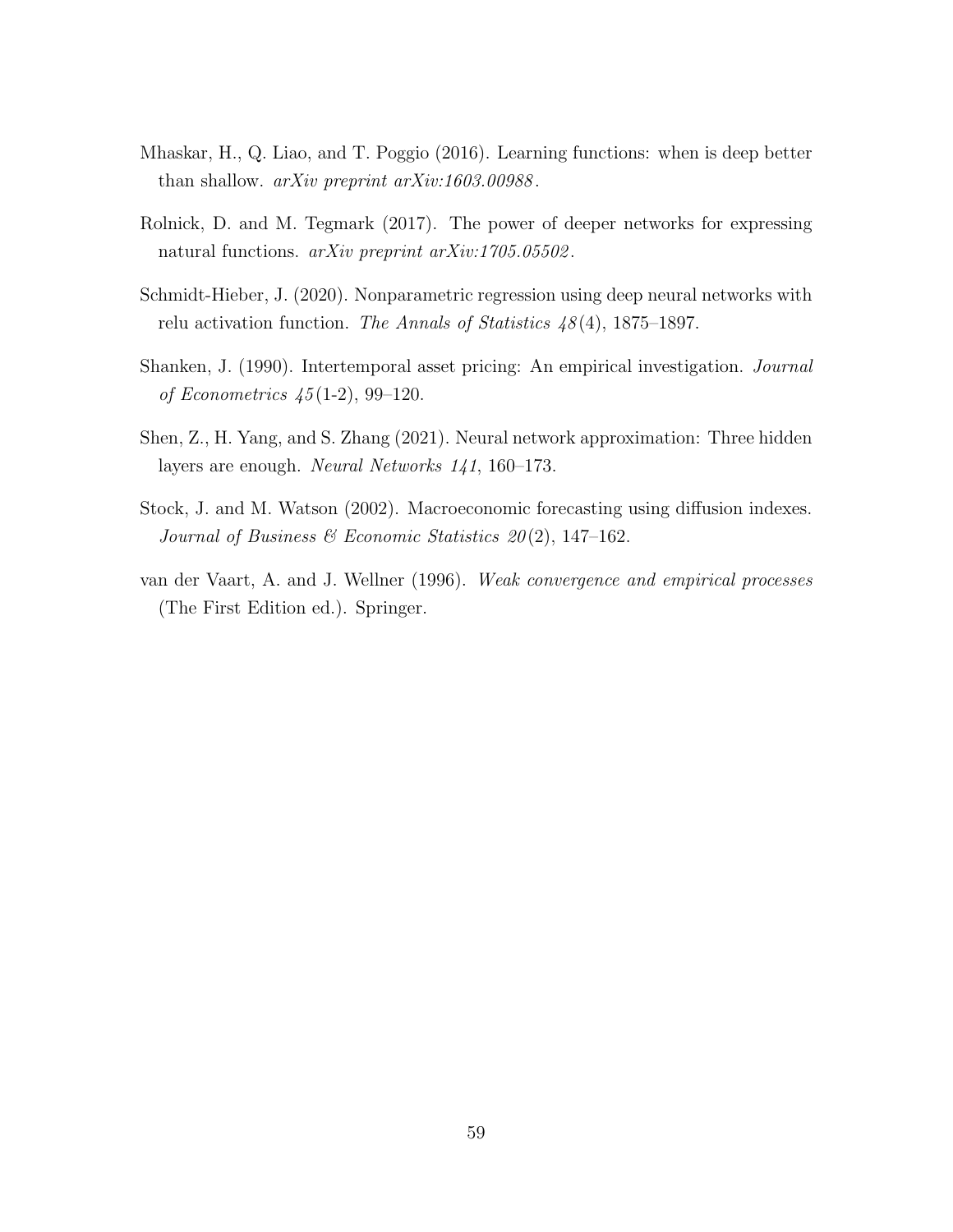Mhaskar, H., Q. Liao, and T. Poggio (2016). Learning functions: when is deep better than shallow. *arXiv preprint arXiv:1603.00988*.

Rolnick, D. and M. Tegmark (2017). The power of deeper networks for expressing natural functions. *arXiv preprint arXiv:1705.05502*.

Schmidt-Hieber, J. (2020). Nonparametric regression using deep neural networks with relu activation function. *The Annals of Statistics 48*(4), 1875–1897.

Shanken, J. (1990). Intertemporal asset pricing: An empirical investigation. *Journal of Econometrics 45*(1-2), 99–120.

Shen, Z., H. Yang, and S. Zhang (2021). Neural network approximation: Three hidden layers are enough. *Neural Networks 141*, 160–173.

Stock, J. and M. Watson (2002). Macroeconomic forecasting using diffusion indexes. *Journal of Business & Economic Statistics 20*(2), 147–162.

van der Vaart, A. and J. Wellner (1996). *Weak convergence and empirical processes* (The First Edition ed.). Springer.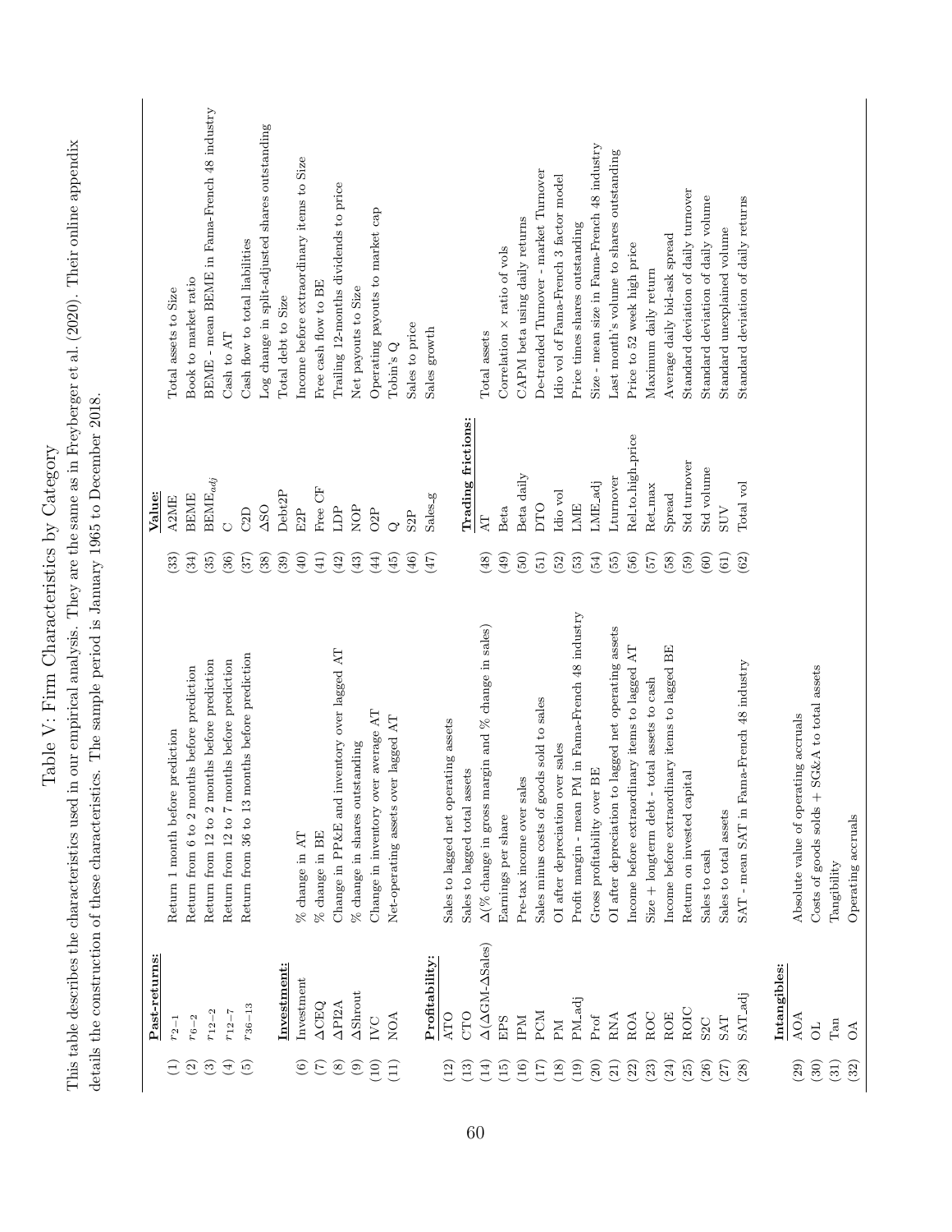# Table V: Firm Characteristics by Category

This table describes the characteristics used in our empirical analysis. They are the same as in Freyberger et al. (2020). Their online appendix details the construction of these characteristics. The sample period is January 1965 to December 2018.

| | | | | | |
|---|---|---|---|---|---|
| | **Past-returns:** | | | **Value:** | |
| (1) | $r_{2-1}$ | Return 1 month before prediction | (33) | A2ME | Total assets to Size |
| (2) | $r_{6-2}$ | Return from 6 to 2 months before prediction | (34) | BEME | Book to market ratio |
| (3) | $r_{12-2}$ | Return from 12 to 2 months before prediction | (35) | $\text{BEME}_{adj}$ | BEME - mean BEME in Fama-French 48 industry |
| (4) | $r_{12-7}$ | Return from 12 to 7 months before prediction | (36) | C | Cash to AT |
| (5) | $r_{36-13}$ | Return from 36 to 13 months before prediction | (37) | C2D | Cash flow to total liabilities |
| | | | (38) | ΔSO | Log change in split-adjusted shares outstanding |
| | **Investment:** | | (39) | Debt2P | Total debt to Size |
| (6) | Investment | % change in AT | (40) | E2P | Income before extraordinary items to Size |
| (7) | ΔCEQ | % change in BE | (41) | Free CF | Free cash flow to BE |
| (8) | ΔPI2A | Change in PP&E and inventory over lagged AT | (42) | LDP | Trailing 12-months dividends to price |
| (9) | ΔShrout | % change in shares outstanding | (43) | NOP | Net payouts to Size |
| (10) | IVC | Change in inventory over average AT | (44) | O2P | Operating payouts to market cap |
| (11) | NOA | Net-operating assets over lagged AT | (45) | Q | Tobin's Q |
| | | | (46) | S2P | Sales to price |
| | **Profitability:** | | (47) | Sales_g | Sales growth |
| (12) | ATO | Sales to lagged net operating assets | | | |
| (13) | CTO | Sales to lagged total assets | | **Trading frictions:** | |
| (14) | Δ(ΔGM-ΔSales) | Δ(% change in gross margin and % change in sales) | (48) | AT | Total assets |
| (15) | EPS | Earnings per share | (49) | Beta | Correlation × ratio of vols |
| (16) | IPM | Pre-tax income over sales | (50) | Beta daily | CAPM beta using daily returns |
| (17) | PCM | Sales minus costs of goods sold to sales | (51) | DTO | De-trended Turnover - market Turnover |
| (18) | PM | OI after depreciation over sales | (52) | Idio vol | Idio vol of Fama-French 3 factor model |
| (19) | PM_adj | Profit margin - mean PM in Fama-French 48 industry | (53) | LME | Price times shares outstanding |
| (20) | Prof | Gross profitability over BE | (54) | LME_adj | Size - mean size in Fama-French 48 industry |
| (21) | RNA | OI after depreciation to lagged net operating assets | (55) | Lturnover | Last month's volume to shares outstanding |
| (22) | ROA | Income before extraordinary items to lagged AT | (56) | Rel_to_high_price | Price to 52 week high price |
| (23) | ROC | Size + longterm debt - total assets to cash | (57) | Ret_max | Maximum daily return |
| (24) | ROE | Income before extraordinary items to lagged BE | (58) | Spread | Average daily bid-ask spread |
| (25) | ROIC | Return on invested capital | (59) | Std turnover | Standard deviation of daily turnover |
| (26) | S2C | Sales to cash | (60) | Std volume | Standard deviation of daily volume |
| (27) | SAT | Sales to total assets | (61) | SUV | Standard unexplained volume |
| (28) | SAT_adj | SAT - mean SAT in Fama-French 48 industry | (62) | Total vol | Standard deviation of daily returns |
| | | | | | |
| | **Intangibles:** | | | | |
| (29) | AOA | Absolute value of operating accruals | | | |
| (30) | OL | Costs of goods solds + SG&A to total assets | | | |
| (31) | Tan | Tangibility | | | |
| (32) | OA | Operating accruals | | | |